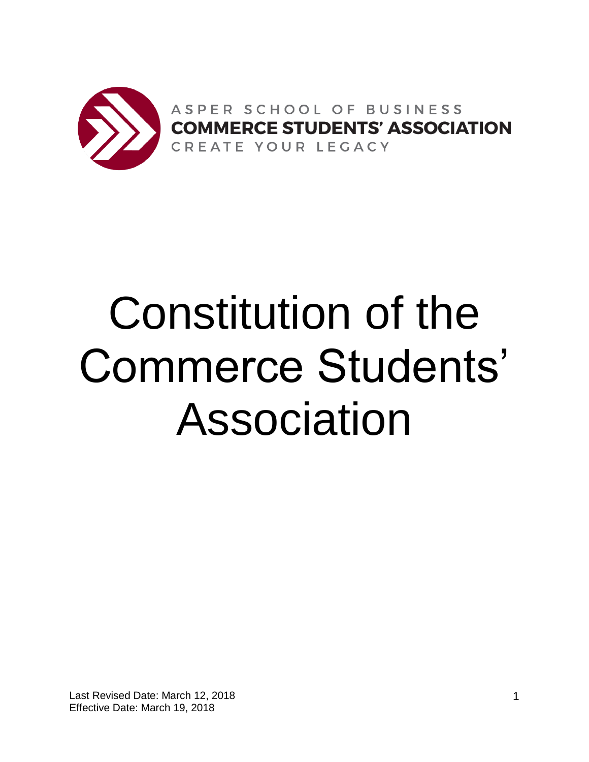ASPER SCHOOL OF BUSINESS

**COMMERCE STUDENTS' ASSOCIATION**

CREATE YOUR LEGACY

# Constitution of the Commerce Students' Association

Last Revised Date: March 12, 2018

Effective Date: March 19, 2018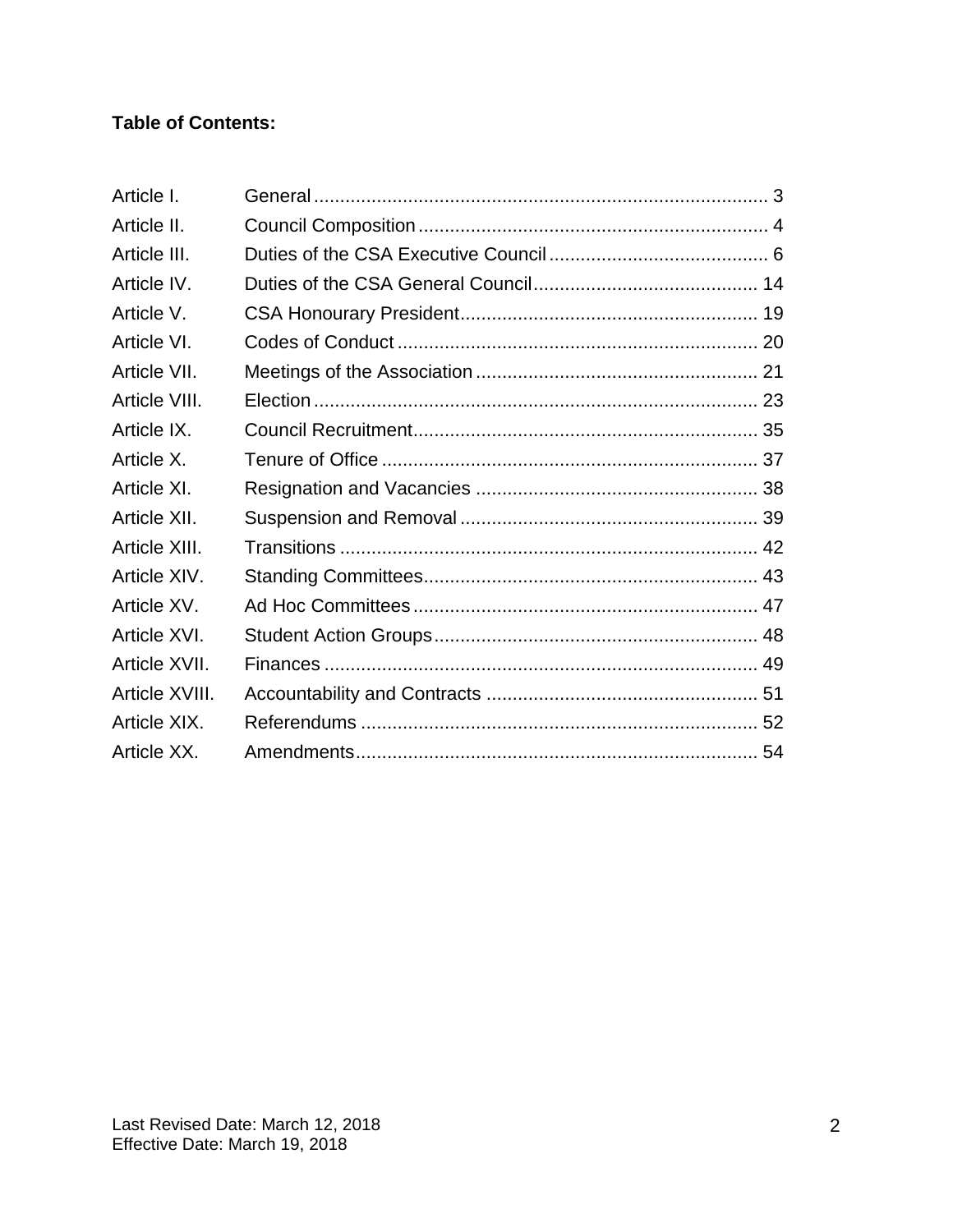**Table of Contents:**

| | | |
|---|---|---|
| Article I. | General | 3 |
| Article II. | Council Composition | 4 |
| Article III. | Duties of the CSA Executive Council | 6 |
| Article IV. | Duties of the CSA General Council | 14 |
| Article V. | CSA Honourary President | 19 |
| Article VI. | Codes of Conduct | 20 |
| Article VII. | Meetings of the Association | 21 |
| Article VIII. | Election | 23 |
| Article IX. | Council Recruitment | 35 |
| Article X. | Tenure of Office | 37 |
| Article XI. | Resignation and Vacancies | 38 |
| Article XII. | Suspension and Removal | 39 |
| Article XIII. | Transitions | 42 |
| Article XIV. | Standing Committees | 43 |
| Article XV. | Ad Hoc Committees | 47 |
| Article XVI. | Student Action Groups | 48 |
| Article XVII. | Finances | 49 |
| Article XVIII. | Accountability and Contracts | 51 |
| Article XIX. | Referendums | 52 |
| Article XX. | Amendments | 54 |

Last Revised Date: March 12, 2018
Effective Date: March 19, 2018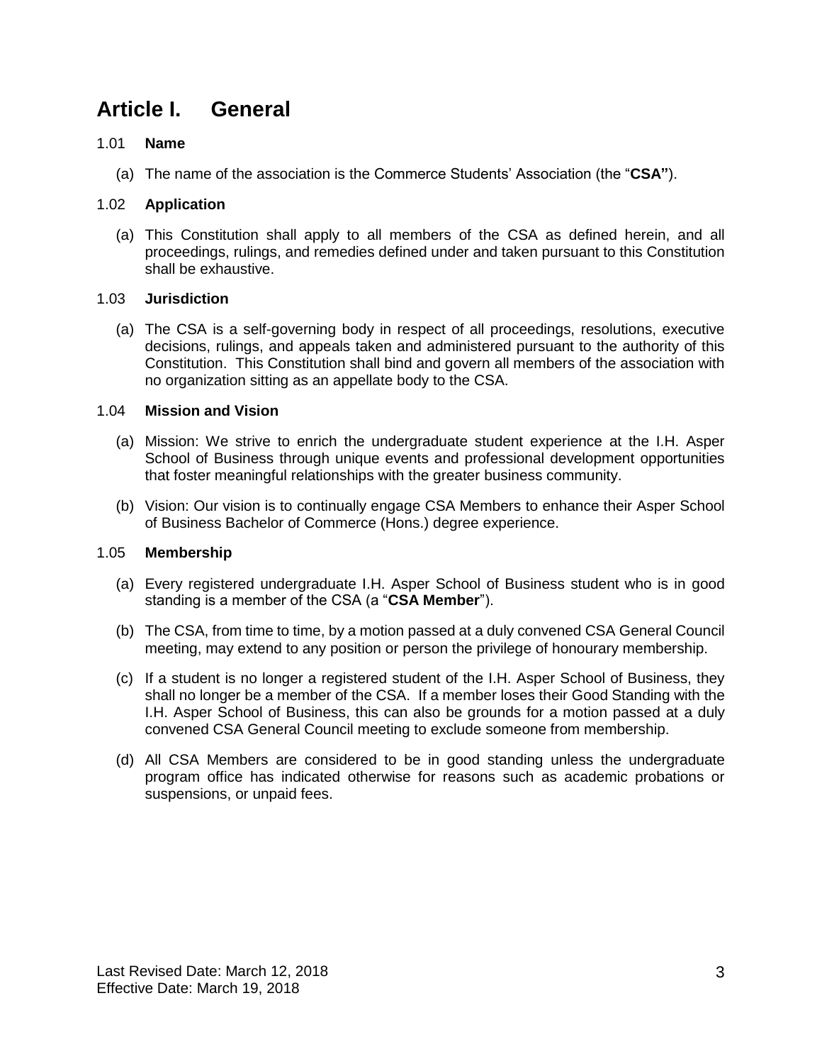# Article I. General

1.01 **Name**

(a) The name of the association is the Commerce Students' Association (the "**CSA"**).

1.02 **Application**

(a) This Constitution shall apply to all members of the CSA as defined herein, and all proceedings, rulings, and remedies defined under and taken pursuant to this Constitution shall be exhaustive.

1.03 **Jurisdiction**

(a) The CSA is a self-governing body in respect of all proceedings, resolutions, executive decisions, rulings, and appeals taken and administered pursuant to the authority of this Constitution. This Constitution shall bind and govern all members of the association with no organization sitting as an appellate body to the CSA.

1.04 **Mission and Vision**

(a) Mission: We strive to enrich the undergraduate student experience at the I.H. Asper School of Business through unique events and professional development opportunities that foster meaningful relationships with the greater business community.

(b) Vision: Our vision is to continually engage CSA Members to enhance their Asper School of Business Bachelor of Commerce (Hons.) degree experience.

1.05 **Membership**

(a) Every registered undergraduate I.H. Asper School of Business student who is in good standing is a member of the CSA (a "**CSA Member**").

(b) The CSA, from time to time, by a motion passed at a duly convened CSA General Council meeting, may extend to any position or person the privilege of honourary membership.

(c) If a student is no longer a registered student of the I.H. Asper School of Business, they shall no longer be a member of the CSA. If a member loses their Good Standing with the I.H. Asper School of Business, this can also be grounds for a motion passed at a duly convened CSA General Council meeting to exclude someone from membership.

(d) All CSA Members are considered to be in good standing unless the undergraduate program office has indicated otherwise for reasons such as academic probations or suspensions, or unpaid fees.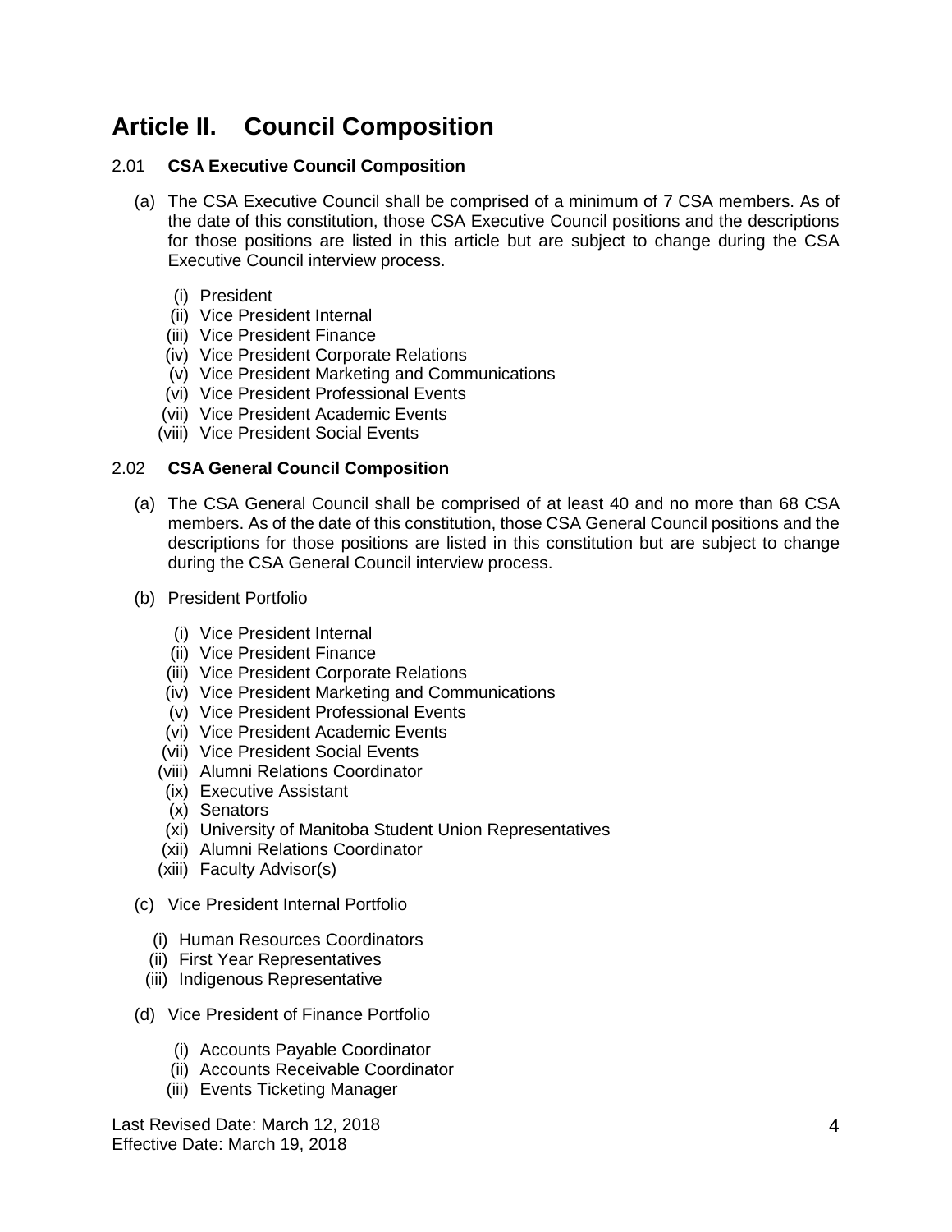# Article II. Council Composition

2.01 **CSA Executive Council Composition**

(a) The CSA Executive Council shall be comprised of a minimum of 7 CSA members. As of the date of this constitution, those CSA Executive Council positions and the descriptions for those positions are listed in this article but are subject to change during the CSA Executive Council interview process.

(i) President
(ii) Vice President Internal
(iii) Vice President Finance
(iv) Vice President Corporate Relations
(v) Vice President Marketing and Communications
(vi) Vice President Professional Events
(vii) Vice President Academic Events
(viii) Vice President Social Events

2.02 **CSA General Council Composition**

(a) The CSA General Council shall be comprised of at least 40 and no more than 68 CSA members. As of the date of this constitution, those CSA General Council positions and the descriptions for those positions are listed in this constitution but are subject to change during the CSA General Council interview process.

(b) President Portfolio

(i) Vice President Internal
(ii) Vice President Finance
(iii) Vice President Corporate Relations
(iv) Vice President Marketing and Communications
(v) Vice President Professional Events
(vi) Vice President Academic Events
(vii) Vice President Social Events
(viii) Alumni Relations Coordinator
(ix) Executive Assistant
(x) Senators
(xi) University of Manitoba Student Union Representatives
(xii) Alumni Relations Coordinator
(xiii) Faculty Advisor(s)

(c) Vice President Internal Portfolio

(i) Human Resources Coordinators
(ii) First Year Representatives
(iii) Indigenous Representative

(d) Vice President of Finance Portfolio

(i) Accounts Payable Coordinator
(ii) Accounts Receivable Coordinator
(iii) Events Ticketing Manager

Last Revised Date: March 12, 2018
Effective Date: March 19, 2018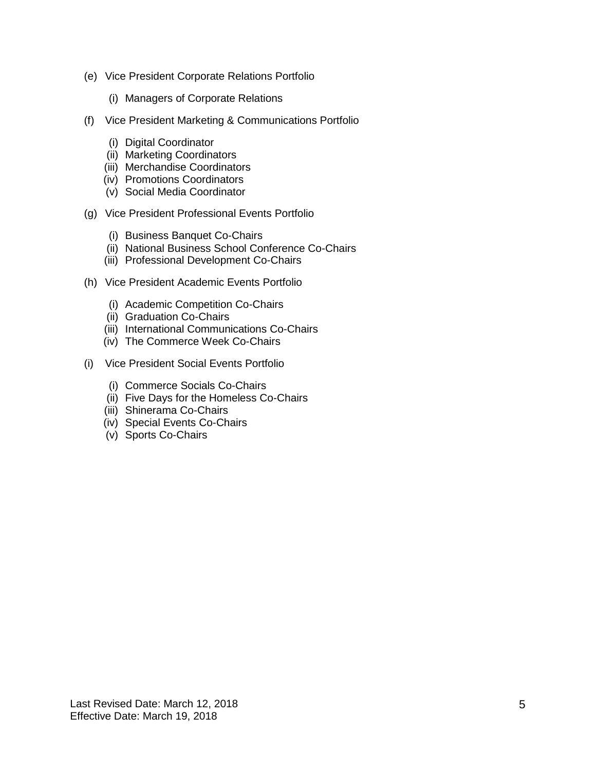(e) Vice President Corporate Relations Portfolio

    (i) Managers of Corporate Relations

(f) Vice President Marketing & Communications Portfolio

    (i) Digital Coordinator
    (ii) Marketing Coordinators
    (iii) Merchandise Coordinators
    (iv) Promotions Coordinators
    (v) Social Media Coordinator

(g) Vice President Professional Events Portfolio

    (i) Business Banquet Co-Chairs
    (ii) National Business School Conference Co-Chairs
    (iii) Professional Development Co-Chairs

(h) Vice President Academic Events Portfolio

    (i) Academic Competition Co-Chairs
    (ii) Graduation Co-Chairs
    (iii) International Communications Co-Chairs
    (iv) The Commerce Week Co-Chairs

(i) Vice President Social Events Portfolio

    (i) Commerce Socials Co-Chairs
    (ii) Five Days for the Homeless Co-Chairs
    (iii) Shinerama Co-Chairs
    (iv) Special Events Co-Chairs
    (v) Sports Co-Chairs

Last Revised Date: March 12, 2018
Effective Date: March 19, 2018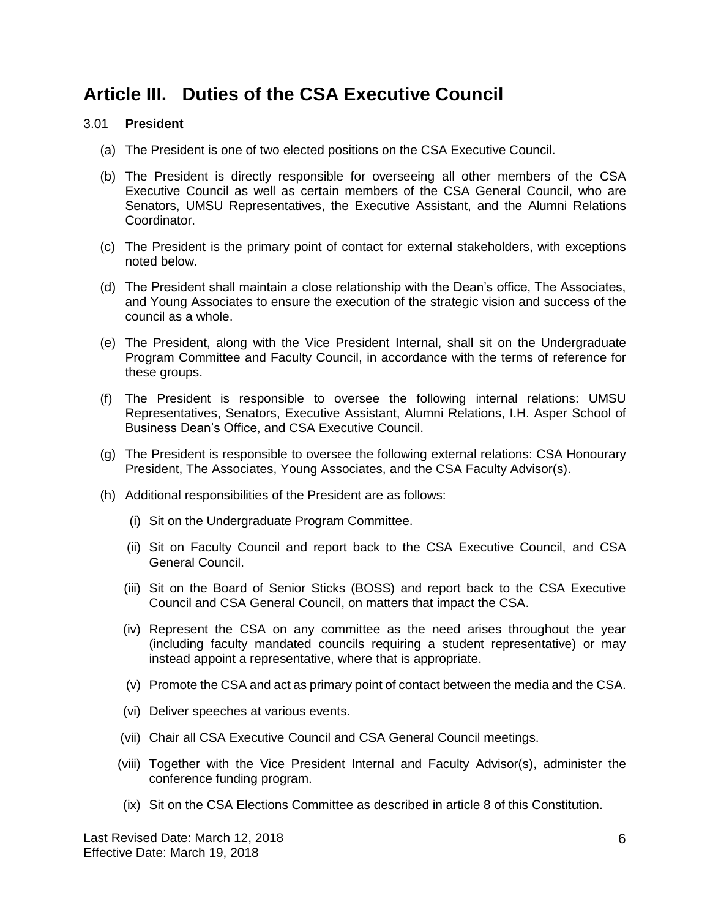# Article III. Duties of the CSA Executive Council

3.01 **President**

(a) The President is one of two elected positions on the CSA Executive Council.

(b) The President is directly responsible for overseeing all other members of the CSA Executive Council as well as certain members of the CSA General Council, who are Senators, UMSU Representatives, the Executive Assistant, and the Alumni Relations Coordinator.

(c) The President is the primary point of contact for external stakeholders, with exceptions noted below.

(d) The President shall maintain a close relationship with the Dean's office, The Associates, and Young Associates to ensure the execution of the strategic vision and success of the council as a whole.

(e) The President, along with the Vice President Internal, shall sit on the Undergraduate Program Committee and Faculty Council, in accordance with the terms of reference for these groups.

(f) The President is responsible to oversee the following internal relations: UMSU Representatives, Senators, Executive Assistant, Alumni Relations, I.H. Asper School of Business Dean's Office, and CSA Executive Council.

(g) The President is responsible to oversee the following external relations: CSA Honourary President, The Associates, Young Associates, and the CSA Faculty Advisor(s).

(h) Additional responsibilities of the President are as follows:

  (i) Sit on the Undergraduate Program Committee.

  (ii) Sit on Faculty Council and report back to the CSA Executive Council, and CSA General Council.

  (iii) Sit on the Board of Senior Sticks (BOSS) and report back to the CSA Executive Council and CSA General Council, on matters that impact the CSA.

  (iv) Represent the CSA on any committee as the need arises throughout the year (including faculty mandated councils requiring a student representative) or may instead appoint a representative, where that is appropriate.

  (v) Promote the CSA and act as primary point of contact between the media and the CSA.

  (vi) Deliver speeches at various events.

  (vii) Chair all CSA Executive Council and CSA General Council meetings.

  (viii) Together with the Vice President Internal and Faculty Advisor(s), administer the conference funding program.

  (ix) Sit on the CSA Elections Committee as described in article 8 of this Constitution.

Last Revised Date: March 12, 2018
Effective Date: March 19, 2018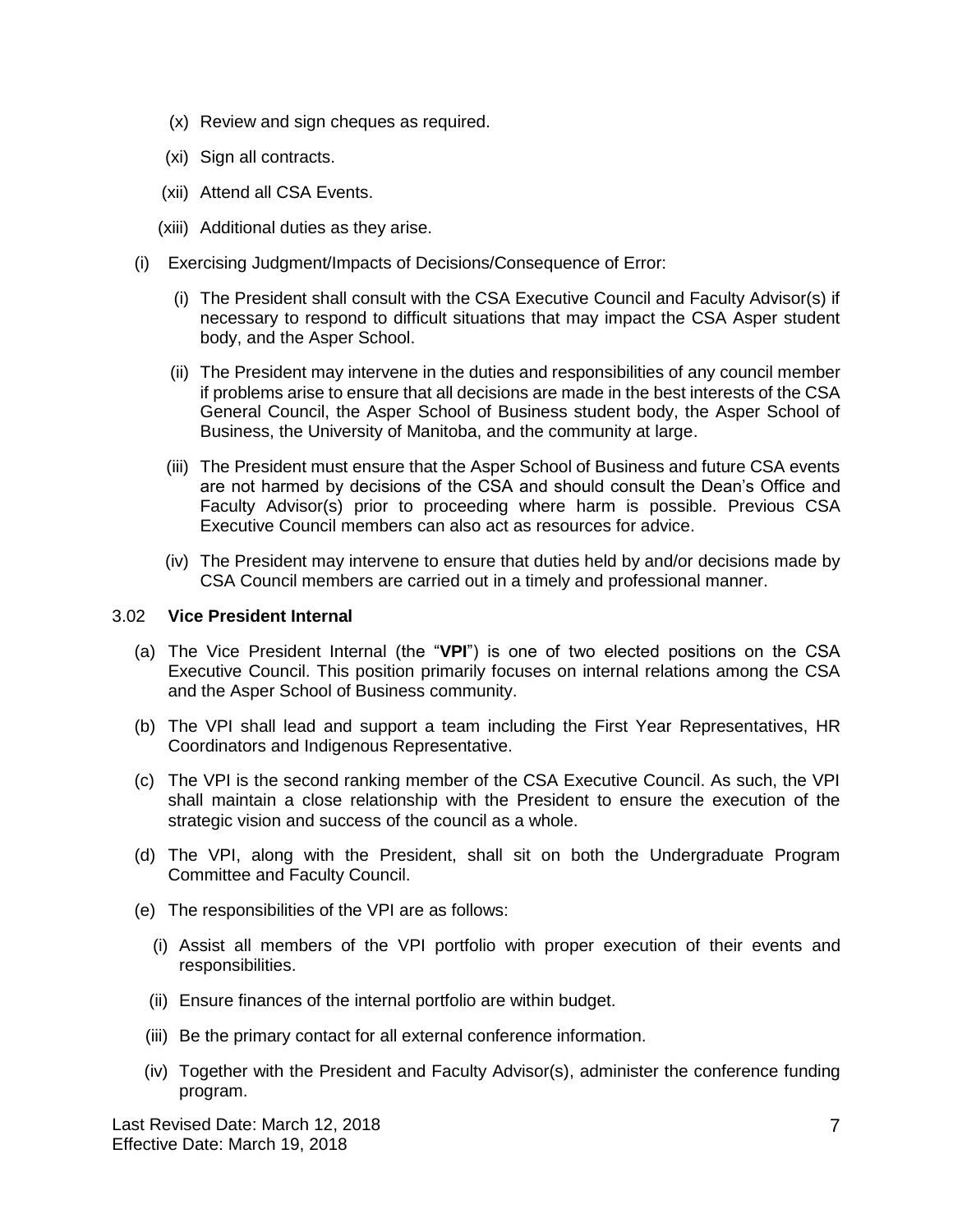(x) Review and sign cheques as required.

(xi) Sign all contracts.

(xii) Attend all CSA Events.

(xiii) Additional duties as they arise.

(i) Exercising Judgment/Impacts of Decisions/Consequence of Error:

(i) The President shall consult with the CSA Executive Council and Faculty Advisor(s) if necessary to respond to difficult situations that may impact the CSA Asper student body, and the Asper School.

(ii) The President may intervene in the duties and responsibilities of any council member if problems arise to ensure that all decisions are made in the best interests of the CSA General Council, the Asper School of Business student body, the Asper School of Business, the University of Manitoba, and the community at large.

(iii) The President must ensure that the Asper School of Business and future CSA events are not harmed by decisions of the CSA and should consult the Dean's Office and Faculty Advisor(s) prior to proceeding where harm is possible. Previous CSA Executive Council members can also act as resources for advice.

(iv) The President may intervene to ensure that duties held by and/or decisions made by CSA Council members are carried out in a timely and professional manner.

3.02 **Vice President Internal**

(a) The Vice President Internal (the "**VPI**") is one of two elected positions on the CSA Executive Council. This position primarily focuses on internal relations among the CSA and the Asper School of Business community.

(b) The VPI shall lead and support a team including the First Year Representatives, HR Coordinators and Indigenous Representative.

(c) The VPI is the second ranking member of the CSA Executive Council. As such, the VPI shall maintain a close relationship with the President to ensure the execution of the strategic vision and success of the council as a whole.

(d) The VPI, along with the President, shall sit on both the Undergraduate Program Committee and Faculty Council.

(e) The responsibilities of the VPI are as follows:

(i) Assist all members of the VPI portfolio with proper execution of their events and responsibilities.

(ii) Ensure finances of the internal portfolio are within budget.

(iii) Be the primary contact for all external conference information.

(iv) Together with the President and Faculty Advisor(s), administer the conference funding program.

Last Revised Date: March 12, 2018
Effective Date: March 19, 2018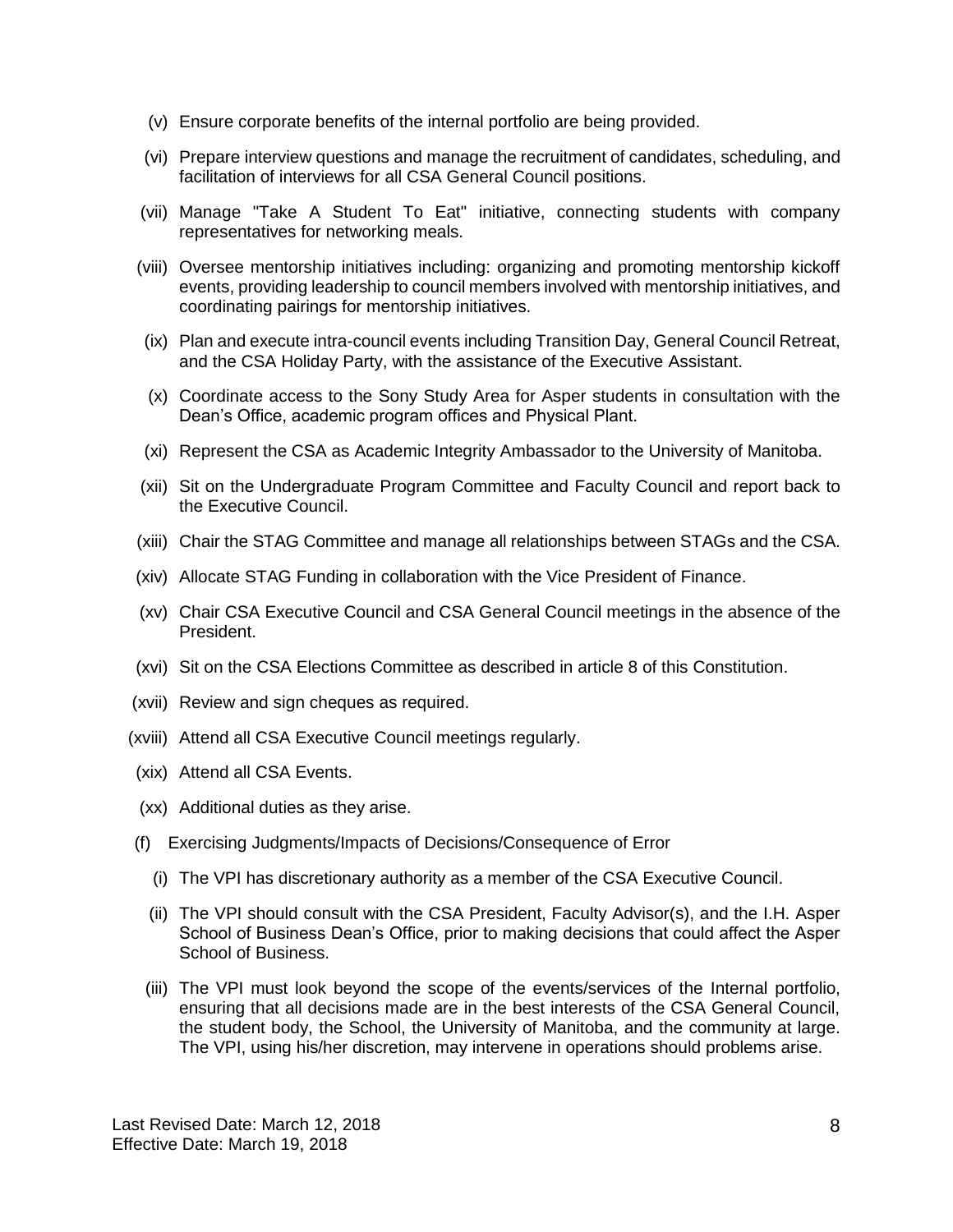(v) Ensure corporate benefits of the internal portfolio are being provided.

(vi) Prepare interview questions and manage the recruitment of candidates, scheduling, and facilitation of interviews for all CSA General Council positions.

(vii) Manage "Take A Student To Eat" initiative, connecting students with company representatives for networking meals.

(viii) Oversee mentorship initiatives including: organizing and promoting mentorship kickoff events, providing leadership to council members involved with mentorship initiatives, and coordinating pairings for mentorship initiatives.

(ix) Plan and execute intra-council events including Transition Day, General Council Retreat, and the CSA Holiday Party, with the assistance of the Executive Assistant.

(x) Coordinate access to the Sony Study Area for Asper students in consultation with the Dean's Office, academic program offices and Physical Plant.

(xi) Represent the CSA as Academic Integrity Ambassador to the University of Manitoba.

(xii) Sit on the Undergraduate Program Committee and Faculty Council and report back to the Executive Council.

(xiii) Chair the STAG Committee and manage all relationships between STAGs and the CSA.

(xiv) Allocate STAG Funding in collaboration with the Vice President of Finance.

(xv) Chair CSA Executive Council and CSA General Council meetings in the absence of the President.

(xvi) Sit on the CSA Elections Committee as described in article 8 of this Constitution.

(xvii) Review and sign cheques as required.

(xviii) Attend all CSA Executive Council meetings regularly.

(xix) Attend all CSA Events.

(xx) Additional duties as they arise.

(f) Exercising Judgments/Impacts of Decisions/Consequence of Error

(i) The VPI has discretionary authority as a member of the CSA Executive Council.

(ii) The VPI should consult with the CSA President, Faculty Advisor(s), and the I.H. Asper School of Business Dean's Office, prior to making decisions that could affect the Asper School of Business.

(iii) The VPI must look beyond the scope of the events/services of the Internal portfolio, ensuring that all decisions made are in the best interests of the CSA General Council, the student body, the School, the University of Manitoba, and the community at large. The VPI, using his/her discretion, may intervene in operations should problems arise.

Last Revised Date: March 12, 2018
Effective Date: March 19, 2018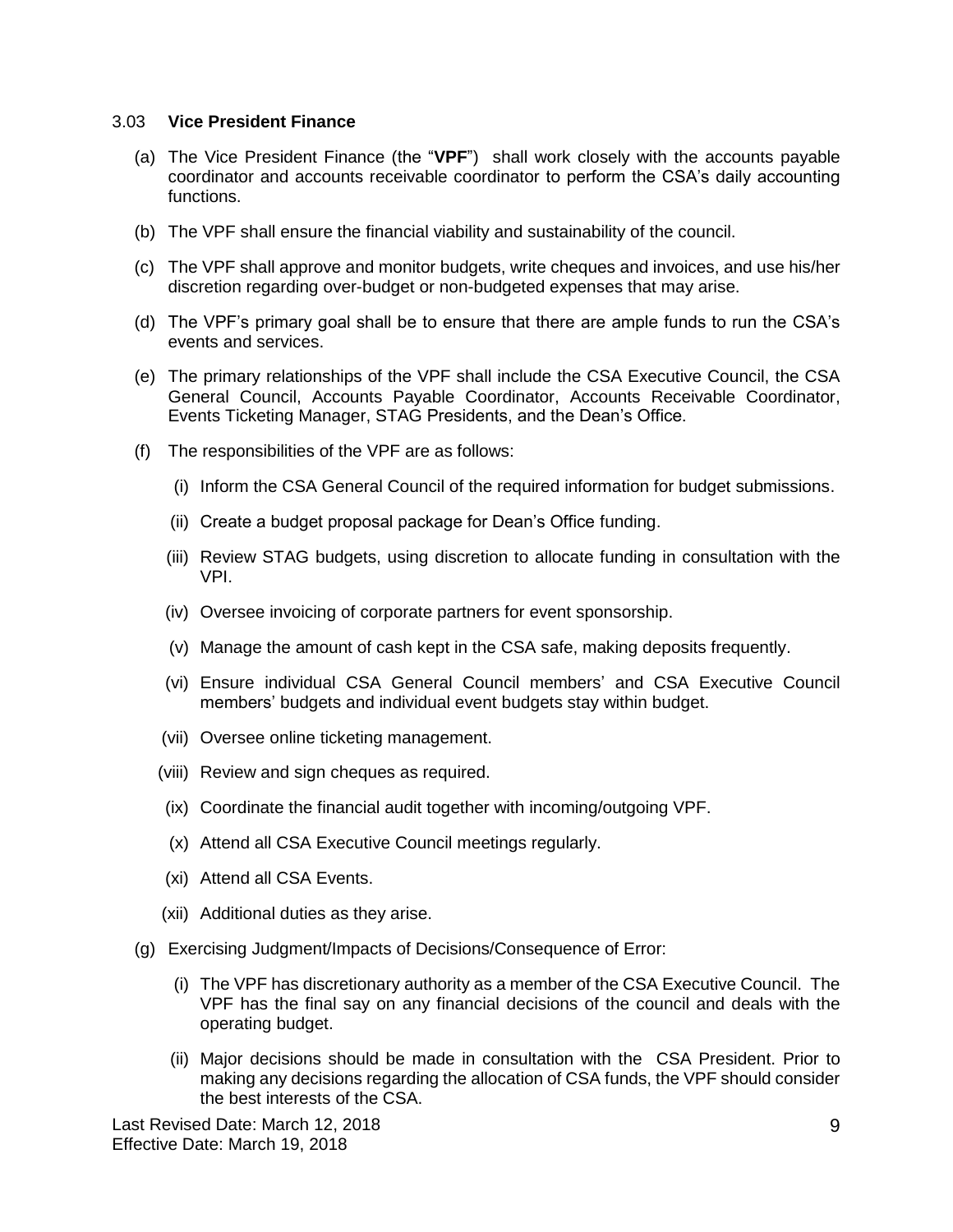### 3.03 **Vice President Finance**

(a) The Vice President Finance (the "**VPF**") shall work closely with the accounts payable coordinator and accounts receivable coordinator to perform the CSA's daily accounting functions.

(b) The VPF shall ensure the financial viability and sustainability of the council.

(c) The VPF shall approve and monitor budgets, write cheques and invoices, and use his/her discretion regarding over-budget or non-budgeted expenses that may arise.

(d) The VPF's primary goal shall be to ensure that there are ample funds to run the CSA's events and services.

(e) The primary relationships of the VPF shall include the CSA Executive Council, the CSA General Council, Accounts Payable Coordinator, Accounts Receivable Coordinator, Events Ticketing Manager, STAG Presidents, and the Dean's Office.

(f) The responsibilities of the VPF are as follows:

  (i) Inform the CSA General Council of the required information for budget submissions.

  (ii) Create a budget proposal package for Dean's Office funding.

  (iii) Review STAG budgets, using discretion to allocate funding in consultation with the VPI.

  (iv) Oversee invoicing of corporate partners for event sponsorship.

  (v) Manage the amount of cash kept in the CSA safe, making deposits frequently.

  (vi) Ensure individual CSA General Council members' and CSA Executive Council members' budgets and individual event budgets stay within budget.

  (vii) Oversee online ticketing management.

  (viii) Review and sign cheques as required.

  (ix) Coordinate the financial audit together with incoming/outgoing VPF.

  (x) Attend all CSA Executive Council meetings regularly.

  (xi) Attend all CSA Events.

  (xii) Additional duties as they arise.

(g) Exercising Judgment/Impacts of Decisions/Consequence of Error:

  (i) The VPF has discretionary authority as a member of the CSA Executive Council. The VPF has the final say on any financial decisions of the council and deals with the operating budget.

  (ii) Major decisions should be made in consultation with the CSA President. Prior to making any decisions regarding the allocation of CSA funds, the VPF should consider the best interests of the CSA.

Last Revised Date: March 12, 2018
Effective Date: March 19, 2018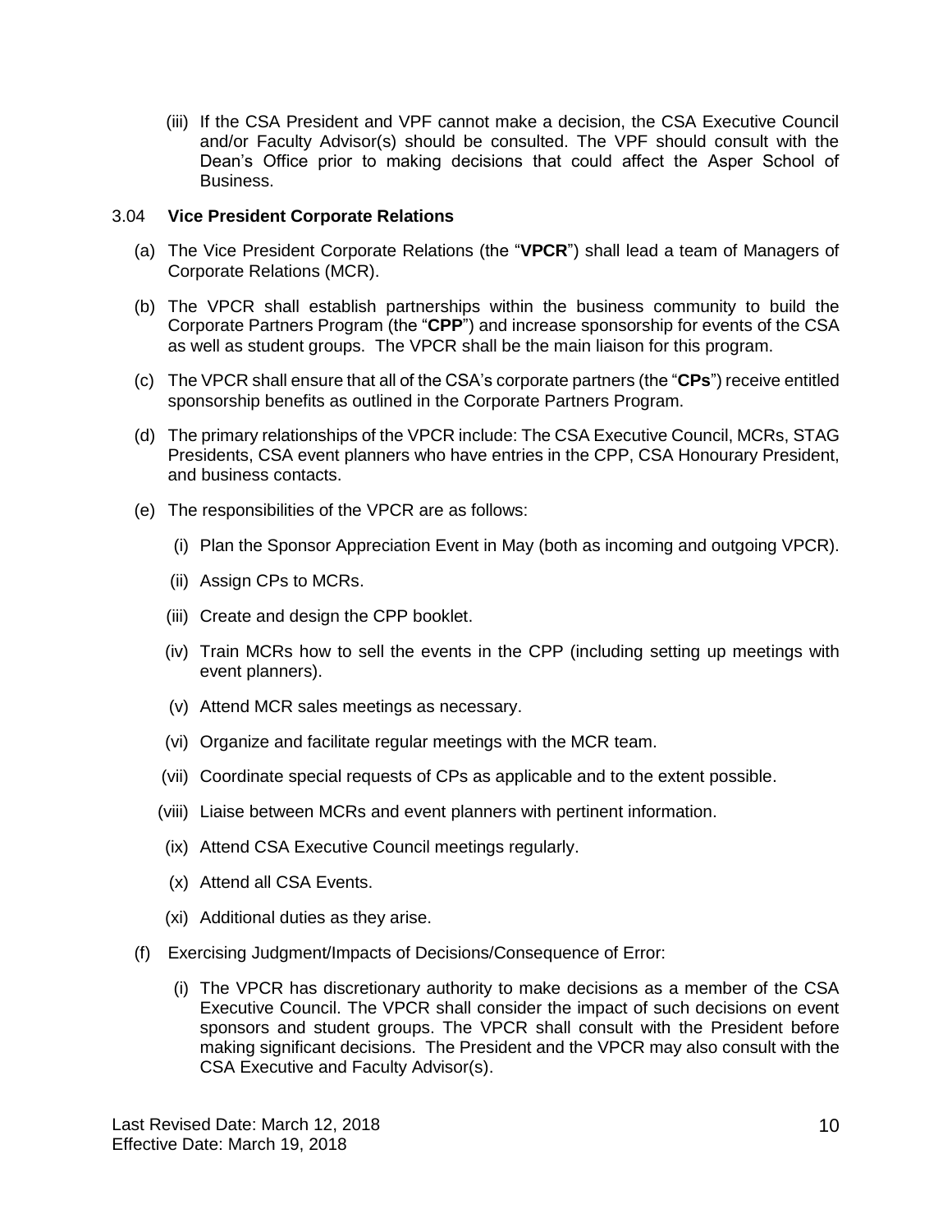(iii) If the CSA President and VPF cannot make a decision, the CSA Executive Council and/or Faculty Advisor(s) should be consulted. The VPF should consult with the Dean's Office prior to making decisions that could affect the Asper School of Business.

### 3.04 **Vice President Corporate Relations**

(a) The Vice President Corporate Relations (the "**VPCR**") shall lead a team of Managers of Corporate Relations (MCR).

(b) The VPCR shall establish partnerships within the business community to build the Corporate Partners Program (the "**CPP**") and increase sponsorship for events of the CSA as well as student groups. The VPCR shall be the main liaison for this program.

(c) The VPCR shall ensure that all of the CSA's corporate partners (the "**CPs**") receive entitled sponsorship benefits as outlined in the Corporate Partners Program.

(d) The primary relationships of the VPCR include: The CSA Executive Council, MCRs, STAG Presidents, CSA event planners who have entries in the CPP, CSA Honourary President, and business contacts.

(e) The responsibilities of the VPCR are as follows:

(i) Plan the Sponsor Appreciation Event in May (both as incoming and outgoing VPCR).

(ii) Assign CPs to MCRs.

(iii) Create and design the CPP booklet.

(iv) Train MCRs how to sell the events in the CPP (including setting up meetings with event planners).

(v) Attend MCR sales meetings as necessary.

(vi) Organize and facilitate regular meetings with the MCR team.

(vii) Coordinate special requests of CPs as applicable and to the extent possible.

(viii) Liaise between MCRs and event planners with pertinent information.

(ix) Attend CSA Executive Council meetings regularly.

(x) Attend all CSA Events.

(xi) Additional duties as they arise.

(f) Exercising Judgment/Impacts of Decisions/Consequence of Error:

(i) The VPCR has discretionary authority to make decisions as a member of the CSA Executive Council. The VPCR shall consider the impact of such decisions on event sponsors and student groups. The VPCR shall consult with the President before making significant decisions. The President and the VPCR may also consult with the CSA Executive and Faculty Advisor(s).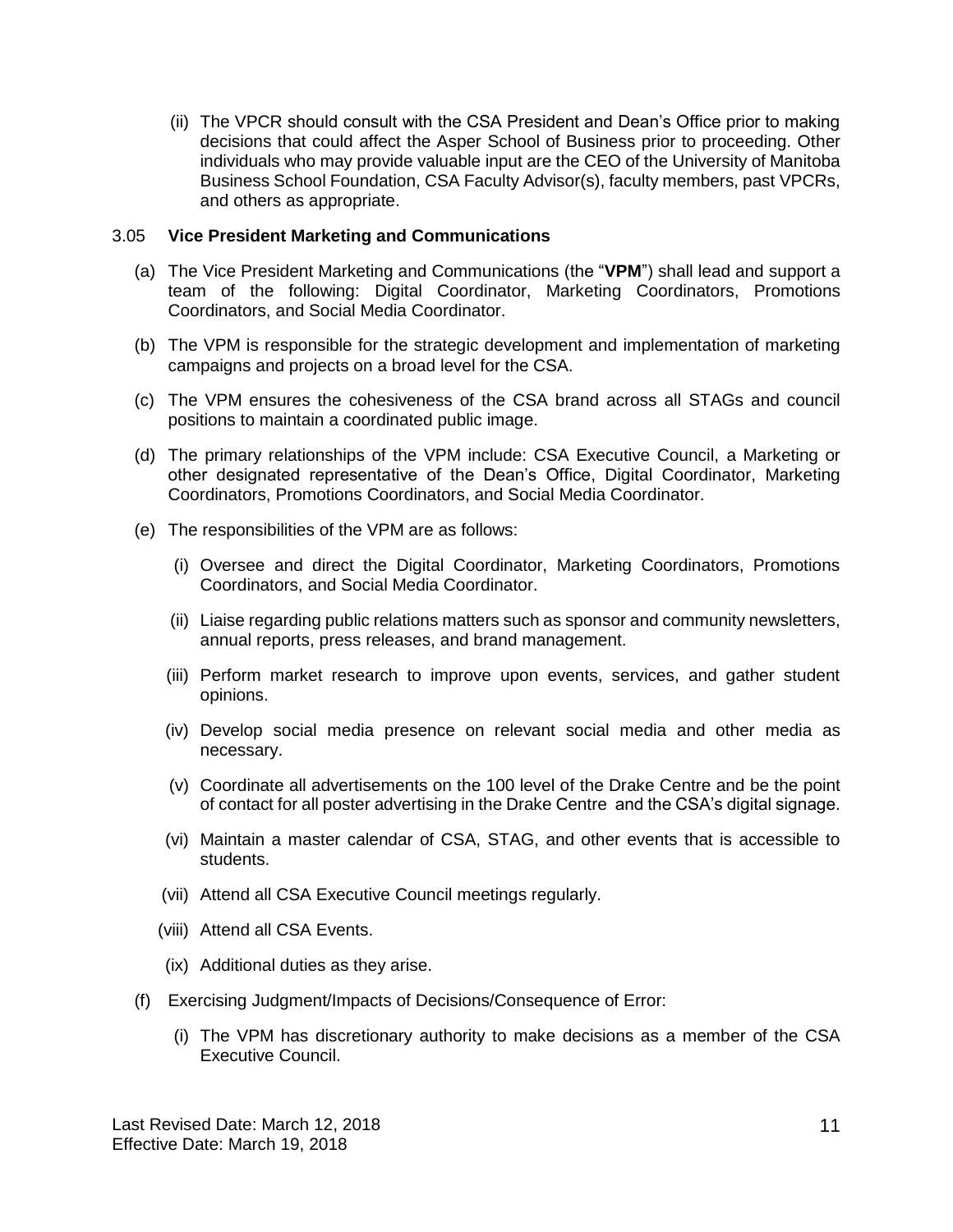(ii) The VPCR should consult with the CSA President and Dean's Office prior to making decisions that could affect the Asper School of Business prior to proceeding. Other individuals who may provide valuable input are the CEO of the University of Manitoba Business School Foundation, CSA Faculty Advisor(s), faculty members, past VPCRs, and others as appropriate.

3.05 **Vice President Marketing and Communications**

(a) The Vice President Marketing and Communications (the "**VPM**") shall lead and support a team of the following: Digital Coordinator, Marketing Coordinators, Promotions Coordinators, and Social Media Coordinator.

(b) The VPM is responsible for the strategic development and implementation of marketing campaigns and projects on a broad level for the CSA.

(c) The VPM ensures the cohesiveness of the CSA brand across all STAGs and council positions to maintain a coordinated public image.

(d) The primary relationships of the VPM include: CSA Executive Council, a Marketing or other designated representative of the Dean's Office, Digital Coordinator, Marketing Coordinators, Promotions Coordinators, and Social Media Coordinator.

(e) The responsibilities of the VPM are as follows:

(i) Oversee and direct the Digital Coordinator, Marketing Coordinators, Promotions Coordinators, and Social Media Coordinator.

(ii) Liaise regarding public relations matters such as sponsor and community newsletters, annual reports, press releases, and brand management.

(iii) Perform market research to improve upon events, services, and gather student opinions.

(iv) Develop social media presence on relevant social media and other media as necessary.

(v) Coordinate all advertisements on the 100 level of the Drake Centre and be the point of contact for all poster advertising in the Drake Centre and the CSA's digital signage.

(vi) Maintain a master calendar of CSA, STAG, and other events that is accessible to students.

(vii) Attend all CSA Executive Council meetings regularly.

(viii) Attend all CSA Events.

(ix) Additional duties as they arise.

(f) Exercising Judgment/Impacts of Decisions/Consequence of Error:

(i) The VPM has discretionary authority to make decisions as a member of the CSA Executive Council.

Last Revised Date: March 12, 2018
Effective Date: March 19, 2018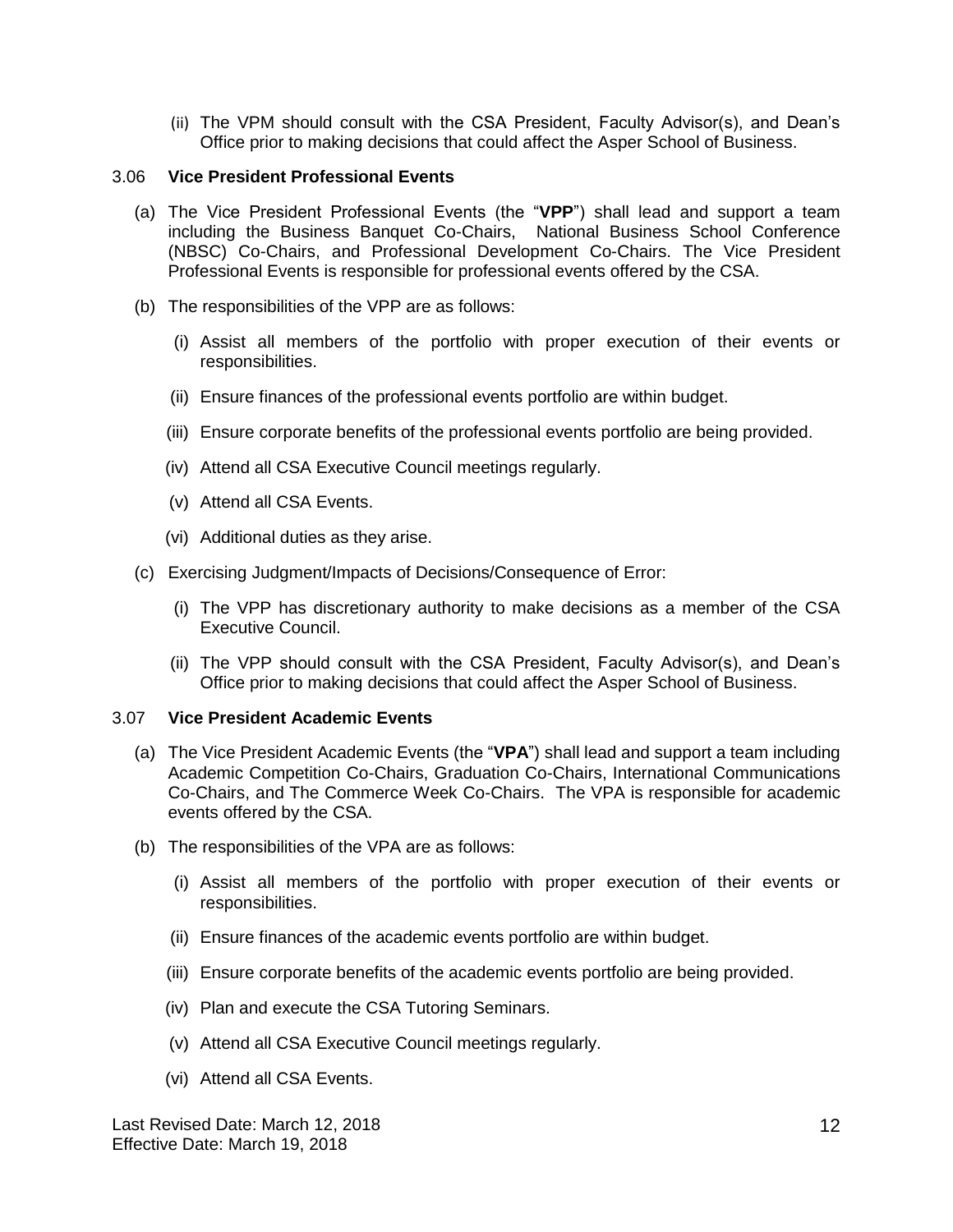(ii) The VPM should consult with the CSA President, Faculty Advisor(s), and Dean's Office prior to making decisions that could affect the Asper School of Business.

3.06 **Vice President Professional Events**

(a) The Vice President Professional Events (the "**VPP**") shall lead and support a team including the Business Banquet Co-Chairs, National Business School Conference (NBSC) Co-Chairs, and Professional Development Co-Chairs. The Vice President Professional Events is responsible for professional events offered by the CSA.

(b) The responsibilities of the VPP are as follows:

(i) Assist all members of the portfolio with proper execution of their events or responsibilities.

(ii) Ensure finances of the professional events portfolio are within budget.

(iii) Ensure corporate benefits of the professional events portfolio are being provided.

(iv) Attend all CSA Executive Council meetings regularly.

(v) Attend all CSA Events.

(vi) Additional duties as they arise.

(c) Exercising Judgment/Impacts of Decisions/Consequence of Error:

(i) The VPP has discretionary authority to make decisions as a member of the CSA Executive Council.

(ii) The VPP should consult with the CSA President, Faculty Advisor(s), and Dean's Office prior to making decisions that could affect the Asper School of Business.

3.07 **Vice President Academic Events**

(a) The Vice President Academic Events (the "**VPA**") shall lead and support a team including Academic Competition Co-Chairs, Graduation Co-Chairs, International Communications Co-Chairs, and The Commerce Week Co-Chairs. The VPA is responsible for academic events offered by the CSA.

(b) The responsibilities of the VPA are as follows:

(i) Assist all members of the portfolio with proper execution of their events or responsibilities.

(ii) Ensure finances of the academic events portfolio are within budget.

(iii) Ensure corporate benefits of the academic events portfolio are being provided.

(iv) Plan and execute the CSA Tutoring Seminars.

(v) Attend all CSA Executive Council meetings regularly.

(vi) Attend all CSA Events.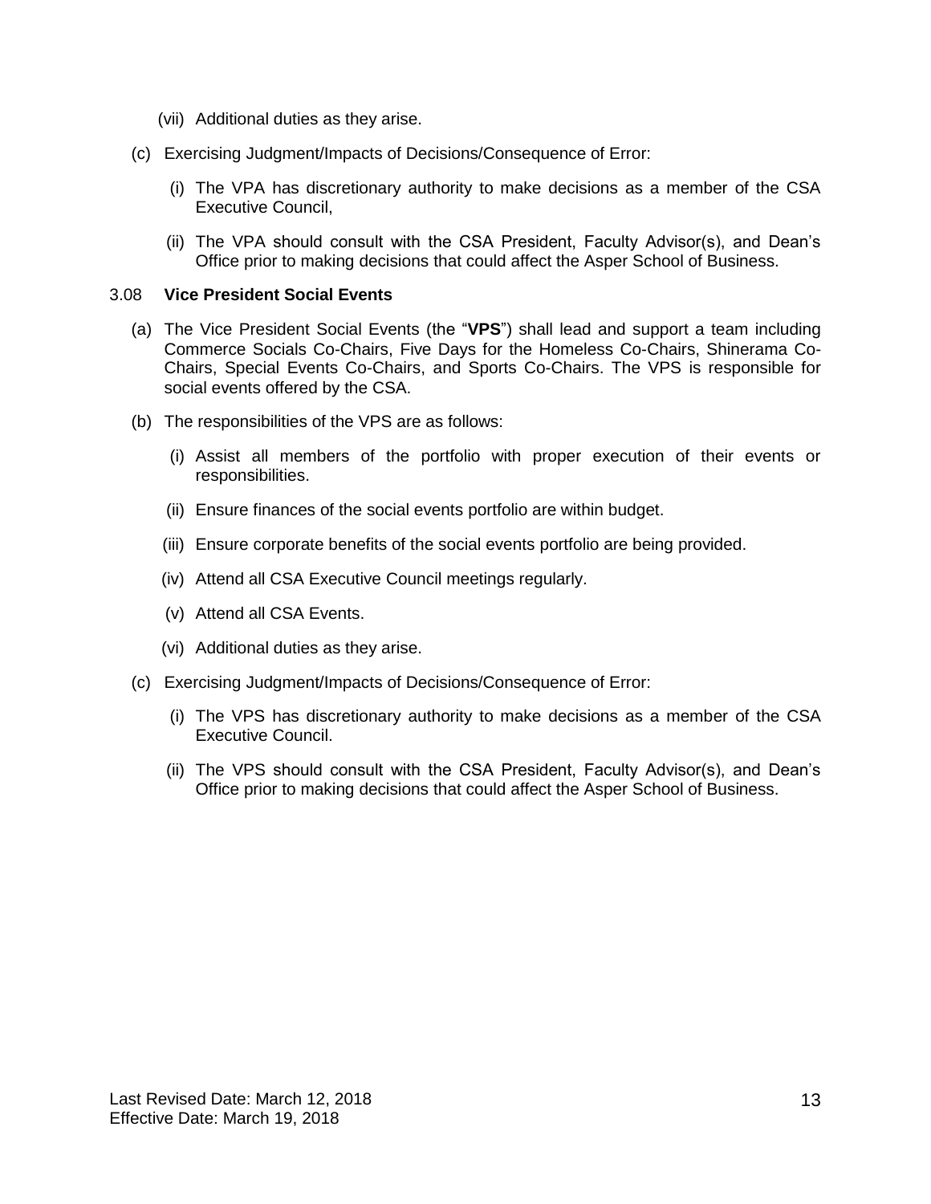(vii) Additional duties as they arise.

(c) Exercising Judgment/Impacts of Decisions/Consequence of Error:

(i) The VPA has discretionary authority to make decisions as a member of the CSA Executive Council,

(ii) The VPA should consult with the CSA President, Faculty Advisor(s), and Dean's Office prior to making decisions that could affect the Asper School of Business.

3.08 **Vice President Social Events**

(a) The Vice President Social Events (the "**VPS**") shall lead and support a team including Commerce Socials Co-Chairs, Five Days for the Homeless Co-Chairs, Shinerama Co-Chairs, Special Events Co-Chairs, and Sports Co-Chairs. The VPS is responsible for social events offered by the CSA.

(b) The responsibilities of the VPS are as follows:

(i) Assist all members of the portfolio with proper execution of their events or responsibilities.

(ii) Ensure finances of the social events portfolio are within budget.

(iii) Ensure corporate benefits of the social events portfolio are being provided.

(iv) Attend all CSA Executive Council meetings regularly.

(v) Attend all CSA Events.

(vi) Additional duties as they arise.

(c) Exercising Judgment/Impacts of Decisions/Consequence of Error:

(i) The VPS has discretionary authority to make decisions as a member of the CSA Executive Council.

(ii) The VPS should consult with the CSA President, Faculty Advisor(s), and Dean's Office prior to making decisions that could affect the Asper School of Business.

Last Revised Date: March 12, 2018
Effective Date: March 19, 2018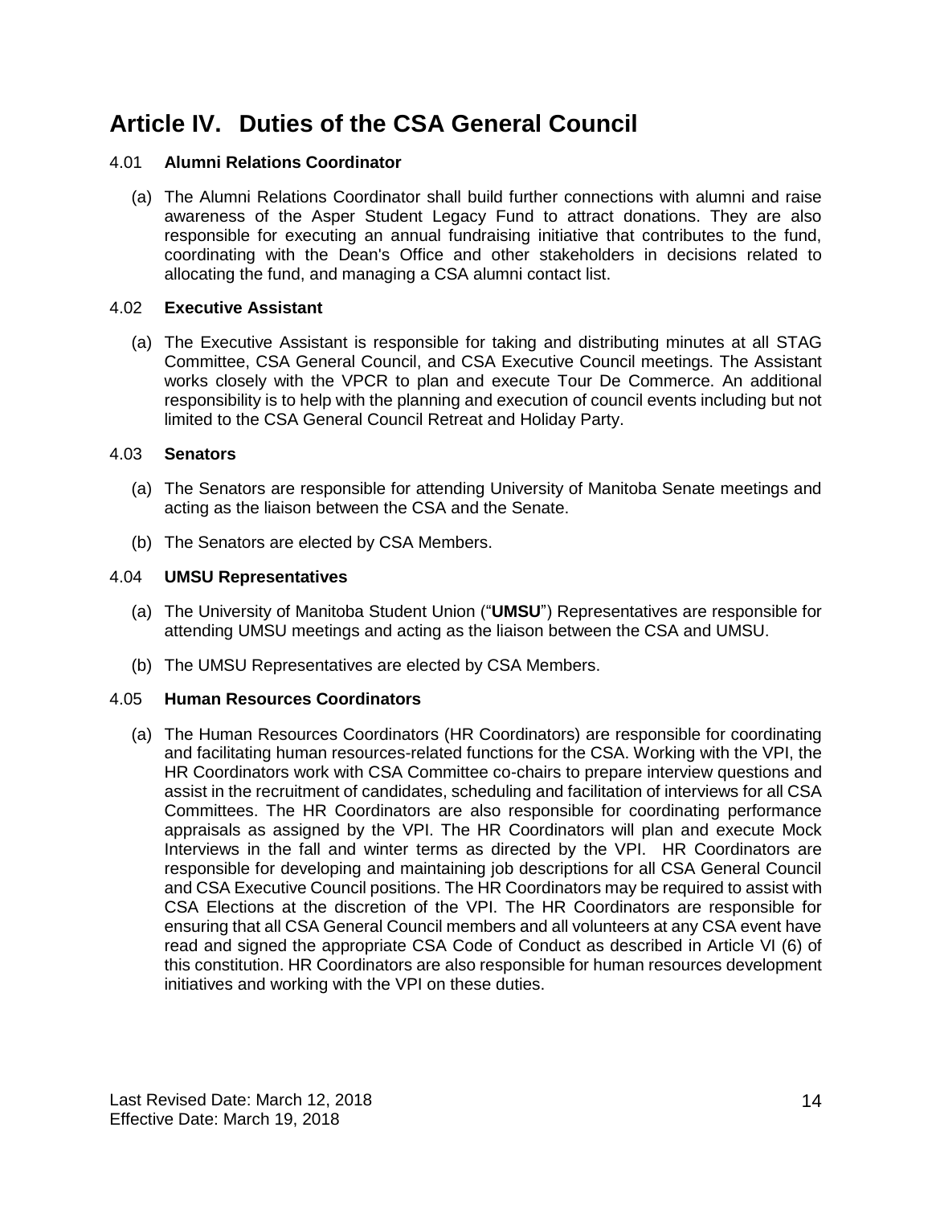# Article IV. Duties of the CSA General Council

## 4.01 Alumni Relations Coordinator

(a) The Alumni Relations Coordinator shall build further connections with alumni and raise awareness of the Asper Student Legacy Fund to attract donations. They are also responsible for executing an annual fundraising initiative that contributes to the fund, coordinating with the Dean's Office and other stakeholders in decisions related to allocating the fund, and managing a CSA alumni contact list.

## 4.02 Executive Assistant

(a) The Executive Assistant is responsible for taking and distributing minutes at all STAG Committee, CSA General Council, and CSA Executive Council meetings. The Assistant works closely with the VPCR to plan and execute Tour De Commerce. An additional responsibility is to help with the planning and execution of council events including but not limited to the CSA General Council Retreat and Holiday Party.

## 4.03 Senators

(a) The Senators are responsible for attending University of Manitoba Senate meetings and acting as the liaison between the CSA and the Senate.

(b) The Senators are elected by CSA Members.

## 4.04 UMSU Representatives

(a) The University of Manitoba Student Union ("**UMSU**") Representatives are responsible for attending UMSU meetings and acting as the liaison between the CSA and UMSU.

(b) The UMSU Representatives are elected by CSA Members.

## 4.05 Human Resources Coordinators

(a) The Human Resources Coordinators (HR Coordinators) are responsible for coordinating and facilitating human resources-related functions for the CSA. Working with the VPI, the HR Coordinators work with CSA Committee co-chairs to prepare interview questions and assist in the recruitment of candidates, scheduling and facilitation of interviews for all CSA Committees. The HR Coordinators are also responsible for coordinating performance appraisals as assigned by the VPI. The HR Coordinators will plan and execute Mock Interviews in the fall and winter terms as directed by the VPI. HR Coordinators are responsible for developing and maintaining job descriptions for all CSA General Council and CSA Executive Council positions. The HR Coordinators may be required to assist with CSA Elections at the discretion of the VPI. The HR Coordinators are responsible for ensuring that all CSA General Council members and all volunteers at any CSA event have read and signed the appropriate CSA Code of Conduct as described in Article VI (6) of this constitution. HR Coordinators are also responsible for human resources development initiatives and working with the VPI on these duties.

Last Revised Date: March 12, 2018
Effective Date: March 19, 2018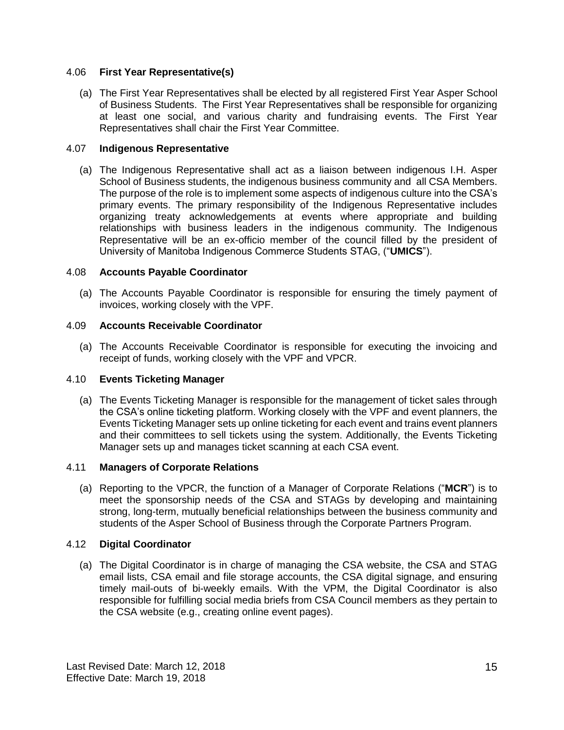### 4.06 **First Year Representative(s)**

(a) The First Year Representatives shall be elected by all registered First Year Asper School of Business Students. The First Year Representatives shall be responsible for organizing at least one social, and various charity and fundraising events. The First Year Representatives shall chair the First Year Committee.

### 4.07 **Indigenous Representative**

(a) The Indigenous Representative shall act as a liaison between indigenous I.H. Asper School of Business students, the indigenous business community and all CSA Members. The purpose of the role is to implement some aspects of indigenous culture into the CSA's primary events. The primary responsibility of the Indigenous Representative includes organizing treaty acknowledgements at events where appropriate and building relationships with business leaders in the indigenous community. The Indigenous Representative will be an ex-officio member of the council filled by the president of University of Manitoba Indigenous Commerce Students STAG, ("**UMICS**").

### 4.08 **Accounts Payable Coordinator**

(a) The Accounts Payable Coordinator is responsible for ensuring the timely payment of invoices, working closely with the VPF.

### 4.09 **Accounts Receivable Coordinator**

(a) The Accounts Receivable Coordinator is responsible for executing the invoicing and receipt of funds, working closely with the VPF and VPCR.

### 4.10 **Events Ticketing Manager**

(a) The Events Ticketing Manager is responsible for the management of ticket sales through the CSA's online ticketing platform. Working closely with the VPF and event planners, the Events Ticketing Manager sets up online ticketing for each event and trains event planners and their committees to sell tickets using the system. Additionally, the Events Ticketing Manager sets up and manages ticket scanning at each CSA event.

### 4.11 **Managers of Corporate Relations**

(a) Reporting to the VPCR, the function of a Manager of Corporate Relations ("**MCR**") is to meet the sponsorship needs of the CSA and STAGs by developing and maintaining strong, long-term, mutually beneficial relationships between the business community and students of the Asper School of Business through the Corporate Partners Program.

### 4.12 **Digital Coordinator**

(a) The Digital Coordinator is in charge of managing the CSA website, the CSA and STAG email lists, CSA email and file storage accounts, the CSA digital signage, and ensuring timely mail-outs of bi-weekly emails. With the VPM, the Digital Coordinator is also responsible for fulfilling social media briefs from CSA Council members as they pertain to the CSA website (e.g., creating online event pages).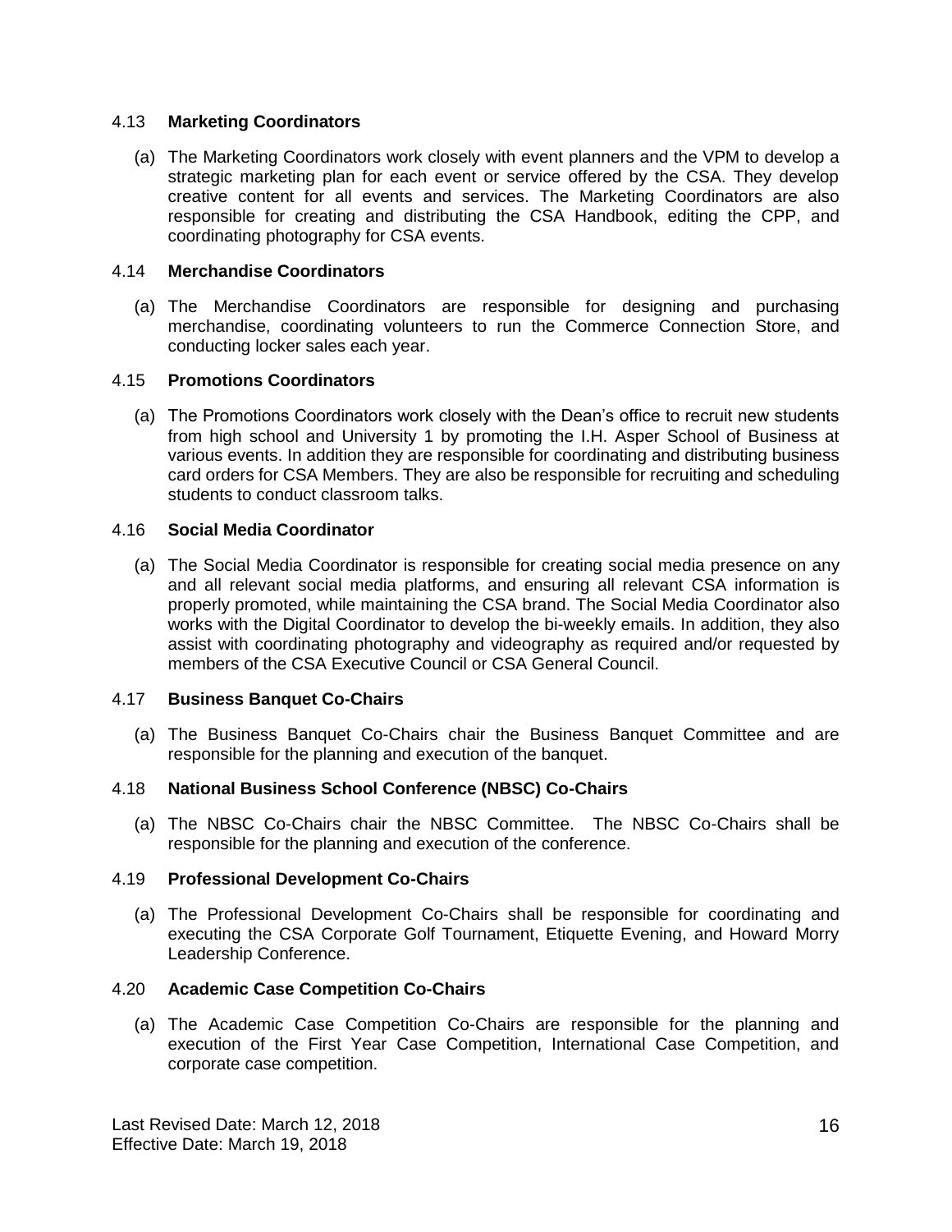### 4.13 Marketing Coordinators

(a) The Marketing Coordinators work closely with event planners and the VPM to develop a strategic marketing plan for each event or service offered by the CSA. They develop creative content for all events and services. The Marketing Coordinators are also responsible for creating and distributing the CSA Handbook, editing the CPP, and coordinating photography for CSA events.

### 4.14 Merchandise Coordinators

(a) The Merchandise Coordinators are responsible for designing and purchasing merchandise, coordinating volunteers to run the Commerce Connection Store, and conducting locker sales each year.

### 4.15 Promotions Coordinators

(a) The Promotions Coordinators work closely with the Dean's office to recruit new students from high school and University 1 by promoting the I.H. Asper School of Business at various events. In addition they are responsible for coordinating and distributing business card orders for CSA Members. They are also be responsible for recruiting and scheduling students to conduct classroom talks.

### 4.16 Social Media Coordinator

(a) The Social Media Coordinator is responsible for creating social media presence on any and all relevant social media platforms, and ensuring all relevant CSA information is properly promoted, while maintaining the CSA brand. The Social Media Coordinator also works with the Digital Coordinator to develop the bi-weekly emails. In addition, they also assist with coordinating photography and videography as required and/or requested by members of the CSA Executive Council or CSA General Council.

### 4.17 Business Banquet Co-Chairs

(a) The Business Banquet Co-Chairs chair the Business Banquet Committee and are responsible for the planning and execution of the banquet.

### 4.18 National Business School Conference (NBSC) Co-Chairs

(a) The NBSC Co-Chairs chair the NBSC Committee. The NBSC Co-Chairs shall be responsible for the planning and execution of the conference.

### 4.19 Professional Development Co-Chairs

(a) The Professional Development Co-Chairs shall be responsible for coordinating and executing the CSA Corporate Golf Tournament, Etiquette Evening, and Howard Morry Leadership Conference.

### 4.20 Academic Case Competition Co-Chairs

(a) The Academic Case Competition Co-Chairs are responsible for the planning and execution of the First Year Case Competition, International Case Competition, and corporate case competition.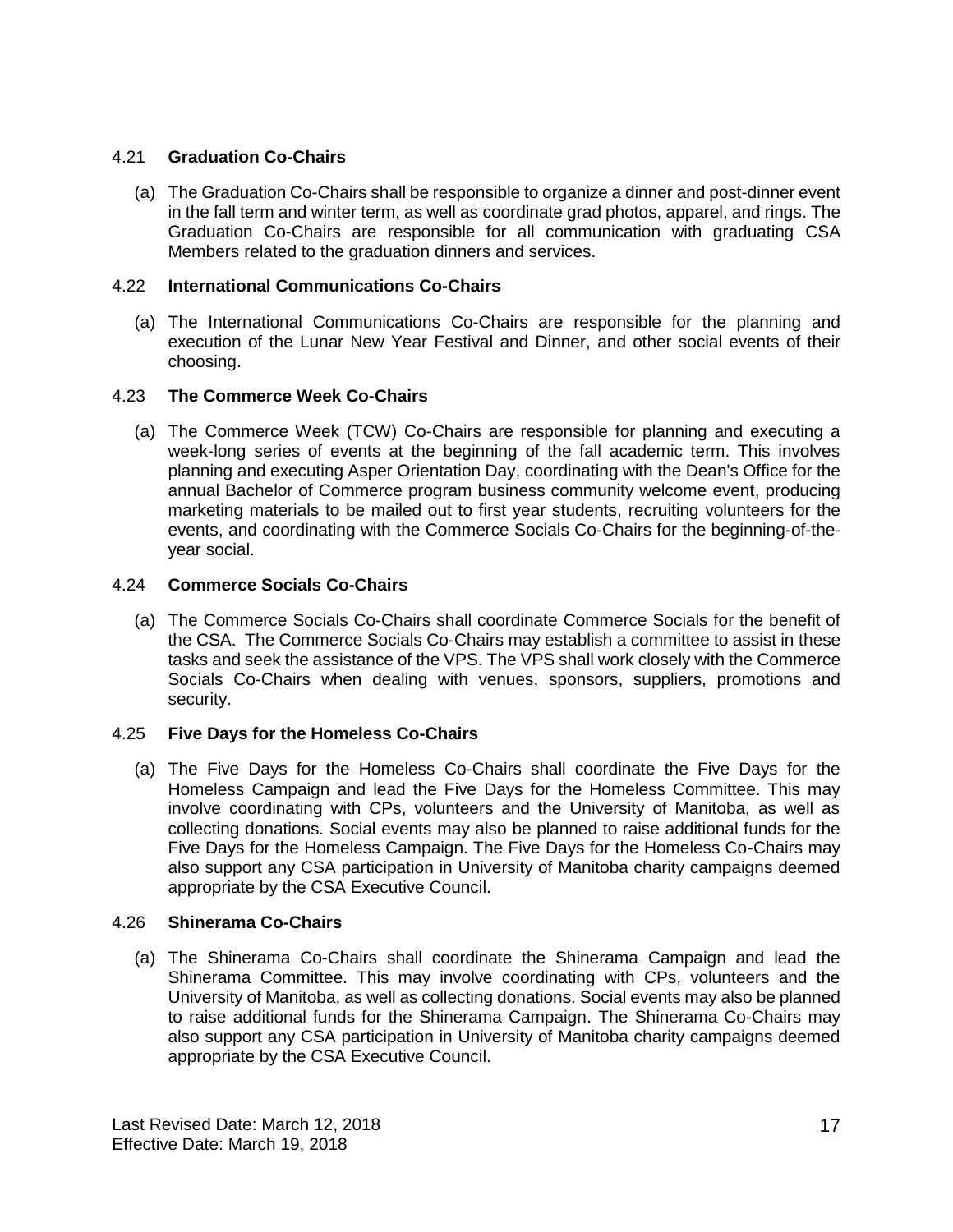### 4.21 **Graduation Co-Chairs**

(a) The Graduation Co-Chairs shall be responsible to organize a dinner and post-dinner event in the fall term and winter term, as well as coordinate grad photos, apparel, and rings. The Graduation Co-Chairs are responsible for all communication with graduating CSA Members related to the graduation dinners and services.

### 4.22 **International Communications Co-Chairs**

(a) The International Communications Co-Chairs are responsible for the planning and execution of the Lunar New Year Festival and Dinner, and other social events of their choosing.

### 4.23 **The Commerce Week Co-Chairs**

(a) The Commerce Week (TCW) Co-Chairs are responsible for planning and executing a week-long series of events at the beginning of the fall academic term. This involves planning and executing Asper Orientation Day, coordinating with the Dean's Office for the annual Bachelor of Commerce program business community welcome event, producing marketing materials to be mailed out to first year students, recruiting volunteers for the events, and coordinating with the Commerce Socials Co-Chairs for the beginning-of-the-year social.

### 4.24 **Commerce Socials Co-Chairs**

(a) The Commerce Socials Co-Chairs shall coordinate Commerce Socials for the benefit of the CSA. The Commerce Socials Co-Chairs may establish a committee to assist in these tasks and seek the assistance of the VPS. The VPS shall work closely with the Commerce Socials Co-Chairs when dealing with venues, sponsors, suppliers, promotions and security.

### 4.25 **Five Days for the Homeless Co-Chairs**

(a) The Five Days for the Homeless Co-Chairs shall coordinate the Five Days for the Homeless Campaign and lead the Five Days for the Homeless Committee. This may involve coordinating with CPs, volunteers and the University of Manitoba, as well as collecting donations. Social events may also be planned to raise additional funds for the Five Days for the Homeless Campaign. The Five Days for the Homeless Co-Chairs may also support any CSA participation in University of Manitoba charity campaigns deemed appropriate by the CSA Executive Council.

### 4.26 **Shinerama Co-Chairs**

(a) The Shinerama Co-Chairs shall coordinate the Shinerama Campaign and lead the Shinerama Committee. This may involve coordinating with CPs, volunteers and the University of Manitoba, as well as collecting donations. Social events may also be planned to raise additional funds for the Shinerama Campaign. The Shinerama Co-Chairs may also support any CSA participation in University of Manitoba charity campaigns deemed appropriate by the CSA Executive Council.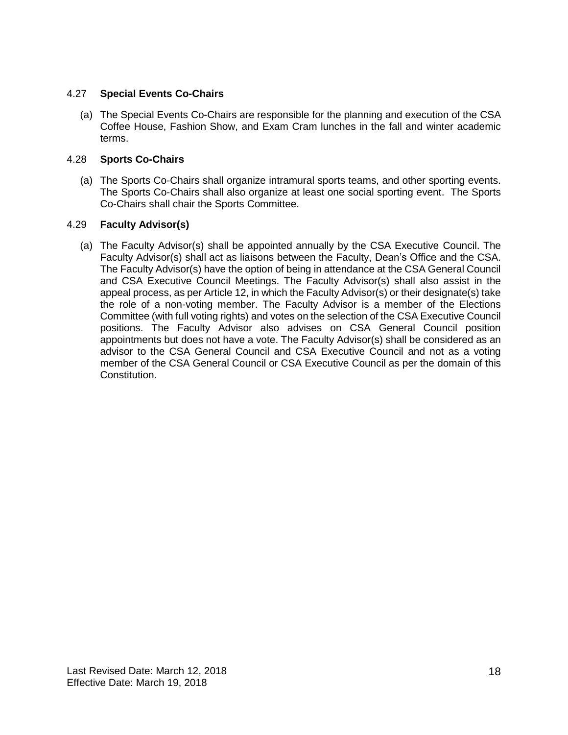### 4.27 **Special Events Co-Chairs**

(a) The Special Events Co-Chairs are responsible for the planning and execution of the CSA Coffee House, Fashion Show, and Exam Cram lunches in the fall and winter academic terms.

### 4.28 **Sports Co-Chairs**

(a) The Sports Co-Chairs shall organize intramural sports teams, and other sporting events. The Sports Co-Chairs shall also organize at least one social sporting event. The Sports Co-Chairs shall chair the Sports Committee.

### 4.29 **Faculty Advisor(s)**

(a) The Faculty Advisor(s) shall be appointed annually by the CSA Executive Council. The Faculty Advisor(s) shall act as liaisons between the Faculty, Dean's Office and the CSA. The Faculty Advisor(s) have the option of being in attendance at the CSA General Council and CSA Executive Council Meetings. The Faculty Advisor(s) shall also assist in the appeal process, as per Article 12, in which the Faculty Advisor(s) or their designate(s) take the role of a non-voting member. The Faculty Advisor is a member of the Elections Committee (with full voting rights) and votes on the selection of the CSA Executive Council positions. The Faculty Advisor also advises on CSA General Council position appointments but does not have a vote. The Faculty Advisor(s) shall be considered as an advisor to the CSA General Council and CSA Executive Council and not as a voting member of the CSA General Council or CSA Executive Council as per the domain of this Constitution.

Last Revised Date: March 12, 2018
Effective Date: March 19, 2018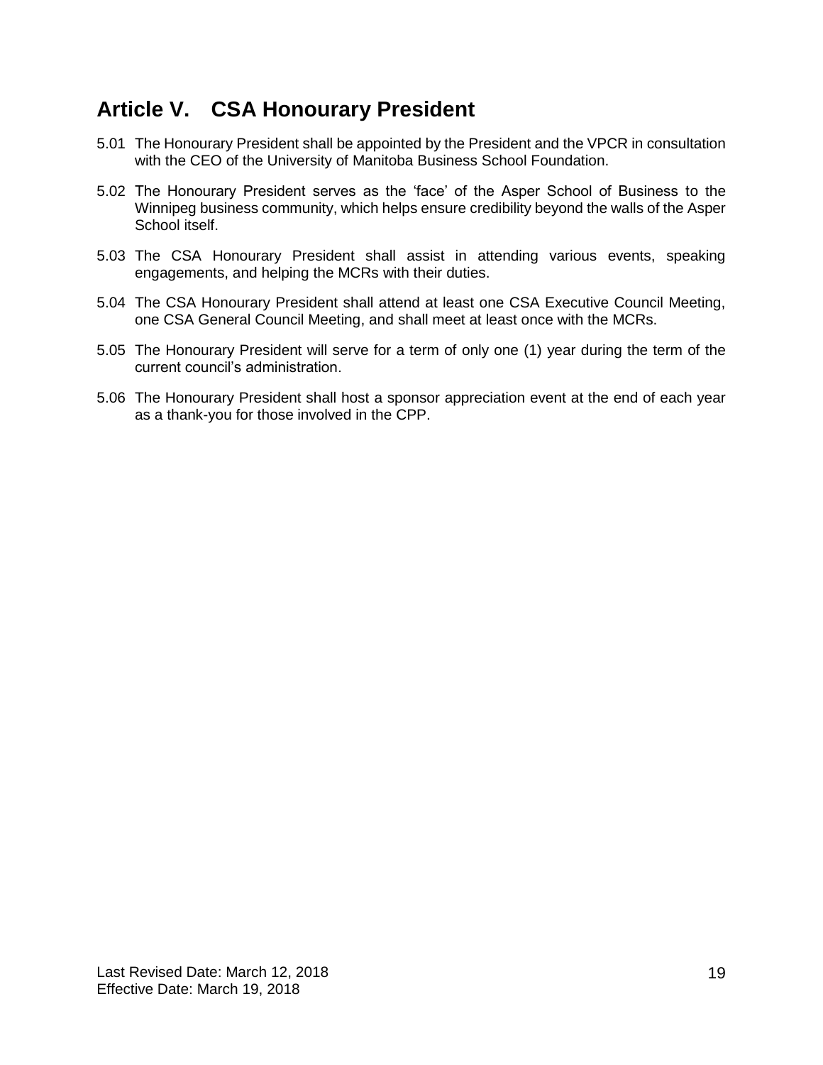## Article V. CSA Honourary President

5.01 The Honourary President shall be appointed by the President and the VPCR in consultation with the CEO of the University of Manitoba Business School Foundation.

5.02 The Honourary President serves as the 'face' of the Asper School of Business to the Winnipeg business community, which helps ensure credibility beyond the walls of the Asper School itself.

5.03 The CSA Honourary President shall assist in attending various events, speaking engagements, and helping the MCRs with their duties.

5.04 The CSA Honourary President shall attend at least one CSA Executive Council Meeting, one CSA General Council Meeting, and shall meet at least once with the MCRs.

5.05 The Honourary President will serve for a term of only one (1) year during the term of the current council's administration.

5.06 The Honourary President shall host a sponsor appreciation event at the end of each year as a thank-you for those involved in the CPP.

Last Revised Date: March 12, 2018
Effective Date: March 19, 2018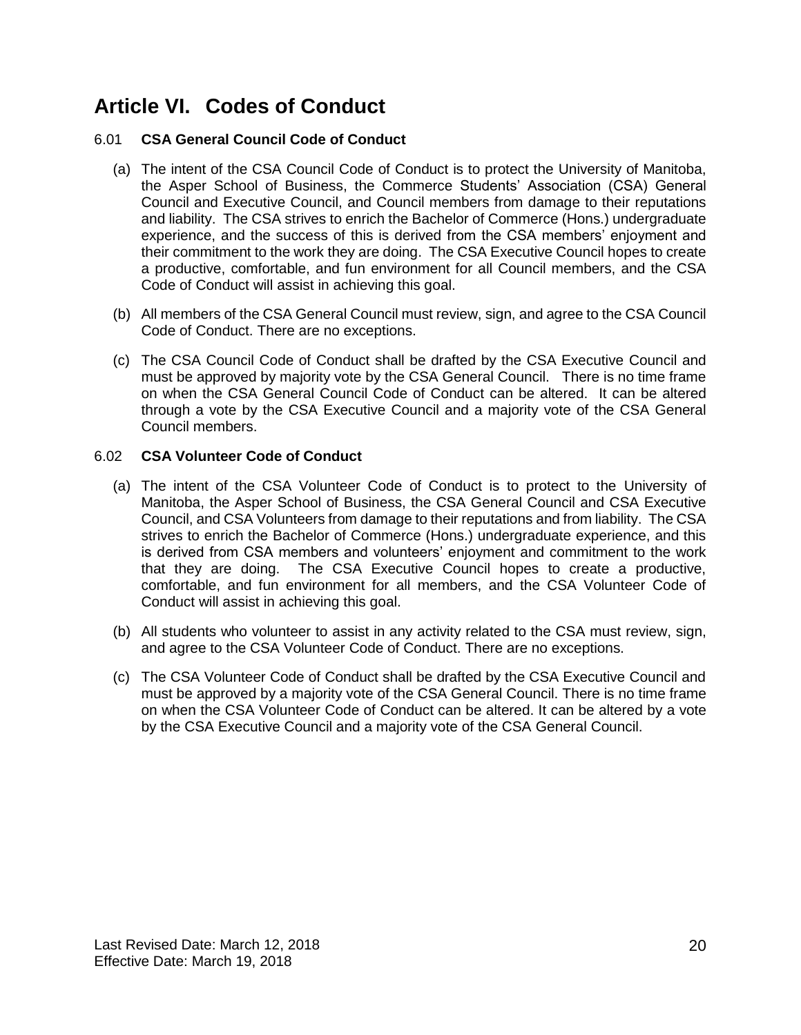# Article VI. Codes of Conduct

## 6.01 **CSA General Council Code of Conduct**

(a) The intent of the CSA Council Code of Conduct is to protect the University of Manitoba, the Asper School of Business, the Commerce Students' Association (CSA) General Council and Executive Council, and Council members from damage to their reputations and liability. The CSA strives to enrich the Bachelor of Commerce (Hons.) undergraduate experience, and the success of this is derived from the CSA members' enjoyment and their commitment to the work they are doing. The CSA Executive Council hopes to create a productive, comfortable, and fun environment for all Council members, and the CSA Code of Conduct will assist in achieving this goal.

(b) All members of the CSA General Council must review, sign, and agree to the CSA Council Code of Conduct. There are no exceptions.

(c) The CSA Council Code of Conduct shall be drafted by the CSA Executive Council and must be approved by majority vote by the CSA General Council. There is no time frame on when the CSA General Council Code of Conduct can be altered. It can be altered through a vote by the CSA Executive Council and a majority vote of the CSA General Council members.

## 6.02 **CSA Volunteer Code of Conduct**

(a) The intent of the CSA Volunteer Code of Conduct is to protect to the University of Manitoba, the Asper School of Business, the CSA General Council and CSA Executive Council, and CSA Volunteers from damage to their reputations and from liability. The CSA strives to enrich the Bachelor of Commerce (Hons.) undergraduate experience, and this is derived from CSA members and volunteers' enjoyment and commitment to the work that they are doing. The CSA Executive Council hopes to create a productive, comfortable, and fun environment for all members, and the CSA Volunteer Code of Conduct will assist in achieving this goal.

(b) All students who volunteer to assist in any activity related to the CSA must review, sign, and agree to the CSA Volunteer Code of Conduct. There are no exceptions.

(c) The CSA Volunteer Code of Conduct shall be drafted by the CSA Executive Council and must be approved by a majority vote of the CSA General Council. There is no time frame on when the CSA Volunteer Code of Conduct can be altered. It can be altered by a vote by the CSA Executive Council and a majority vote of the CSA General Council.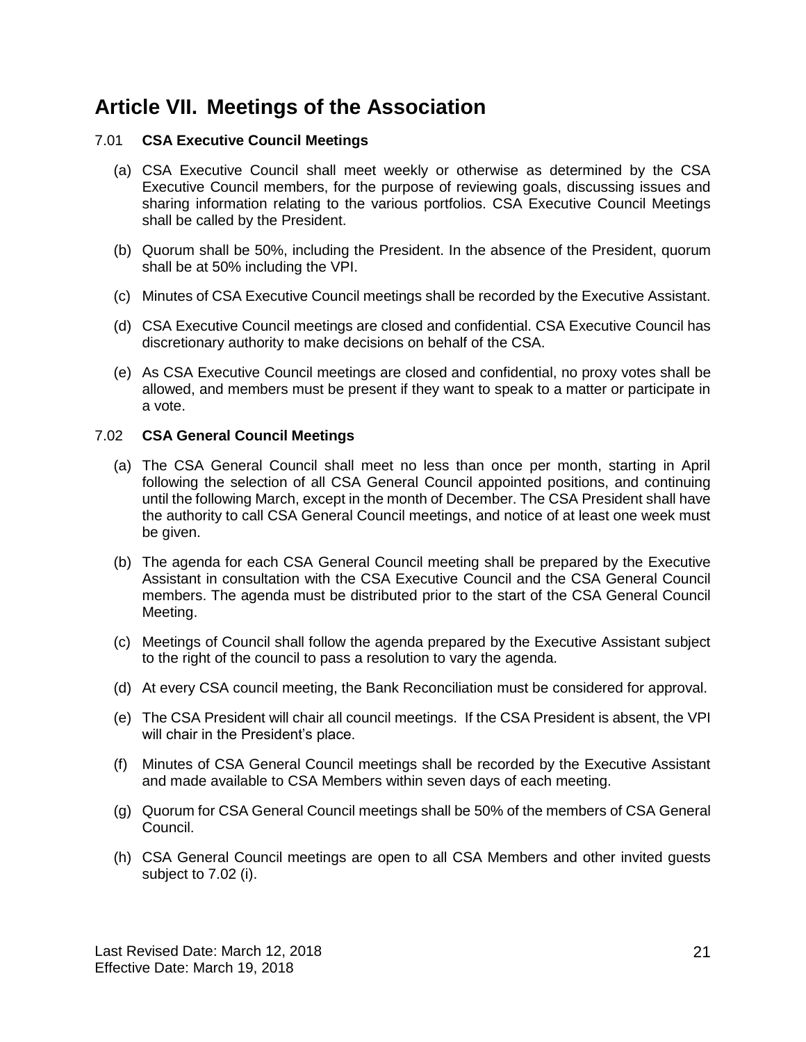# Article VII. Meetings of the Association

## 7.01 **CSA Executive Council Meetings**

(a) CSA Executive Council shall meet weekly or otherwise as determined by the CSA Executive Council members, for the purpose of reviewing goals, discussing issues and sharing information relating to the various portfolios. CSA Executive Council Meetings shall be called by the President.

(b) Quorum shall be 50%, including the President. In the absence of the President, quorum shall be at 50% including the VPI.

(c) Minutes of CSA Executive Council meetings shall be recorded by the Executive Assistant.

(d) CSA Executive Council meetings are closed and confidential. CSA Executive Council has discretionary authority to make decisions on behalf of the CSA.

(e) As CSA Executive Council meetings are closed and confidential, no proxy votes shall be allowed, and members must be present if they want to speak to a matter or participate in a vote.

## 7.02 **CSA General Council Meetings**

(a) The CSA General Council shall meet no less than once per month, starting in April following the selection of all CSA General Council appointed positions, and continuing until the following March, except in the month of December. The CSA President shall have the authority to call CSA General Council meetings, and notice of at least one week must be given.

(b) The agenda for each CSA General Council meeting shall be prepared by the Executive Assistant in consultation with the CSA Executive Council and the CSA General Council members. The agenda must be distributed prior to the start of the CSA General Council Meeting.

(c) Meetings of Council shall follow the agenda prepared by the Executive Assistant subject to the right of the council to pass a resolution to vary the agenda.

(d) At every CSA council meeting, the Bank Reconciliation must be considered for approval.

(e) The CSA President will chair all council meetings. If the CSA President is absent, the VPI will chair in the President's place.

(f) Minutes of CSA General Council meetings shall be recorded by the Executive Assistant and made available to CSA Members within seven days of each meeting.

(g) Quorum for CSA General Council meetings shall be 50% of the members of CSA General Council.

(h) CSA General Council meetings are open to all CSA Members and other invited guests subject to 7.02 (i).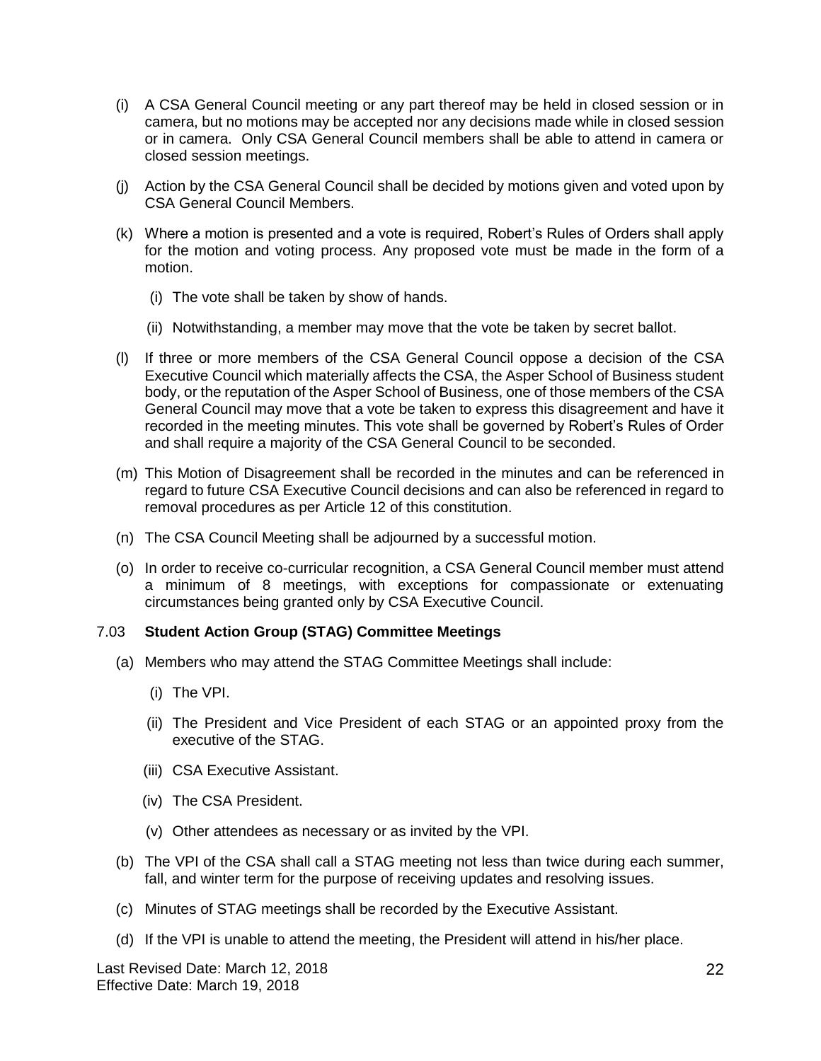(i) A CSA General Council meeting or any part thereof may be held in closed session or in camera, but no motions may be accepted nor any decisions made while in closed session or in camera. Only CSA General Council members shall be able to attend in camera or closed session meetings.

(j) Action by the CSA General Council shall be decided by motions given and voted upon by CSA General Council Members.

(k) Where a motion is presented and a vote is required, Robert's Rules of Orders shall apply for the motion and voting process. Any proposed vote must be made in the form of a motion.

  (i) The vote shall be taken by show of hands.

  (ii) Notwithstanding, a member may move that the vote be taken by secret ballot.

(l) If three or more members of the CSA General Council oppose a decision of the CSA Executive Council which materially affects the CSA, the Asper School of Business student body, or the reputation of the Asper School of Business, one of those members of the CSA General Council may move that a vote be taken to express this disagreement and have it recorded in the meeting minutes. This vote shall be governed by Robert's Rules of Order and shall require a majority of the CSA General Council to be seconded.

(m) This Motion of Disagreement shall be recorded in the minutes and can be referenced in regard to future CSA Executive Council decisions and can also be referenced in regard to removal procedures as per Article 12 of this constitution.

(n) The CSA Council Meeting shall be adjourned by a successful motion.

(o) In order to receive co-curricular recognition, a CSA General Council member must attend a minimum of 8 meetings, with exceptions for compassionate or extenuating circumstances being granted only by CSA Executive Council.

7.03 **Student Action Group (STAG) Committee Meetings**

(a) Members who may attend the STAG Committee Meetings shall include:

  (i) The VPI.

  (ii) The President and Vice President of each STAG or an appointed proxy from the executive of the STAG.

  (iii) CSA Executive Assistant.

  (iv) The CSA President.

  (v) Other attendees as necessary or as invited by the VPI.

(b) The VPI of the CSA shall call a STAG meeting not less than twice during each summer, fall, and winter term for the purpose of receiving updates and resolving issues.

(c) Minutes of STAG meetings shall be recorded by the Executive Assistant.

(d) If the VPI is unable to attend the meeting, the President will attend in his/her place.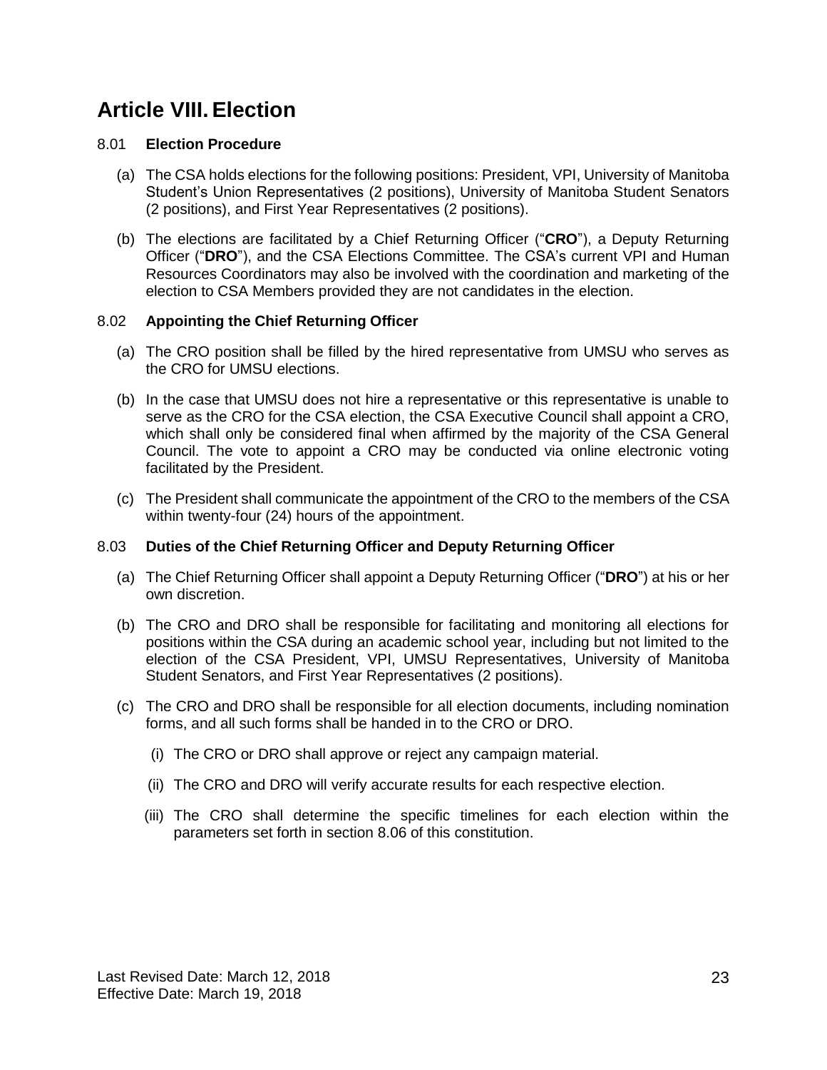# Article VIII. Election

## 8.01 Election Procedure

(a) The CSA holds elections for the following positions: President, VPI, University of Manitoba Student's Union Representatives (2 positions), University of Manitoba Student Senators (2 positions), and First Year Representatives (2 positions).

(b) The elections are facilitated by a Chief Returning Officer ("**CRO**"), a Deputy Returning Officer ("**DRO**"), and the CSA Elections Committee. The CSA's current VPI and Human Resources Coordinators may also be involved with the coordination and marketing of the election to CSA Members provided they are not candidates in the election.

## 8.02 Appointing the Chief Returning Officer

(a) The CRO position shall be filled by the hired representative from UMSU who serves as the CRO for UMSU elections.

(b) In the case that UMSU does not hire a representative or this representative is unable to serve as the CRO for the CSA election, the CSA Executive Council shall appoint a CRO, which shall only be considered final when affirmed by the majority of the CSA General Council. The vote to appoint a CRO may be conducted via online electronic voting facilitated by the President.

(c) The President shall communicate the appointment of the CRO to the members of the CSA within twenty-four (24) hours of the appointment.

## 8.03 Duties of the Chief Returning Officer and Deputy Returning Officer

(a) The Chief Returning Officer shall appoint a Deputy Returning Officer ("**DRO**") at his or her own discretion.

(b) The CRO and DRO shall be responsible for facilitating and monitoring all elections for positions within the CSA during an academic school year, including but not limited to the election of the CSA President, VPI, UMSU Representatives, University of Manitoba Student Senators, and First Year Representatives (2 positions).

(c) The CRO and DRO shall be responsible for all election documents, including nomination forms, and all such forms shall be handed in to the CRO or DRO.

   (i) The CRO or DRO shall approve or reject any campaign material.

   (ii) The CRO and DRO will verify accurate results for each respective election.

   (iii) The CRO shall determine the specific timelines for each election within the parameters set forth in section 8.06 of this constitution.

Last Revised Date: March 12, 2018
Effective Date: March 19, 2018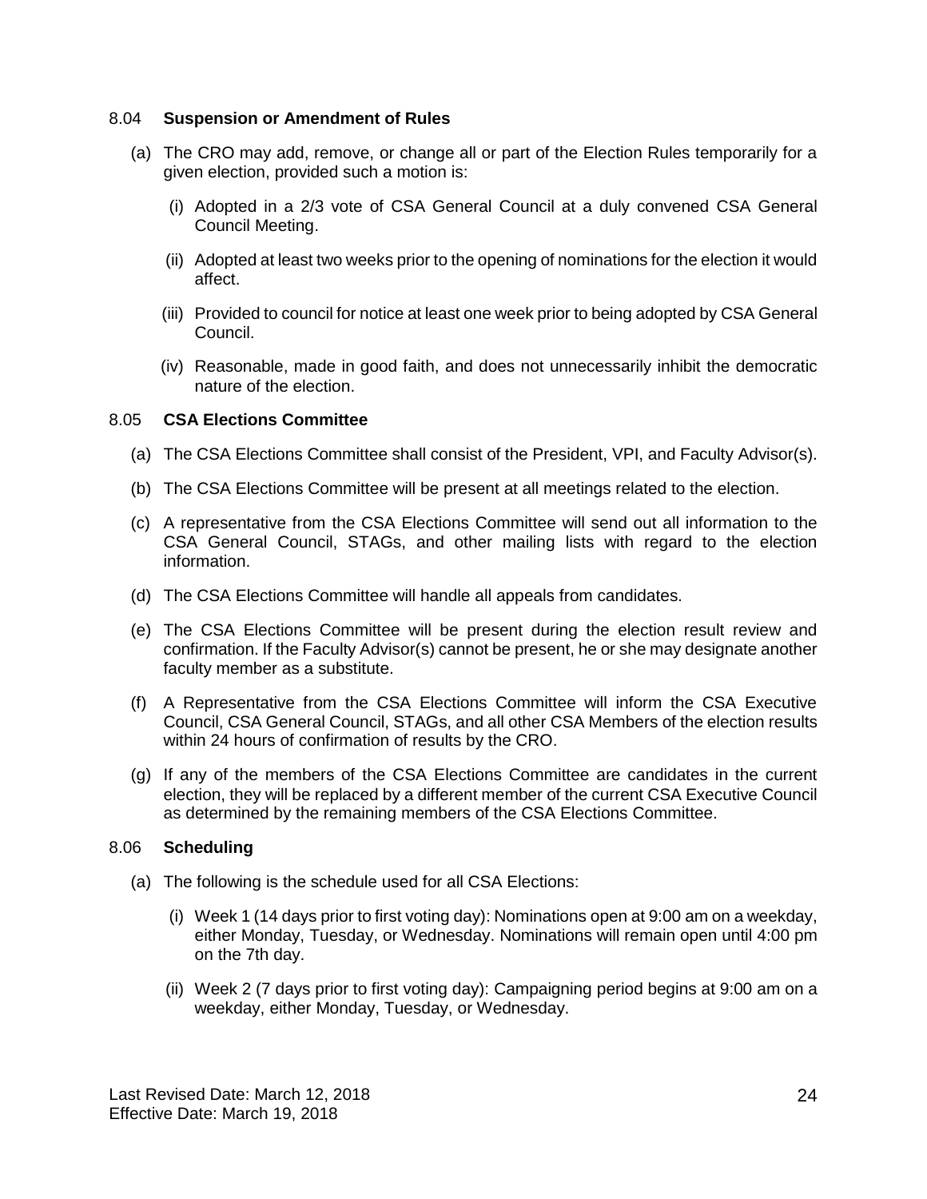### 8.04 **Suspension or Amendment of Rules**

(a) The CRO may add, remove, or change all or part of the Election Rules temporarily for a given election, provided such a motion is:

(i) Adopted in a 2/3 vote of CSA General Council at a duly convened CSA General Council Meeting.

(ii) Adopted at least two weeks prior to the opening of nominations for the election it would affect.

(iii) Provided to council for notice at least one week prior to being adopted by CSA General Council.

(iv) Reasonable, made in good faith, and does not unnecessarily inhibit the democratic nature of the election.

### 8.05 **CSA Elections Committee**

(a) The CSA Elections Committee shall consist of the President, VPI, and Faculty Advisor(s).

(b) The CSA Elections Committee will be present at all meetings related to the election.

(c) A representative from the CSA Elections Committee will send out all information to the CSA General Council, STAGs, and other mailing lists with regard to the election information.

(d) The CSA Elections Committee will handle all appeals from candidates.

(e) The CSA Elections Committee will be present during the election result review and confirmation. If the Faculty Advisor(s) cannot be present, he or she may designate another faculty member as a substitute.

(f) A Representative from the CSA Elections Committee will inform the CSA Executive Council, CSA General Council, STAGs, and all other CSA Members of the election results within 24 hours of confirmation of results by the CRO.

(g) If any of the members of the CSA Elections Committee are candidates in the current election, they will be replaced by a different member of the current CSA Executive Council as determined by the remaining members of the CSA Elections Committee.

### 8.06 **Scheduling**

(a) The following is the schedule used for all CSA Elections:

(i) Week 1 (14 days prior to first voting day): Nominations open at 9:00 am on a weekday, either Monday, Tuesday, or Wednesday. Nominations will remain open until 4:00 pm on the 7th day.

(ii) Week 2 (7 days prior to first voting day): Campaigning period begins at 9:00 am on a weekday, either Monday, Tuesday, or Wednesday.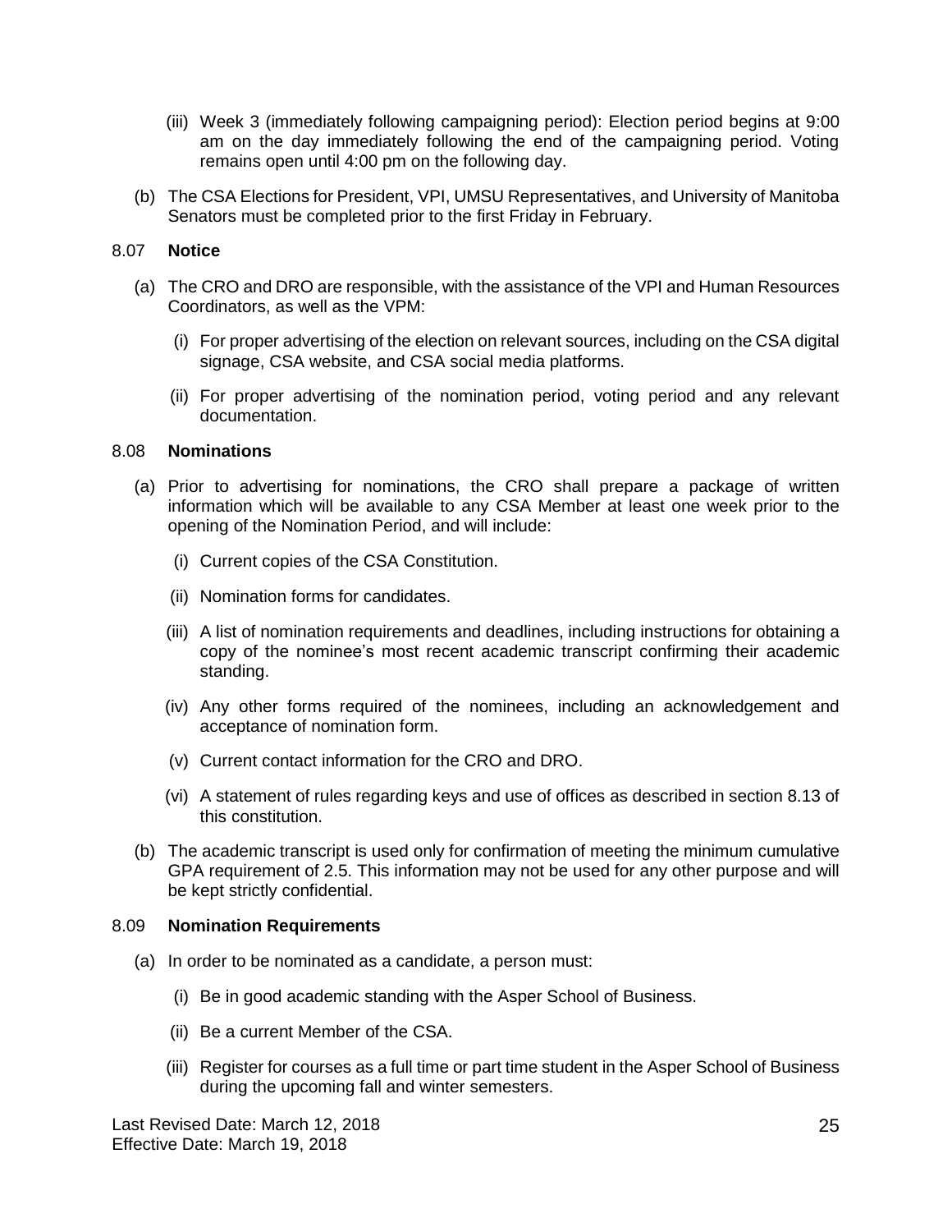(iii) Week 3 (immediately following campaigning period): Election period begins at 9:00 am on the day immediately following the end of the campaigning period. Voting remains open until 4:00 pm on the following day.

(b) The CSA Elections for President, VPI, UMSU Representatives, and University of Manitoba Senators must be completed prior to the first Friday in February.

8.07 **Notice**

(a) The CRO and DRO are responsible, with the assistance of the VPI and Human Resources Coordinators, as well as the VPM:

(i) For proper advertising of the election on relevant sources, including on the CSA digital signage, CSA website, and CSA social media platforms.

(ii) For proper advertising of the nomination period, voting period and any relevant documentation.

8.08 **Nominations**

(a) Prior to advertising for nominations, the CRO shall prepare a package of written information which will be available to any CSA Member at least one week prior to the opening of the Nomination Period, and will include:

(i) Current copies of the CSA Constitution.

(ii) Nomination forms for candidates.

(iii) A list of nomination requirements and deadlines, including instructions for obtaining a copy of the nominee's most recent academic transcript confirming their academic standing.

(iv) Any other forms required of the nominees, including an acknowledgement and acceptance of nomination form.

(v) Current contact information for the CRO and DRO.

(vi) A statement of rules regarding keys and use of offices as described in section 8.13 of this constitution.

(b) The academic transcript is used only for confirmation of meeting the minimum cumulative GPA requirement of 2.5. This information may not be used for any other purpose and will be kept strictly confidential.

8.09 **Nomination Requirements**

(a) In order to be nominated as a candidate, a person must:

(i) Be in good academic standing with the Asper School of Business.

(ii) Be a current Member of the CSA.

(iii) Register for courses as a full time or part time student in the Asper School of Business during the upcoming fall and winter semesters.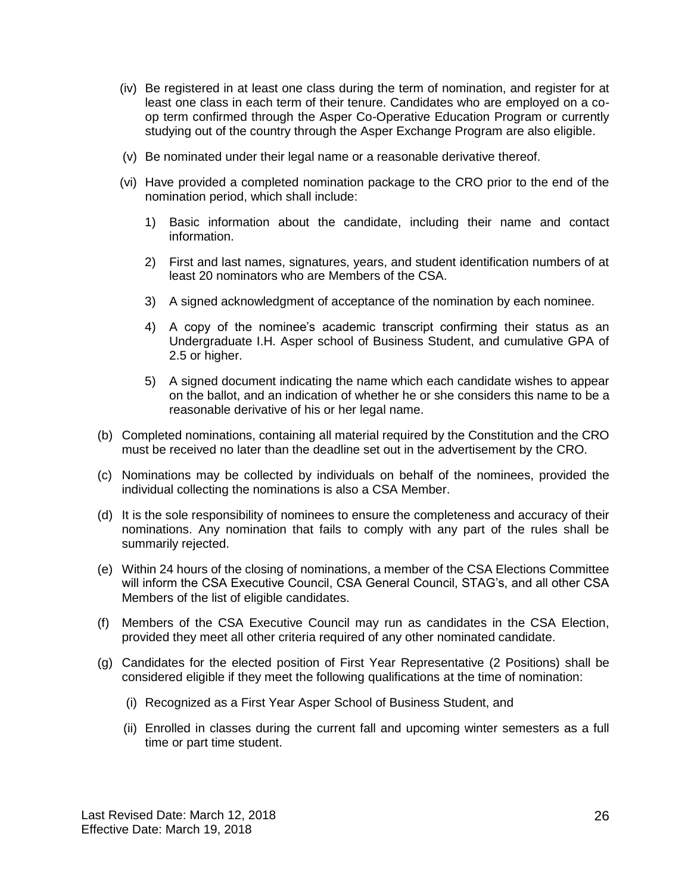(iv) Be registered in at least one class during the term of nomination, and register for at least one class in each term of their tenure. Candidates who are employed on a co-op term confirmed through the Asper Co-Operative Education Program or currently studying out of the country through the Asper Exchange Program are also eligible.

(v) Be nominated under their legal name or a reasonable derivative thereof.

(vi) Have provided a completed nomination package to the CRO prior to the end of the nomination period, which shall include:

1) Basic information about the candidate, including their name and contact information.

2) First and last names, signatures, years, and student identification numbers of at least 20 nominators who are Members of the CSA.

3) A signed acknowledgment of acceptance of the nomination by each nominee.

4) A copy of the nominee's academic transcript confirming their status as an Undergraduate I.H. Asper school of Business Student, and cumulative GPA of 2.5 or higher.

5) A signed document indicating the name which each candidate wishes to appear on the ballot, and an indication of whether he or she considers this name to be a reasonable derivative of his or her legal name.

(b) Completed nominations, containing all material required by the Constitution and the CRO must be received no later than the deadline set out in the advertisement by the CRO.

(c) Nominations may be collected by individuals on behalf of the nominees, provided the individual collecting the nominations is also a CSA Member.

(d) It is the sole responsibility of nominees to ensure the completeness and accuracy of their nominations. Any nomination that fails to comply with any part of the rules shall be summarily rejected.

(e) Within 24 hours of the closing of nominations, a member of the CSA Elections Committee will inform the CSA Executive Council, CSA General Council, STAG's, and all other CSA Members of the list of eligible candidates.

(f) Members of the CSA Executive Council may run as candidates in the CSA Election, provided they meet all other criteria required of any other nominated candidate.

(g) Candidates for the elected position of First Year Representative (2 Positions) shall be considered eligible if they meet the following qualifications at the time of nomination:

(i) Recognized as a First Year Asper School of Business Student, and

(ii) Enrolled in classes during the current fall and upcoming winter semesters as a full time or part time student.

Last Revised Date: March 12, 2018
Effective Date: March 19, 2018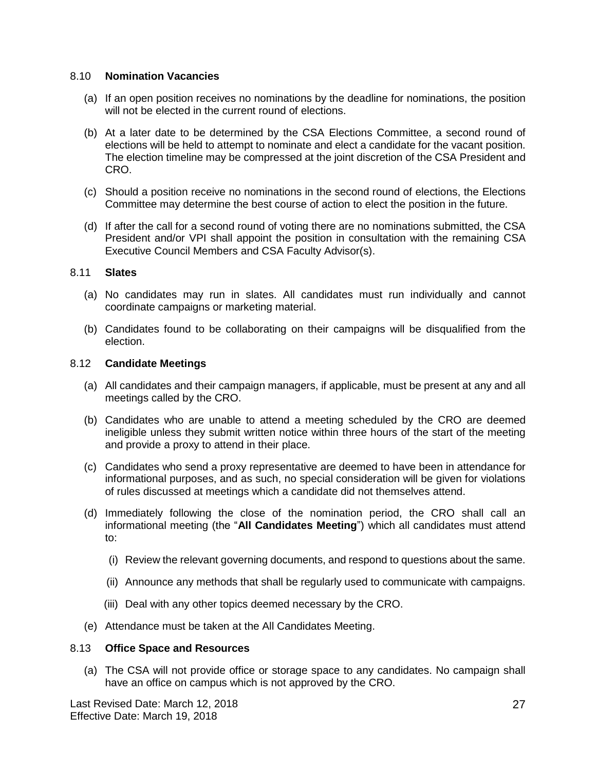### 8.10 **Nomination Vacancies**

(a) If an open position receives no nominations by the deadline for nominations, the position will not be elected in the current round of elections.

(b) At a later date to be determined by the CSA Elections Committee, a second round of elections will be held to attempt to nominate and elect a candidate for the vacant position. The election timeline may be compressed at the joint discretion of the CSA President and CRO.

(c) Should a position receive no nominations in the second round of elections, the Elections Committee may determine the best course of action to elect the position in the future.

(d) If after the call for a second round of voting there are no nominations submitted, the CSA President and/or VPI shall appoint the position in consultation with the remaining CSA Executive Council Members and CSA Faculty Advisor(s).

### 8.11 **Slates**

(a) No candidates may run in slates. All candidates must run individually and cannot coordinate campaigns or marketing material.

(b) Candidates found to be collaborating on their campaigns will be disqualified from the election.

### 8.12 **Candidate Meetings**

(a) All candidates and their campaign managers, if applicable, must be present at any and all meetings called by the CRO.

(b) Candidates who are unable to attend a meeting scheduled by the CRO are deemed ineligible unless they submit written notice within three hours of the start of the meeting and provide a proxy to attend in their place.

(c) Candidates who send a proxy representative are deemed to have been in attendance for informational purposes, and as such, no special consideration will be given for violations of rules discussed at meetings which a candidate did not themselves attend.

(d) Immediately following the close of the nomination period, the CRO shall call an informational meeting (the "**All Candidates Meeting**") which all candidates must attend to:

  (i) Review the relevant governing documents, and respond to questions about the same.

  (ii) Announce any methods that shall be regularly used to communicate with campaigns.

  (iii) Deal with any other topics deemed necessary by the CRO.

(e) Attendance must be taken at the All Candidates Meeting.

### 8.13 **Office Space and Resources**

(a) The CSA will not provide office or storage space to any candidates. No campaign shall have an office on campus which is not approved by the CRO.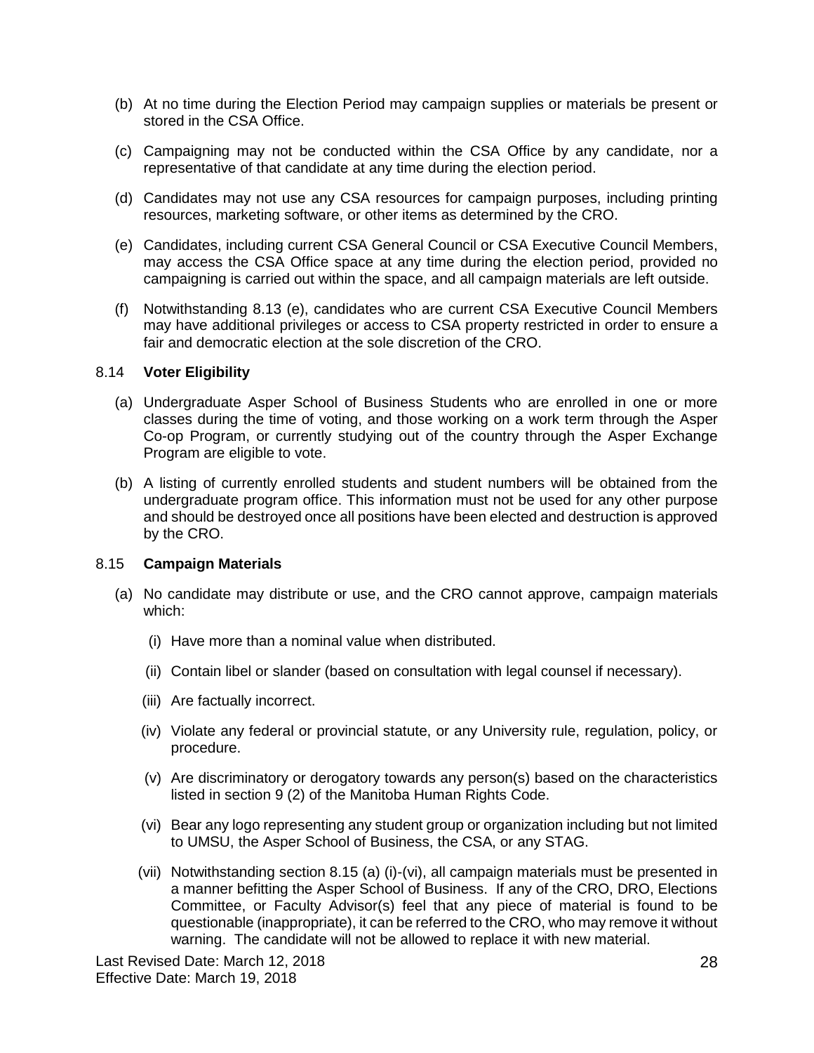(b) At no time during the Election Period may campaign supplies or materials be present or stored in the CSA Office.

(c) Campaigning may not be conducted within the CSA Office by any candidate, nor a representative of that candidate at any time during the election period.

(d) Candidates may not use any CSA resources for campaign purposes, including printing resources, marketing software, or other items as determined by the CRO.

(e) Candidates, including current CSA General Council or CSA Executive Council Members, may access the CSA Office space at any time during the election period, provided no campaigning is carried out within the space, and all campaign materials are left outside.

(f) Notwithstanding 8.13 (e), candidates who are current CSA Executive Council Members may have additional privileges or access to CSA property restricted in order to ensure a fair and democratic election at the sole discretion of the CRO.

8.14 **Voter Eligibility**

(a) Undergraduate Asper School of Business Students who are enrolled in one or more classes during the time of voting, and those working on a work term through the Asper Co-op Program, or currently studying out of the country through the Asper Exchange Program are eligible to vote.

(b) A listing of currently enrolled students and student numbers will be obtained from the undergraduate program office. This information must not be used for any other purpose and should be destroyed once all positions have been elected and destruction is approved by the CRO.

8.15 **Campaign Materials**

(a) No candidate may distribute or use, and the CRO cannot approve, campaign materials which:

(i) Have more than a nominal value when distributed.

(ii) Contain libel or slander (based on consultation with legal counsel if necessary).

(iii) Are factually incorrect.

(iv) Violate any federal or provincial statute, or any University rule, regulation, policy, or procedure.

(v) Are discriminatory or derogatory towards any person(s) based on the characteristics listed in section 9 (2) of the Manitoba Human Rights Code.

(vi) Bear any logo representing any student group or organization including but not limited to UMSU, the Asper School of Business, the CSA, or any STAG.

(vii) Notwithstanding section 8.15 (a) (i)-(vi), all campaign materials must be presented in a manner befitting the Asper School of Business. If any of the CRO, DRO, Elections Committee, or Faculty Advisor(s) feel that any piece of material is found to be questionable (inappropriate), it can be referred to the CRO, who may remove it without warning. The candidate will not be allowed to replace it with new material.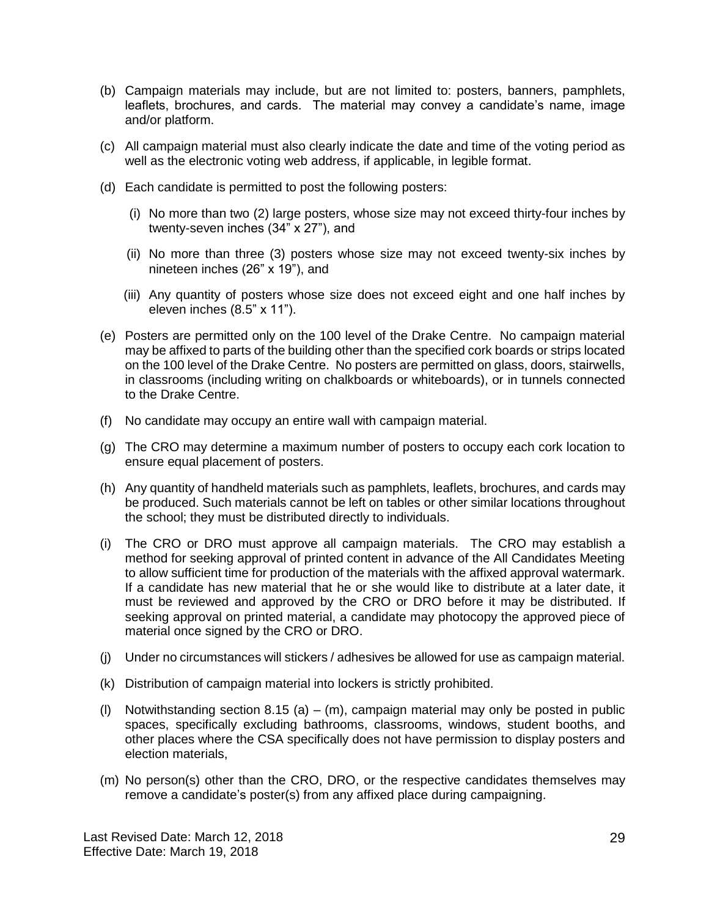(b) Campaign materials may include, but are not limited to: posters, banners, pamphlets, leaflets, brochures, and cards. The material may convey a candidate's name, image and/or platform.

(c) All campaign material must also clearly indicate the date and time of the voting period as well as the electronic voting web address, if applicable, in legible format.

(d) Each candidate is permitted to post the following posters:

(i) No more than two (2) large posters, whose size may not exceed thirty-four inches by twenty-seven inches (34" x 27"), and

(ii) No more than three (3) posters whose size may not exceed twenty-six inches by nineteen inches (26" x 19"), and

(iii) Any quantity of posters whose size does not exceed eight and one half inches by eleven inches (8.5" x 11").

(e) Posters are permitted only on the 100 level of the Drake Centre. No campaign material may be affixed to parts of the building other than the specified cork boards or strips located on the 100 level of the Drake Centre. No posters are permitted on glass, doors, stairwells, in classrooms (including writing on chalkboards or whiteboards), or in tunnels connected to the Drake Centre.

(f) No candidate may occupy an entire wall with campaign material.

(g) The CRO may determine a maximum number of posters to occupy each cork location to ensure equal placement of posters.

(h) Any quantity of handheld materials such as pamphlets, leaflets, brochures, and cards may be produced. Such materials cannot be left on tables or other similar locations throughout the school; they must be distributed directly to individuals.

(i) The CRO or DRO must approve all campaign materials. The CRO may establish a method for seeking approval of printed content in advance of the All Candidates Meeting to allow sufficient time for production of the materials with the affixed approval watermark. If a candidate has new material that he or she would like to distribute at a later date, it must be reviewed and approved by the CRO or DRO before it may be distributed. If seeking approval on printed material, a candidate may photocopy the approved piece of material once signed by the CRO or DRO.

(j) Under no circumstances will stickers / adhesives be allowed for use as campaign material.

(k) Distribution of campaign material into lockers is strictly prohibited.

(l) Notwithstanding section 8.15 (a) – (m), campaign material may only be posted in public spaces, specifically excluding bathrooms, classrooms, windows, student booths, and other places where the CSA specifically does not have permission to display posters and election materials,

(m) No person(s) other than the CRO, DRO, or the respective candidates themselves may remove a candidate's poster(s) from any affixed place during campaigning.

Last Revised Date: March 12, 2018
Effective Date: March 19, 2018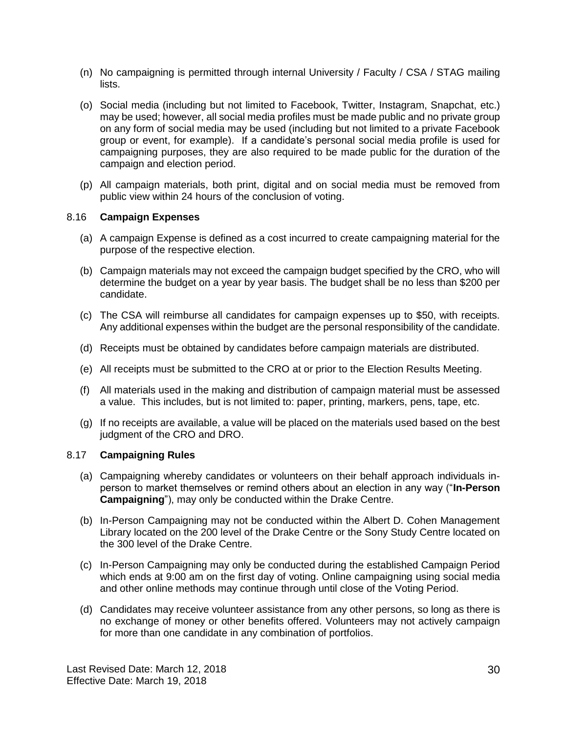(n) No campaigning is permitted through internal University / Faculty / CSA / STAG mailing lists.

(o) Social media (including but not limited to Facebook, Twitter, Instagram, Snapchat, etc.) may be used; however, all social media profiles must be made public and no private group on any form of social media may be used (including but not limited to a private Facebook group or event, for example). If a candidate's personal social media profile is used for campaigning purposes, they are also required to be made public for the duration of the campaign and election period.

(p) All campaign materials, both print, digital and on social media must be removed from public view within 24 hours of the conclusion of voting.

8.16 **Campaign Expenses**

(a) A campaign Expense is defined as a cost incurred to create campaigning material for the purpose of the respective election.

(b) Campaign materials may not exceed the campaign budget specified by the CRO, who will determine the budget on a year by year basis. The budget shall be no less than $200 per candidate.

(c) The CSA will reimburse all candidates for campaign expenses up to $50, with receipts. Any additional expenses within the budget are the personal responsibility of the candidate.

(d) Receipts must be obtained by candidates before campaign materials are distributed.

(e) All receipts must be submitted to the CRO at or prior to the Election Results Meeting.

(f) All materials used in the making and distribution of campaign material must be assessed a value. This includes, but is not limited to: paper, printing, markers, pens, tape, etc.

(g) If no receipts are available, a value will be placed on the materials used based on the best judgment of the CRO and DRO.

8.17 **Campaigning Rules**

(a) Campaigning whereby candidates or volunteers on their behalf approach individuals in-person to market themselves or remind others about an election in any way ("**In-Person Campaigning**"), may only be conducted within the Drake Centre.

(b) In-Person Campaigning may not be conducted within the Albert D. Cohen Management Library located on the 200 level of the Drake Centre or the Sony Study Centre located on the 300 level of the Drake Centre.

(c) In-Person Campaigning may only be conducted during the established Campaign Period which ends at 9:00 am on the first day of voting. Online campaigning using social media and other online methods may continue through until close of the Voting Period.

(d) Candidates may receive volunteer assistance from any other persons, so long as there is no exchange of money or other benefits offered. Volunteers may not actively campaign for more than one candidate in any combination of portfolios.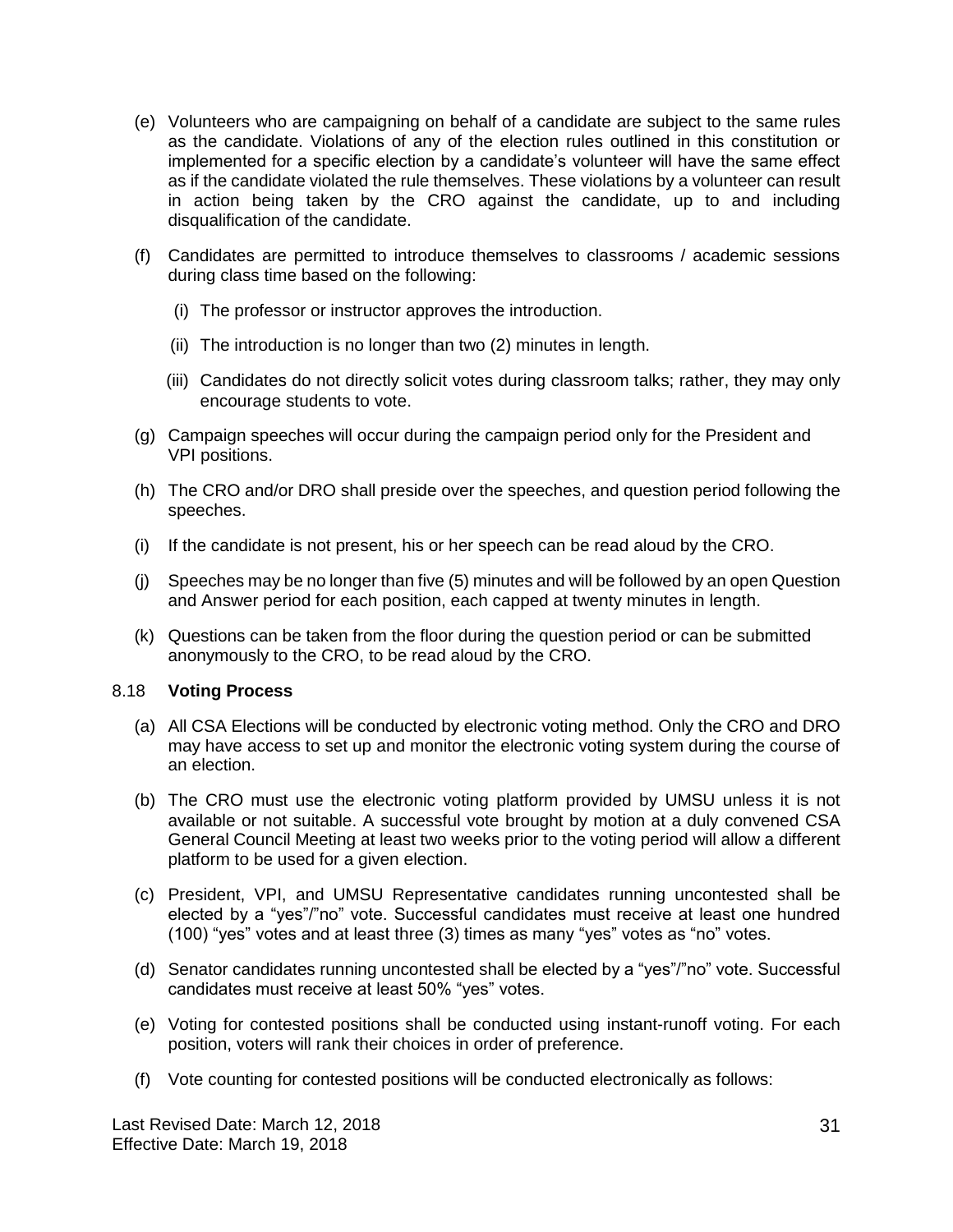(e) Volunteers who are campaigning on behalf of a candidate are subject to the same rules as the candidate. Violations of any of the election rules outlined in this constitution or implemented for a specific election by a candidate's volunteer will have the same effect as if the candidate violated the rule themselves. These violations by a volunteer can result in action being taken by the CRO against the candidate, up to and including disqualification of the candidate.

(f) Candidates are permitted to introduce themselves to classrooms / academic sessions during class time based on the following:

(i) The professor or instructor approves the introduction.

(ii) The introduction is no longer than two (2) minutes in length.

(iii) Candidates do not directly solicit votes during classroom talks; rather, they may only encourage students to vote.

(g) Campaign speeches will occur during the campaign period only for the President and VPI positions.

(h) The CRO and/or DRO shall preside over the speeches, and question period following the speeches.

(i) If the candidate is not present, his or her speech can be read aloud by the CRO.

(j) Speeches may be no longer than five (5) minutes and will be followed by an open Question and Answer period for each position, each capped at twenty minutes in length.

(k) Questions can be taken from the floor during the question period or can be submitted anonymously to the CRO, to be read aloud by the CRO.

8.18 **Voting Process**

(a) All CSA Elections will be conducted by electronic voting method. Only the CRO and DRO may have access to set up and monitor the electronic voting system during the course of an election.

(b) The CRO must use the electronic voting platform provided by UMSU unless it is not available or not suitable. A successful vote brought by motion at a duly convened CSA General Council Meeting at least two weeks prior to the voting period will allow a different platform to be used for a given election.

(c) President, VPI, and UMSU Representative candidates running uncontested shall be elected by a "yes"/"no" vote. Successful candidates must receive at least one hundred (100) "yes" votes and at least three (3) times as many "yes" votes as "no" votes.

(d) Senator candidates running uncontested shall be elected by a "yes"/"no" vote. Successful candidates must receive at least 50% "yes" votes.

(e) Voting for contested positions shall be conducted using instant-runoff voting. For each position, voters will rank their choices in order of preference.

(f) Vote counting for contested positions will be conducted electronically as follows: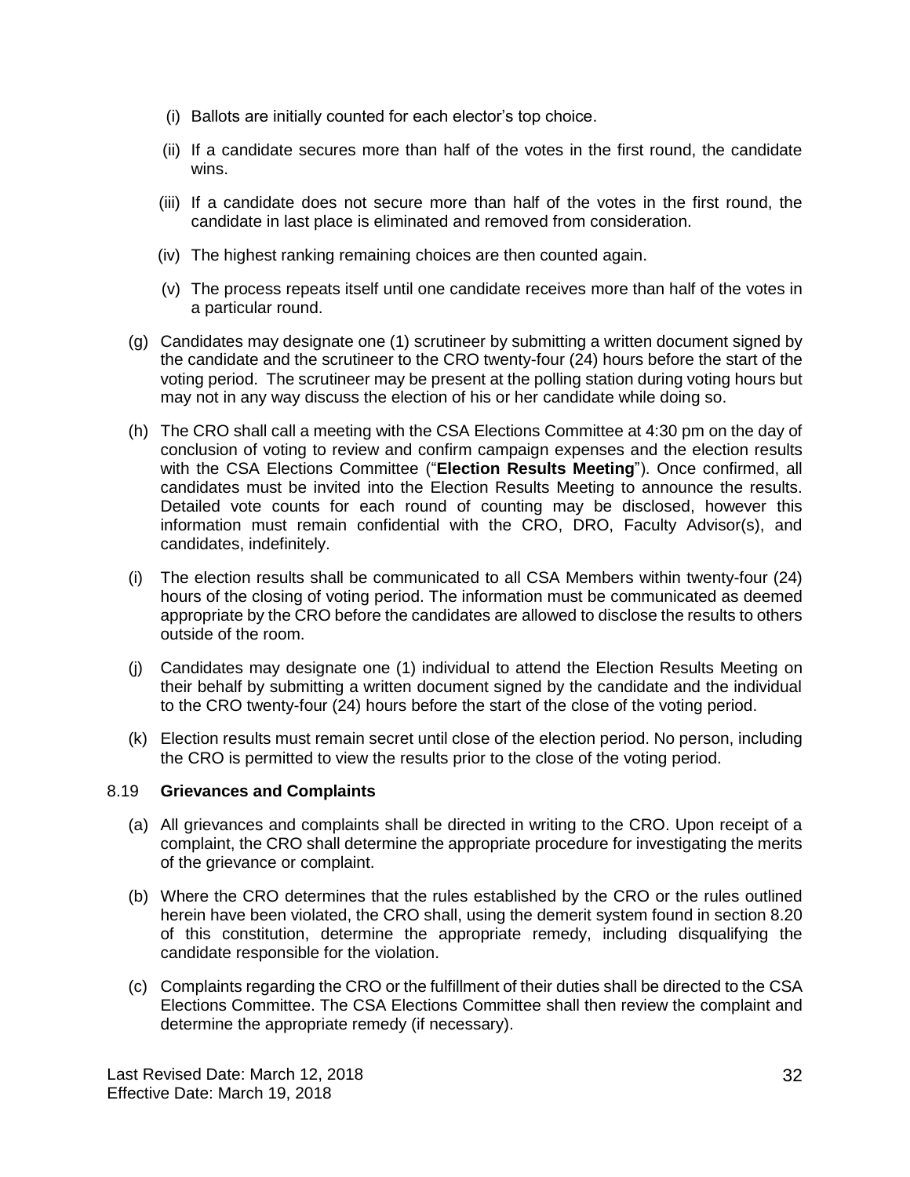(i) Ballots are initially counted for each elector's top choice.

(ii) If a candidate secures more than half of the votes in the first round, the candidate wins.

(iii) If a candidate does not secure more than half of the votes in the first round, the candidate in last place is eliminated and removed from consideration.

(iv) The highest ranking remaining choices are then counted again.

(v) The process repeats itself until one candidate receives more than half of the votes in a particular round.

(g) Candidates may designate one (1) scrutineer by submitting a written document signed by the candidate and the scrutineer to the CRO twenty-four (24) hours before the start of the voting period. The scrutineer may be present at the polling station during voting hours but may not in any way discuss the election of his or her candidate while doing so.

(h) The CRO shall call a meeting with the CSA Elections Committee at 4:30 pm on the day of conclusion of voting to review and confirm campaign expenses and the election results with the CSA Elections Committee ("**Election Results Meeting**"). Once confirmed, all candidates must be invited into the Election Results Meeting to announce the results. Detailed vote counts for each round of counting may be disclosed, however this information must remain confidential with the CRO, DRO, Faculty Advisor(s), and candidates, indefinitely.

(i) The election results shall be communicated to all CSA Members within twenty-four (24) hours of the closing of voting period. The information must be communicated as deemed appropriate by the CRO before the candidates are allowed to disclose the results to others outside of the room.

(j) Candidates may designate one (1) individual to attend the Election Results Meeting on their behalf by submitting a written document signed by the candidate and the individual to the CRO twenty-four (24) hours before the start of the close of the voting period.

(k) Election results must remain secret until close of the election period. No person, including the CRO is permitted to view the results prior to the close of the voting period.

8.19 **Grievances and Complaints**

(a) All grievances and complaints shall be directed in writing to the CRO. Upon receipt of a complaint, the CRO shall determine the appropriate procedure for investigating the merits of the grievance or complaint.

(b) Where the CRO determines that the rules established by the CRO or the rules outlined herein have been violated, the CRO shall, using the demerit system found in section 8.20 of this constitution, determine the appropriate remedy, including disqualifying the candidate responsible for the violation.

(c) Complaints regarding the CRO or the fulfillment of their duties shall be directed to the CSA Elections Committee. The CSA Elections Committee shall then review the complaint and determine the appropriate remedy (if necessary).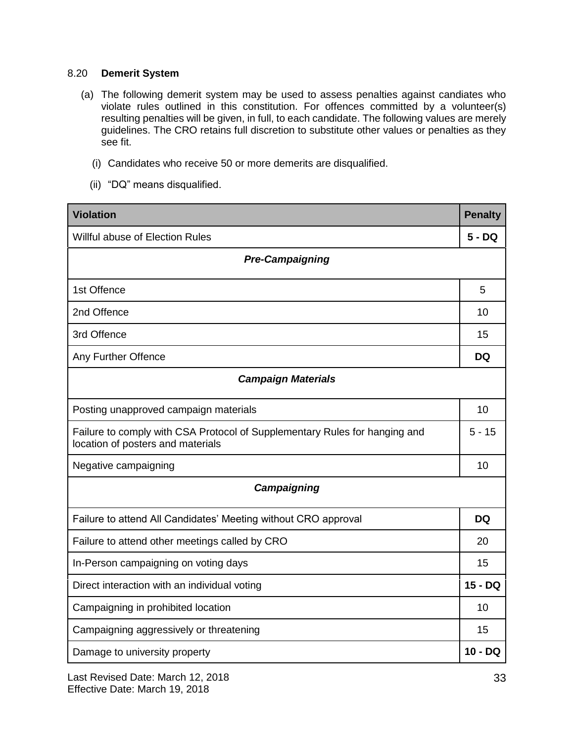8.20 **Demerit System**

(a) The following demerit system may be used to assess penalties against candiates who violate rules outlined in this constitution. For offences committed by a volunteer(s) resulting penalties will be given, in full, to each candidate. The following values are merely guidelines. The CRO retains full discretion to substitute other values or penalties as they see fit.

(i) Candidates who receive 50 or more demerits are disqualified.

(ii) "DQ" means disqualified.

| **Violation** | **Penalty** |
|---|---|
| Willful abuse of Election Rules | **5 - DQ** |
| ***Pre-Campaigning*** | |
| 1st Offence | 5 |
| 2nd Offence | 10 |
| 3rd Offence | 15 |
| Any Further Offence | **DQ** |
| ***Campaign Materials*** | |
| Posting unapproved campaign materials | 10 |
| Failure to comply with CSA Protocol of Supplementary Rules for hanging and location of posters and materials | 5 - 15 |
| Negative campaigning | 10 |
| ***Campaigning*** | |
| Failure to attend All Candidates' Meeting without CRO approval | **DQ** |
| Failure to attend other meetings called by CRO | 20 |
| In-Person campaigning on voting days | 15 |
| Direct interaction with an individual voting | **15 - DQ** |
| Campaigning in prohibited location | 10 |
| Campaigning aggressively or threatening | 15 |
| Damage to university property | **10 - DQ** |

Last Revised Date: March 12, 2018
Effective Date: March 19, 2018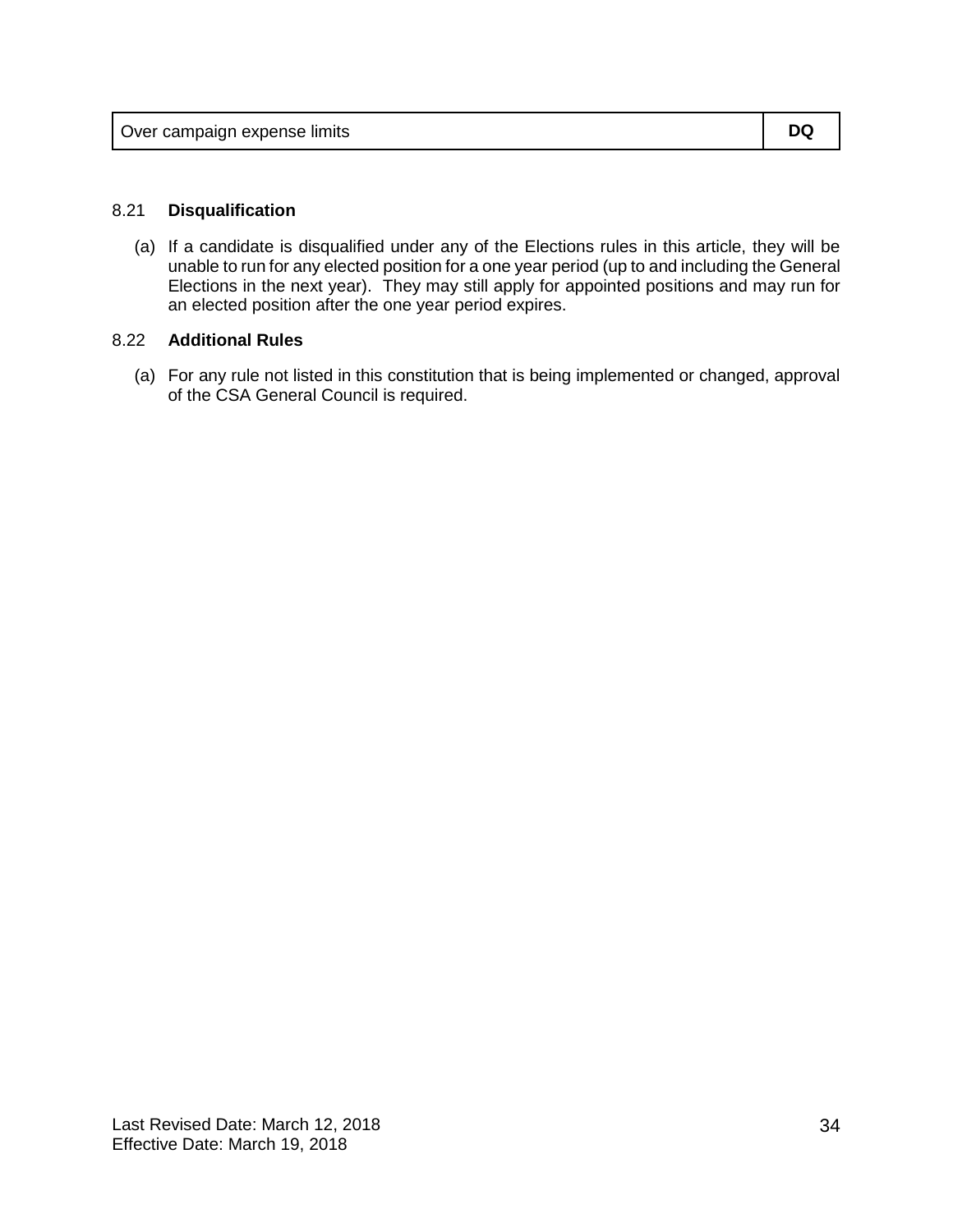| | |
|---|---|
| Over campaign expense limits | **DQ** |

8.21 **Disqualification**

(a) If a candidate is disqualified under any of the Elections rules in this article, they will be unable to run for any elected position for a one year period (up to and including the General Elections in the next year). They may still apply for appointed positions and may run for an elected position after the one year period expires.

8.22 **Additional Rules**

(a) For any rule not listed in this constitution that is being implemented or changed, approval of the CSA General Council is required.

Last Revised Date: March 12, 2018
Effective Date: March 19, 2018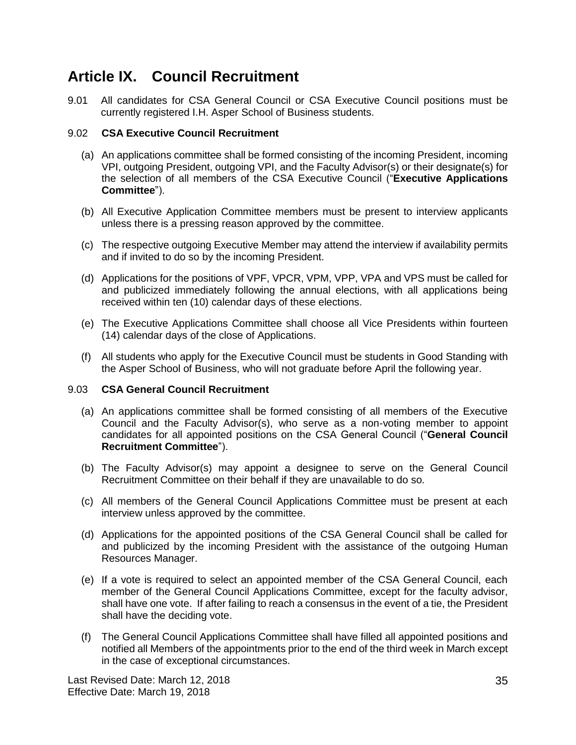# Article IX. Council Recruitment

9.01 All candidates for CSA General Council or CSA Executive Council positions must be currently registered I.H. Asper School of Business students.

9.02 **CSA Executive Council Recruitment**

(a) An applications committee shall be formed consisting of the incoming President, incoming VPI, outgoing President, outgoing VPI, and the Faculty Advisor(s) or their designate(s) for the selection of all members of the CSA Executive Council ("**Executive Applications Committee**").

(b) All Executive Application Committee members must be present to interview applicants unless there is a pressing reason approved by the committee.

(c) The respective outgoing Executive Member may attend the interview if availability permits and if invited to do so by the incoming President.

(d) Applications for the positions of VPF, VPCR, VPM, VPP, VPA and VPS must be called for and publicized immediately following the annual elections, with all applications being received within ten (10) calendar days of these elections.

(e) The Executive Applications Committee shall choose all Vice Presidents within fourteen (14) calendar days of the close of Applications.

(f) All students who apply for the Executive Council must be students in Good Standing with the Asper School of Business, who will not graduate before April the following year.

9.03 **CSA General Council Recruitment**

(a) An applications committee shall be formed consisting of all members of the Executive Council and the Faculty Advisor(s), who serve as a non-voting member to appoint candidates for all appointed positions on the CSA General Council ("**General Council Recruitment Committee**").

(b) The Faculty Advisor(s) may appoint a designee to serve on the General Council Recruitment Committee on their behalf if they are unavailable to do so.

(c) All members of the General Council Applications Committee must be present at each interview unless approved by the committee.

(d) Applications for the appointed positions of the CSA General Council shall be called for and publicized by the incoming President with the assistance of the outgoing Human Resources Manager.

(e) If a vote is required to select an appointed member of the CSA General Council, each member of the General Council Applications Committee, except for the faculty advisor, shall have one vote. If after failing to reach a consensus in the event of a tie, the President shall have the deciding vote.

(f) The General Council Applications Committee shall have filled all appointed positions and notified all Members of the appointments prior to the end of the third week in March except in the case of exceptional circumstances.

Last Revised Date: March 12, 2018
Effective Date: March 19, 2018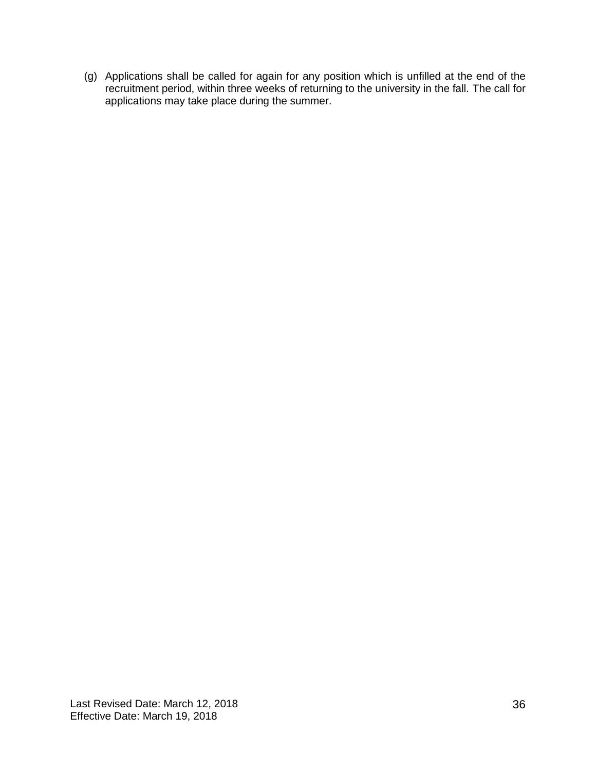(g) Applications shall be called for again for any position which is unfilled at the end of the recruitment period, within three weeks of returning to the university in the fall. The call for applications may take place during the summer.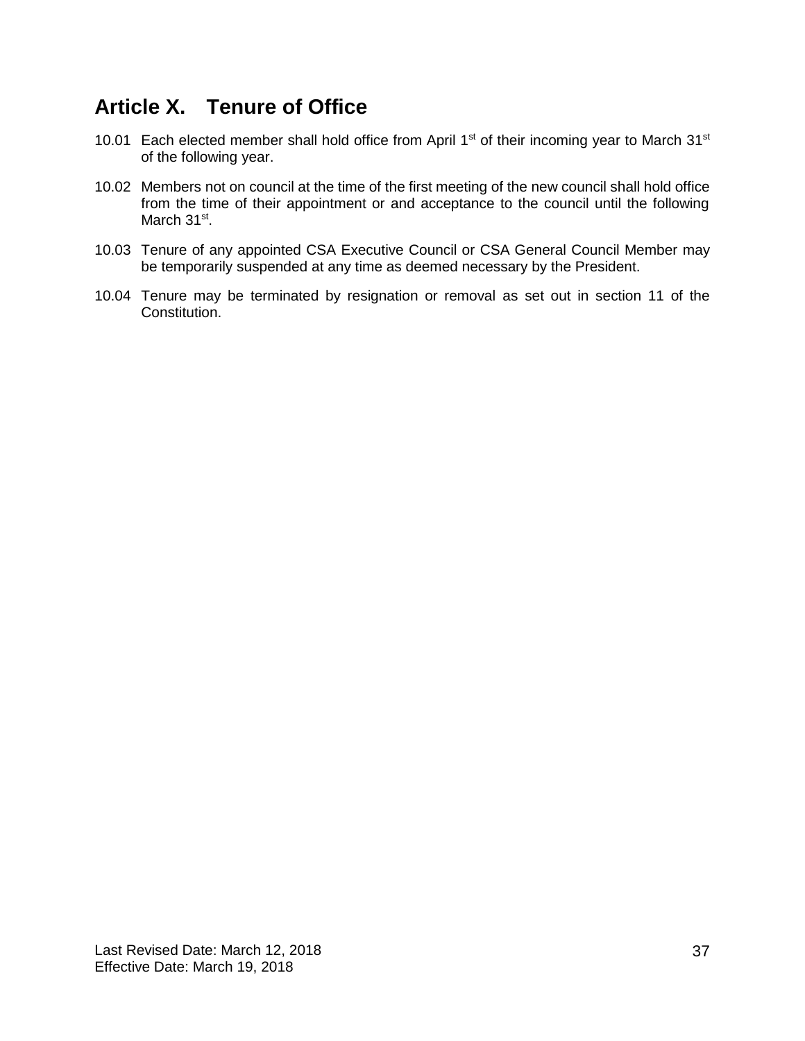# Article X. Tenure of Office

10.01 Each elected member shall hold office from April 1st of their incoming year to March 31st of the following year.

10.02 Members not on council at the time of the first meeting of the new council shall hold office from the time of their appointment or and acceptance to the council until the following March 31st.

10.03 Tenure of any appointed CSA Executive Council or CSA General Council Member may be temporarily suspended at any time as deemed necessary by the President.

10.04 Tenure may be terminated by resignation or removal as set out in section 11 of the Constitution.

Last Revised Date: March 12, 2018
Effective Date: March 19, 2018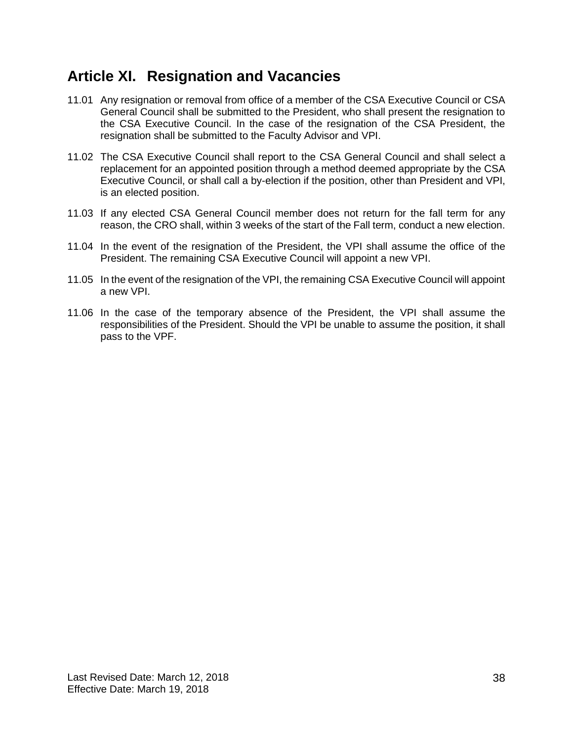## Article XI. Resignation and Vacancies

11.01 Any resignation or removal from office of a member of the CSA Executive Council or CSA General Council shall be submitted to the President, who shall present the resignation to the CSA Executive Council. In the case of the resignation of the CSA President, the resignation shall be submitted to the Faculty Advisor and VPI.

11.02 The CSA Executive Council shall report to the CSA General Council and shall select a replacement for an appointed position through a method deemed appropriate by the CSA Executive Council, or shall call a by-election if the position, other than President and VPI, is an elected position.

11.03 If any elected CSA General Council member does not return for the fall term for any reason, the CRO shall, within 3 weeks of the start of the Fall term, conduct a new election.

11.04 In the event of the resignation of the President, the VPI shall assume the office of the President. The remaining CSA Executive Council will appoint a new VPI.

11.05 In the event of the resignation of the VPI, the remaining CSA Executive Council will appoint a new VPI.

11.06 In the case of the temporary absence of the President, the VPI shall assume the responsibilities of the President. Should the VPI be unable to assume the position, it shall pass to the VPF.

Last Revised Date: March 12, 2018
Effective Date: March 19, 2018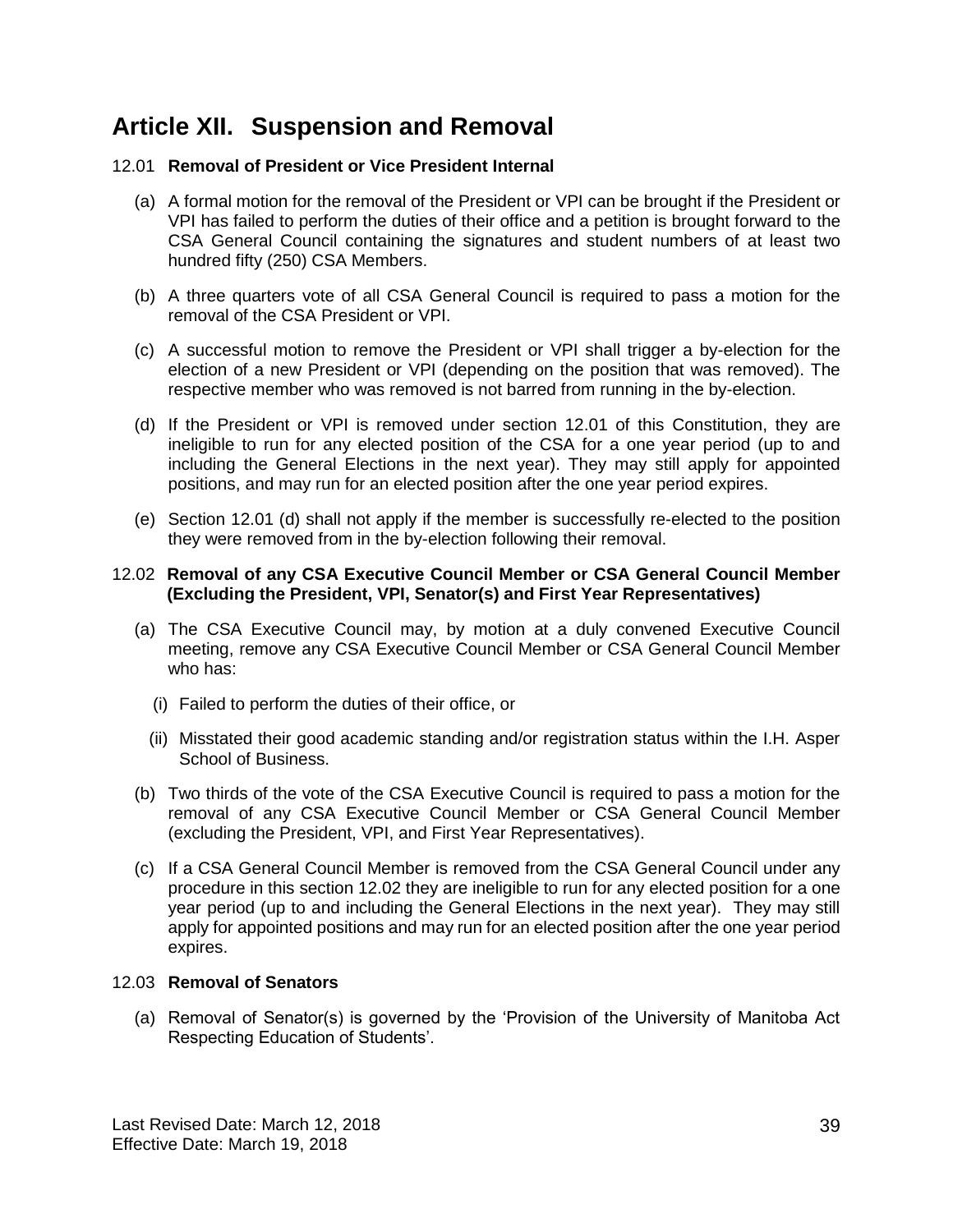## Article XII. Suspension and Removal

### 12.01 Removal of President or Vice President Internal

(a) A formal motion for the removal of the President or VPI can be brought if the President or VPI has failed to perform the duties of their office and a petition is brought forward to the CSA General Council containing the signatures and student numbers of at least two hundred fifty (250) CSA Members.

(b) A three quarters vote of all CSA General Council is required to pass a motion for the removal of the CSA President or VPI.

(c) A successful motion to remove the President or VPI shall trigger a by-election for the election of a new President or VPI (depending on the position that was removed). The respective member who was removed is not barred from running in the by-election.

(d) If the President or VPI is removed under section 12.01 of this Constitution, they are ineligible to run for any elected position of the CSA for a one year period (up to and including the General Elections in the next year). They may still apply for appointed positions, and may run for an elected position after the one year period expires.

(e) Section 12.01 (d) shall not apply if the member is successfully re-elected to the position they were removed from in the by-election following their removal.

### 12.02 Removal of any CSA Executive Council Member or CSA General Council Member (Excluding the President, VPI, Senator(s) and First Year Representatives)

(a) The CSA Executive Council may, by motion at a duly convened Executive Council meeting, remove any CSA Executive Council Member or CSA General Council Member who has:

(i) Failed to perform the duties of their office, or

(ii) Misstated their good academic standing and/or registration status within the I.H. Asper School of Business.

(b) Two thirds of the vote of the CSA Executive Council is required to pass a motion for the removal of any CSA Executive Council Member or CSA General Council Member (excluding the President, VPI, and First Year Representatives).

(c) If a CSA General Council Member is removed from the CSA General Council under any procedure in this section 12.02 they are ineligible to run for any elected position for a one year period (up to and including the General Elections in the next year). They may still apply for appointed positions and may run for an elected position after the one year period expires.

### 12.03 Removal of Senators

(a) Removal of Senator(s) is governed by the 'Provision of the University of Manitoba Act Respecting Education of Students'.

Last Revised Date: March 12, 2018
Effective Date: March 19, 2018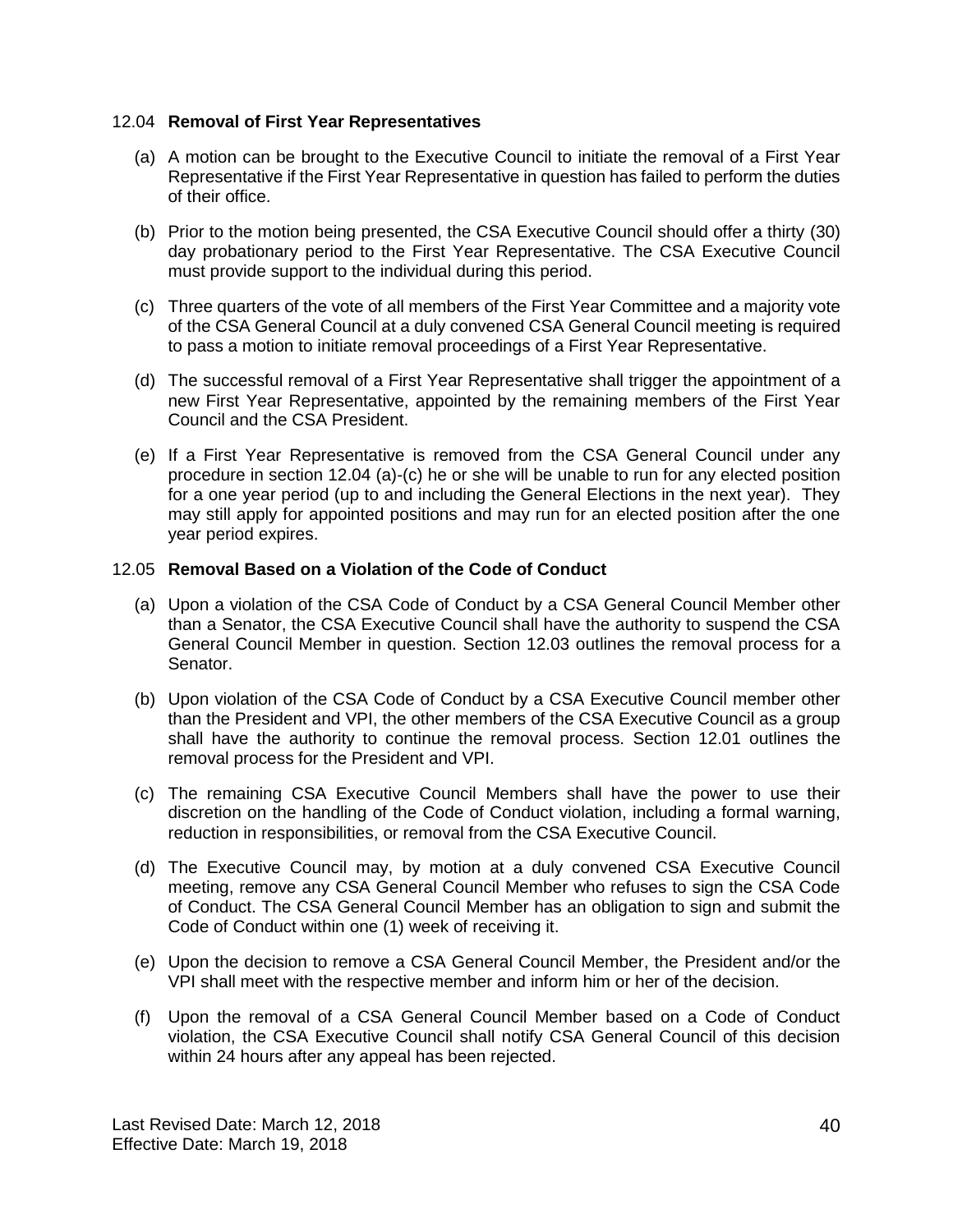### 12.04 **Removal of First Year Representatives**

(a) A motion can be brought to the Executive Council to initiate the removal of a First Year Representative if the First Year Representative in question has failed to perform the duties of their office.

(b) Prior to the motion being presented, the CSA Executive Council should offer a thirty (30) day probationary period to the First Year Representative. The CSA Executive Council must provide support to the individual during this period.

(c) Three quarters of the vote of all members of the First Year Committee and a majority vote of the CSA General Council at a duly convened CSA General Council meeting is required to pass a motion to initiate removal proceedings of a First Year Representative.

(d) The successful removal of a First Year Representative shall trigger the appointment of a new First Year Representative, appointed by the remaining members of the First Year Council and the CSA President.

(e) If a First Year Representative is removed from the CSA General Council under any procedure in section 12.04 (a)-(c) he or she will be unable to run for any elected position for a one year period (up to and including the General Elections in the next year). They may still apply for appointed positions and may run for an elected position after the one year period expires.

### 12.05 **Removal Based on a Violation of the Code of Conduct**

(a) Upon a violation of the CSA Code of Conduct by a CSA General Council Member other than a Senator, the CSA Executive Council shall have the authority to suspend the CSA General Council Member in question. Section 12.03 outlines the removal process for a Senator.

(b) Upon violation of the CSA Code of Conduct by a CSA Executive Council member other than the President and VPI, the other members of the CSA Executive Council as a group shall have the authority to continue the removal process. Section 12.01 outlines the removal process for the President and VPI.

(c) The remaining CSA Executive Council Members shall have the power to use their discretion on the handling of the Code of Conduct violation, including a formal warning, reduction in responsibilities, or removal from the CSA Executive Council.

(d) The Executive Council may, by motion at a duly convened CSA Executive Council meeting, remove any CSA General Council Member who refuses to sign the CSA Code of Conduct. The CSA General Council Member has an obligation to sign and submit the Code of Conduct within one (1) week of receiving it.

(e) Upon the decision to remove a CSA General Council Member, the President and/or the VPI shall meet with the respective member and inform him or her of the decision.

(f) Upon the removal of a CSA General Council Member based on a Code of Conduct violation, the CSA Executive Council shall notify CSA General Council of this decision within 24 hours after any appeal has been rejected.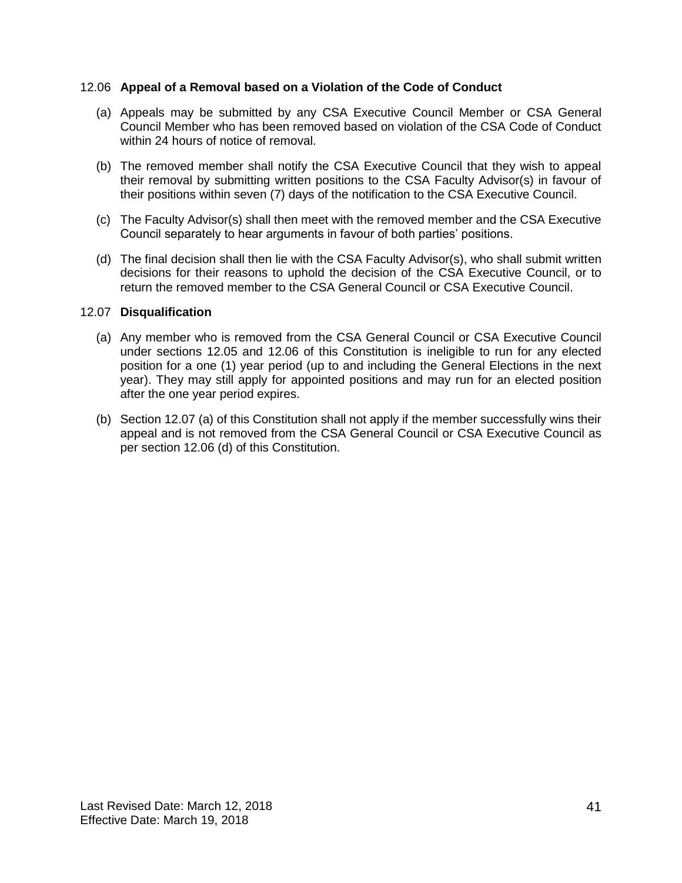12.06 **Appeal of a Removal based on a Violation of the Code of Conduct**

(a) Appeals may be submitted by any CSA Executive Council Member or CSA General Council Member who has been removed based on violation of the CSA Code of Conduct within 24 hours of notice of removal.

(b) The removed member shall notify the CSA Executive Council that they wish to appeal their removal by submitting written positions to the CSA Faculty Advisor(s) in favour of their positions within seven (7) days of the notification to the CSA Executive Council.

(c) The Faculty Advisor(s) shall then meet with the removed member and the CSA Executive Council separately to hear arguments in favour of both parties' positions.

(d) The final decision shall then lie with the CSA Faculty Advisor(s), who shall submit written decisions for their reasons to uphold the decision of the CSA Executive Council, or to return the removed member to the CSA General Council or CSA Executive Council.

12.07 **Disqualification**

(a) Any member who is removed from the CSA General Council or CSA Executive Council under sections 12.05 and 12.06 of this Constitution is ineligible to run for any elected position for a one (1) year period (up to and including the General Elections in the next year). They may still apply for appointed positions and may run for an elected position after the one year period expires.

(b) Section 12.07 (a) of this Constitution shall not apply if the member successfully wins their appeal and is not removed from the CSA General Council or CSA Executive Council as per section 12.06 (d) of this Constitution.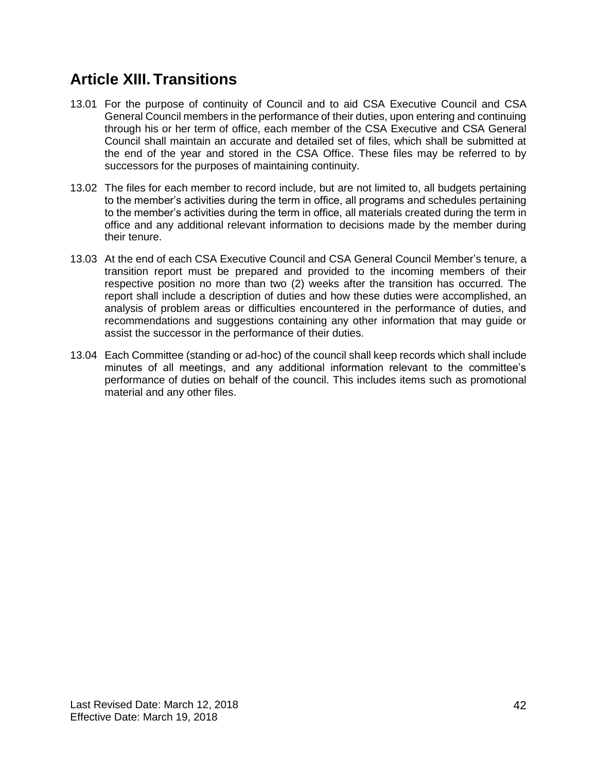## Article XIII. Transitions

13.01 For the purpose of continuity of Council and to aid CSA Executive Council and CSA General Council members in the performance of their duties, upon entering and continuing through his or her term of office, each member of the CSA Executive and CSA General Council shall maintain an accurate and detailed set of files, which shall be submitted at the end of the year and stored in the CSA Office. These files may be referred to by successors for the purposes of maintaining continuity.

13.02 The files for each member to record include, but are not limited to, all budgets pertaining to the member's activities during the term in office, all programs and schedules pertaining to the member's activities during the term in office, all materials created during the term in office and any additional relevant information to decisions made by the member during their tenure.

13.03 At the end of each CSA Executive Council and CSA General Council Member's tenure, a transition report must be prepared and provided to the incoming members of their respective position no more than two (2) weeks after the transition has occurred. The report shall include a description of duties and how these duties were accomplished, an analysis of problem areas or difficulties encountered in the performance of duties, and recommendations and suggestions containing any other information that may guide or assist the successor in the performance of their duties.

13.04 Each Committee (standing or ad-hoc) of the council shall keep records which shall include minutes of all meetings, and any additional information relevant to the committee's performance of duties on behalf of the council. This includes items such as promotional material and any other files.

Last Revised Date: March 12, 2018
Effective Date: March 19, 2018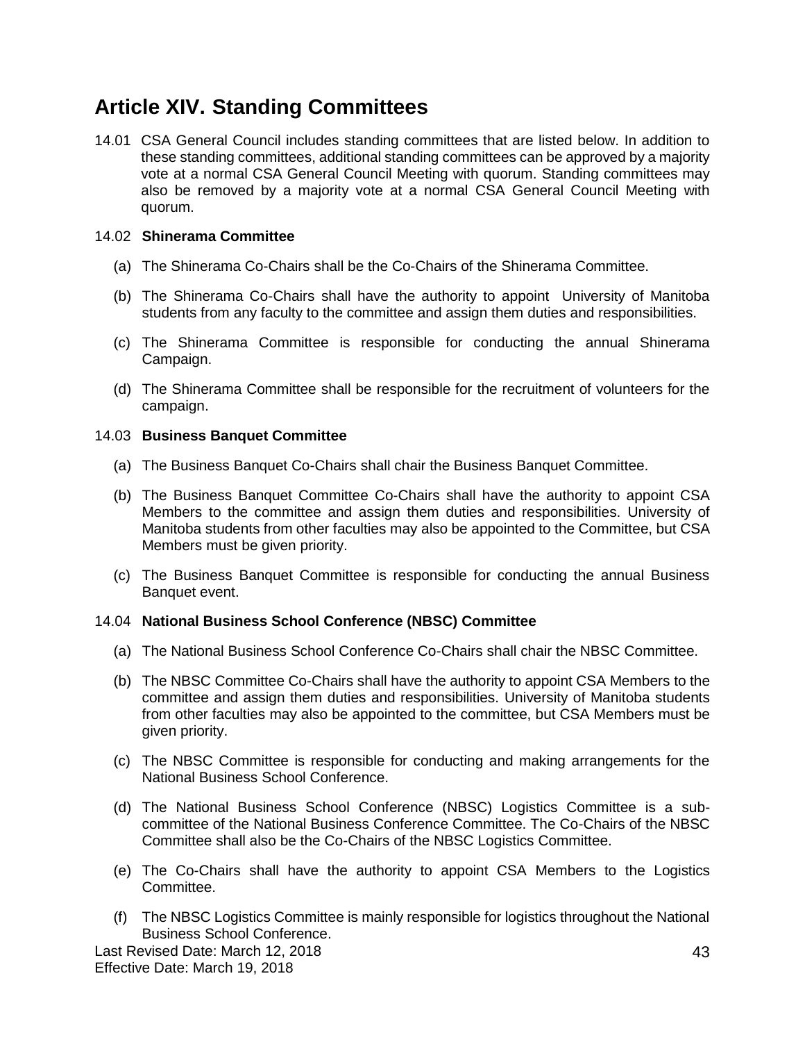## Article XIV. Standing Committees

14.01 CSA General Council includes standing committees that are listed below. In addition to these standing committees, additional standing committees can be approved by a majority vote at a normal CSA General Council Meeting with quorum. Standing committees may also be removed by a majority vote at a normal CSA General Council Meeting with quorum.

14.02 **Shinerama Committee**

(a) The Shinerama Co-Chairs shall be the Co-Chairs of the Shinerama Committee.

(b) The Shinerama Co-Chairs shall have the authority to appoint University of Manitoba students from any faculty to the committee and assign them duties and responsibilities.

(c) The Shinerama Committee is responsible for conducting the annual Shinerama Campaign.

(d) The Shinerama Committee shall be responsible for the recruitment of volunteers for the campaign.

14.03 **Business Banquet Committee**

(a) The Business Banquet Co-Chairs shall chair the Business Banquet Committee.

(b) The Business Banquet Committee Co-Chairs shall have the authority to appoint CSA Members to the committee and assign them duties and responsibilities. University of Manitoba students from other faculties may also be appointed to the Committee, but CSA Members must be given priority.

(c) The Business Banquet Committee is responsible for conducting the annual Business Banquet event.

14.04 **National Business School Conference (NBSC) Committee**

(a) The National Business School Conference Co-Chairs shall chair the NBSC Committee.

(b) The NBSC Committee Co-Chairs shall have the authority to appoint CSA Members to the committee and assign them duties and responsibilities. University of Manitoba students from other faculties may also be appointed to the committee, but CSA Members must be given priority.

(c) The NBSC Committee is responsible for conducting and making arrangements for the National Business School Conference.

(d) The National Business School Conference (NBSC) Logistics Committee is a sub-committee of the National Business Conference Committee. The Co-Chairs of the NBSC Committee shall also be the Co-Chairs of the NBSC Logistics Committee.

(e) The Co-Chairs shall have the authority to appoint CSA Members to the Logistics Committee.

(f) The NBSC Logistics Committee is mainly responsible for logistics throughout the National Business School Conference.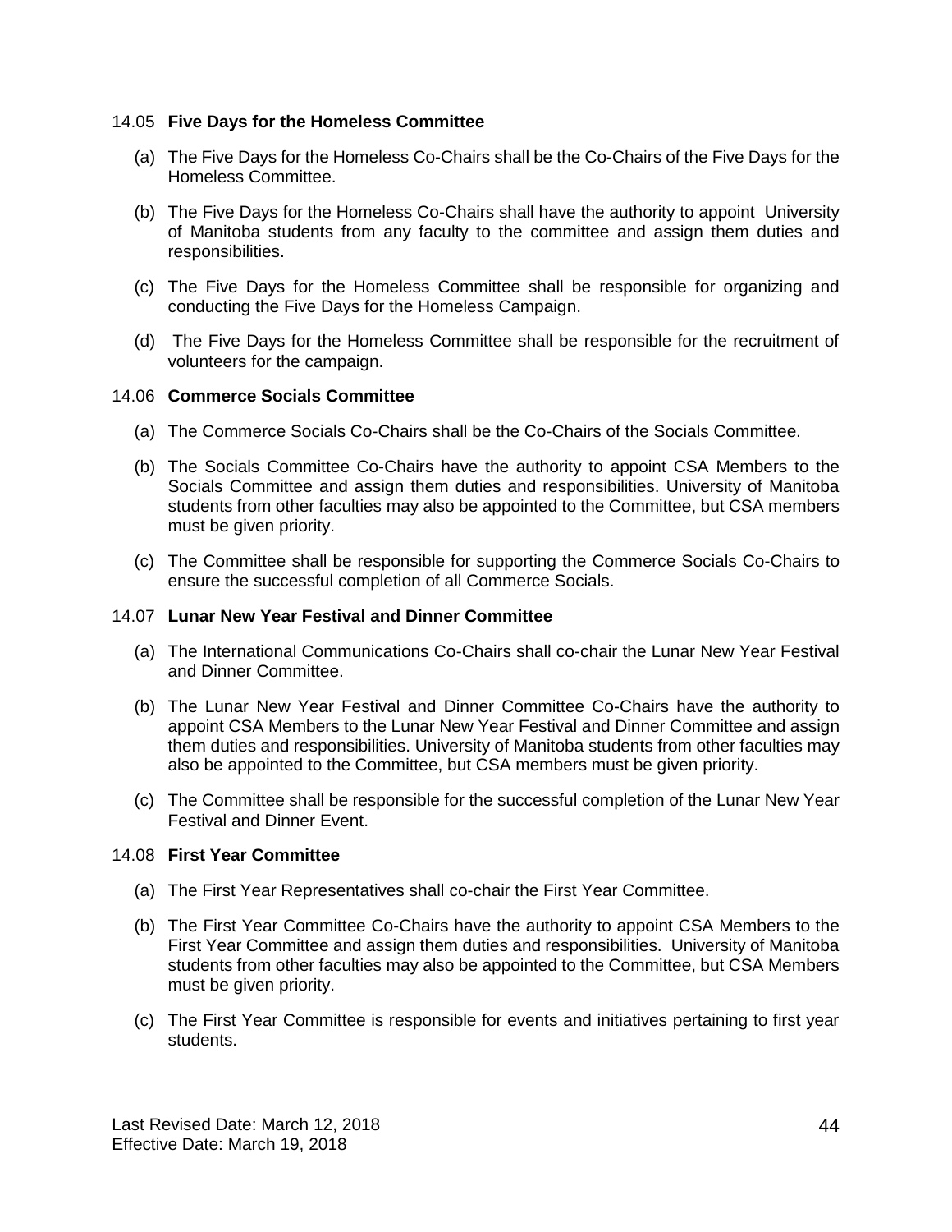### 14.05 **Five Days for the Homeless Committee**

(a) The Five Days for the Homeless Co-Chairs shall be the Co-Chairs of the Five Days for the Homeless Committee.

(b) The Five Days for the Homeless Co-Chairs shall have the authority to appoint University of Manitoba students from any faculty to the committee and assign them duties and responsibilities.

(c) The Five Days for the Homeless Committee shall be responsible for organizing and conducting the Five Days for the Homeless Campaign.

(d) The Five Days for the Homeless Committee shall be responsible for the recruitment of volunteers for the campaign.

### 14.06 **Commerce Socials Committee**

(a) The Commerce Socials Co-Chairs shall be the Co-Chairs of the Socials Committee.

(b) The Socials Committee Co-Chairs have the authority to appoint CSA Members to the Socials Committee and assign them duties and responsibilities. University of Manitoba students from other faculties may also be appointed to the Committee, but CSA members must be given priority.

(c) The Committee shall be responsible for supporting the Commerce Socials Co-Chairs to ensure the successful completion of all Commerce Socials.

### 14.07 **Lunar New Year Festival and Dinner Committee**

(a) The International Communications Co-Chairs shall co-chair the Lunar New Year Festival and Dinner Committee.

(b) The Lunar New Year Festival and Dinner Committee Co-Chairs have the authority to appoint CSA Members to the Lunar New Year Festival and Dinner Committee and assign them duties and responsibilities. University of Manitoba students from other faculties may also be appointed to the Committee, but CSA members must be given priority.

(c) The Committee shall be responsible for the successful completion of the Lunar New Year Festival and Dinner Event.

### 14.08 **First Year Committee**

(a) The First Year Representatives shall co-chair the First Year Committee.

(b) The First Year Committee Co-Chairs have the authority to appoint CSA Members to the First Year Committee and assign them duties and responsibilities. University of Manitoba students from other faculties may also be appointed to the Committee, but CSA Members must be given priority.

(c) The First Year Committee is responsible for events and initiatives pertaining to first year students.

Last Revised Date: March 12, 2018
Effective Date: March 19, 2018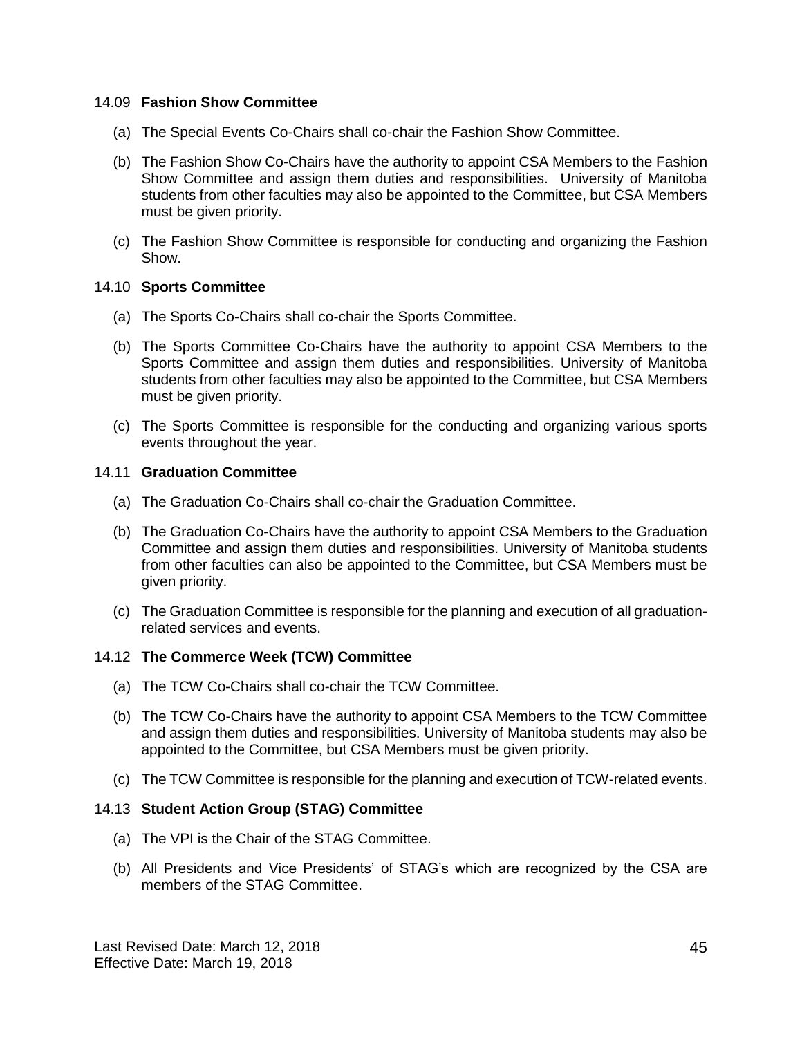### 14.09 **Fashion Show Committee**

(a) The Special Events Co-Chairs shall co-chair the Fashion Show Committee.

(b) The Fashion Show Co-Chairs have the authority to appoint CSA Members to the Fashion Show Committee and assign them duties and responsibilities. University of Manitoba students from other faculties may also be appointed to the Committee, but CSA Members must be given priority.

(c) The Fashion Show Committee is responsible for conducting and organizing the Fashion Show.

### 14.10 **Sports Committee**

(a) The Sports Co-Chairs shall co-chair the Sports Committee.

(b) The Sports Committee Co-Chairs have the authority to appoint CSA Members to the Sports Committee and assign them duties and responsibilities. University of Manitoba students from other faculties may also be appointed to the Committee, but CSA Members must be given priority.

(c) The Sports Committee is responsible for the conducting and organizing various sports events throughout the year.

### 14.11 **Graduation Committee**

(a) The Graduation Co-Chairs shall co-chair the Graduation Committee.

(b) The Graduation Co-Chairs have the authority to appoint CSA Members to the Graduation Committee and assign them duties and responsibilities. University of Manitoba students from other faculties can also be appointed to the Committee, but CSA Members must be given priority.

(c) The Graduation Committee is responsible for the planning and execution of all graduation-related services and events.

### 14.12 **The Commerce Week (TCW) Committee**

(a) The TCW Co-Chairs shall co-chair the TCW Committee.

(b) The TCW Co-Chairs have the authority to appoint CSA Members to the TCW Committee and assign them duties and responsibilities. University of Manitoba students may also be appointed to the Committee, but CSA Members must be given priority.

(c) The TCW Committee is responsible for the planning and execution of TCW-related events.

### 14.13 **Student Action Group (STAG) Committee**

(a) The VPI is the Chair of the STAG Committee.

(b) All Presidents and Vice Presidents' of STAG's which are recognized by the CSA are members of the STAG Committee.

Last Revised Date: March 12, 2018
Effective Date: March 19, 2018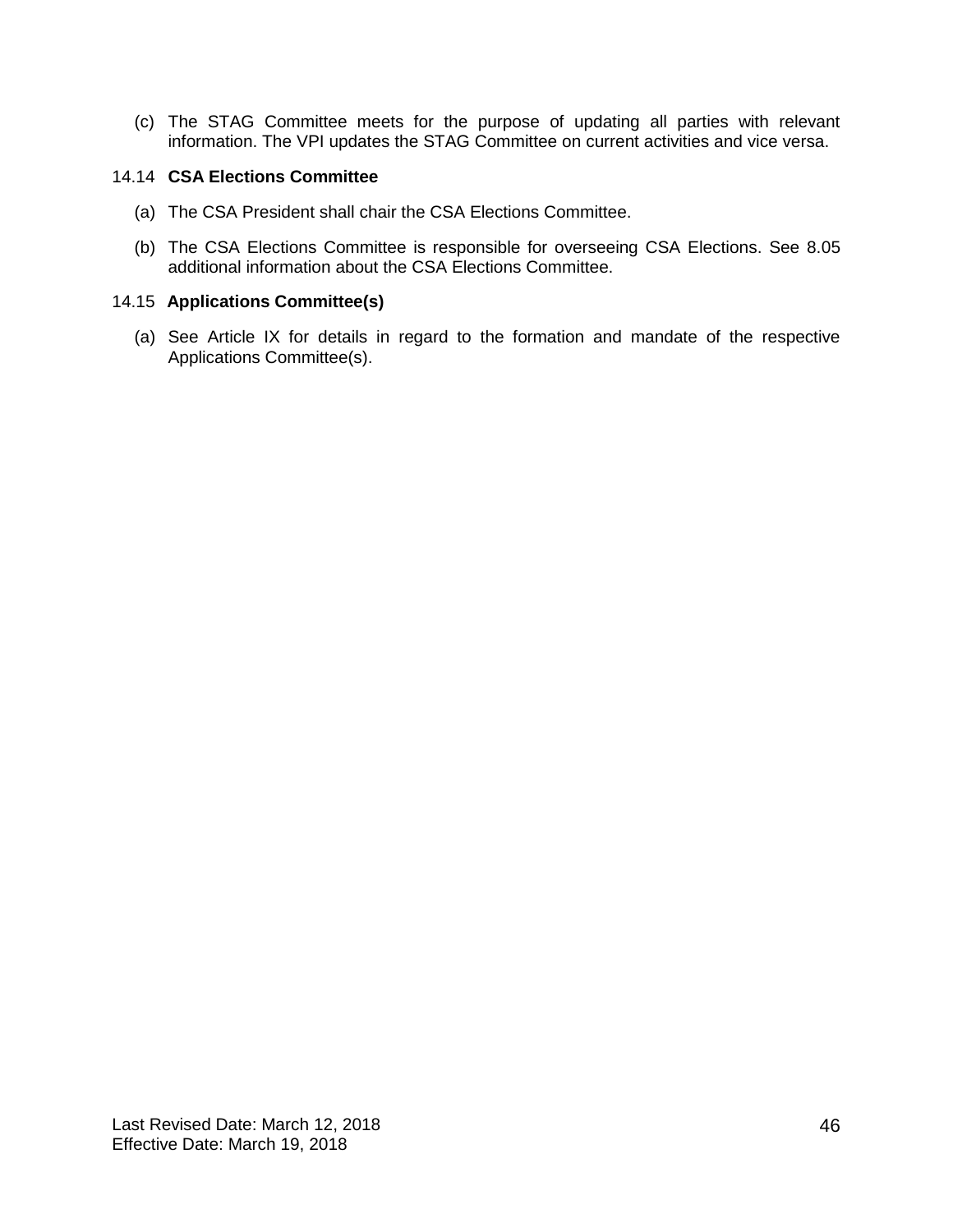(c) The STAG Committee meets for the purpose of updating all parties with relevant information. The VPI updates the STAG Committee on current activities and vice versa.

14.14 **CSA Elections Committee**

(a) The CSA President shall chair the CSA Elections Committee.

(b) The CSA Elections Committee is responsible for overseeing CSA Elections. See 8.05 additional information about the CSA Elections Committee.

14.15 **Applications Committee(s)**

(a) See Article IX for details in regard to the formation and mandate of the respective Applications Committee(s).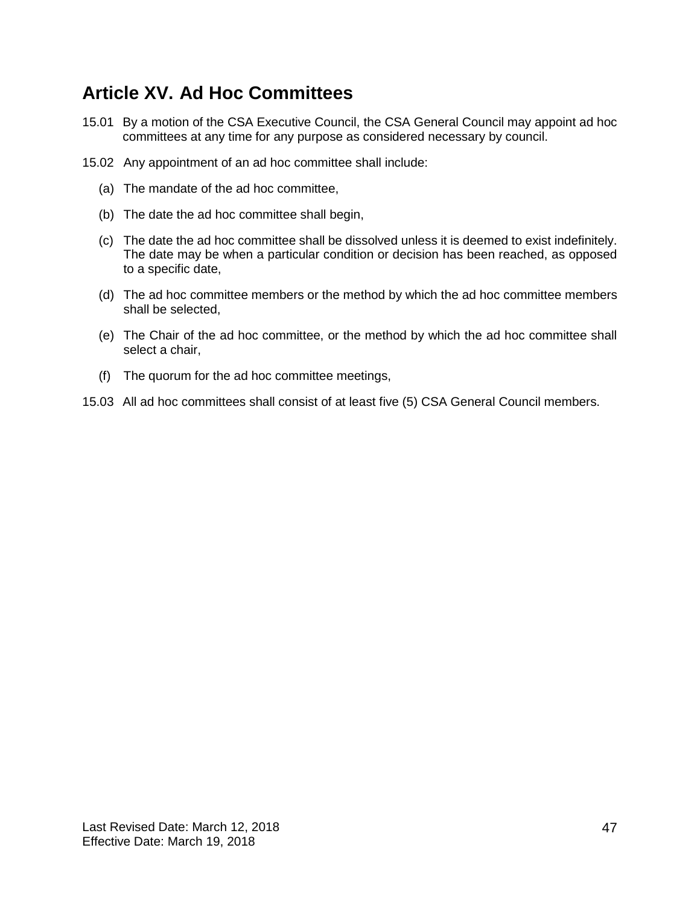## Article XV. Ad Hoc Committees

15.01 By a motion of the CSA Executive Council, the CSA General Council may appoint ad hoc committees at any time for any purpose as considered necessary by council.

15.02 Any appointment of an ad hoc committee shall include:

(a) The mandate of the ad hoc committee,

(b) The date the ad hoc committee shall begin,

(c) The date the ad hoc committee shall be dissolved unless it is deemed to exist indefinitely. The date may be when a particular condition or decision has been reached, as opposed to a specific date,

(d) The ad hoc committee members or the method by which the ad hoc committee members shall be selected,

(e) The Chair of the ad hoc committee, or the method by which the ad hoc committee shall select a chair,

(f) The quorum for the ad hoc committee meetings,

15.03 All ad hoc committees shall consist of at least five (5) CSA General Council members.

Last Revised Date: March 12, 2018
Effective Date: March 19, 2018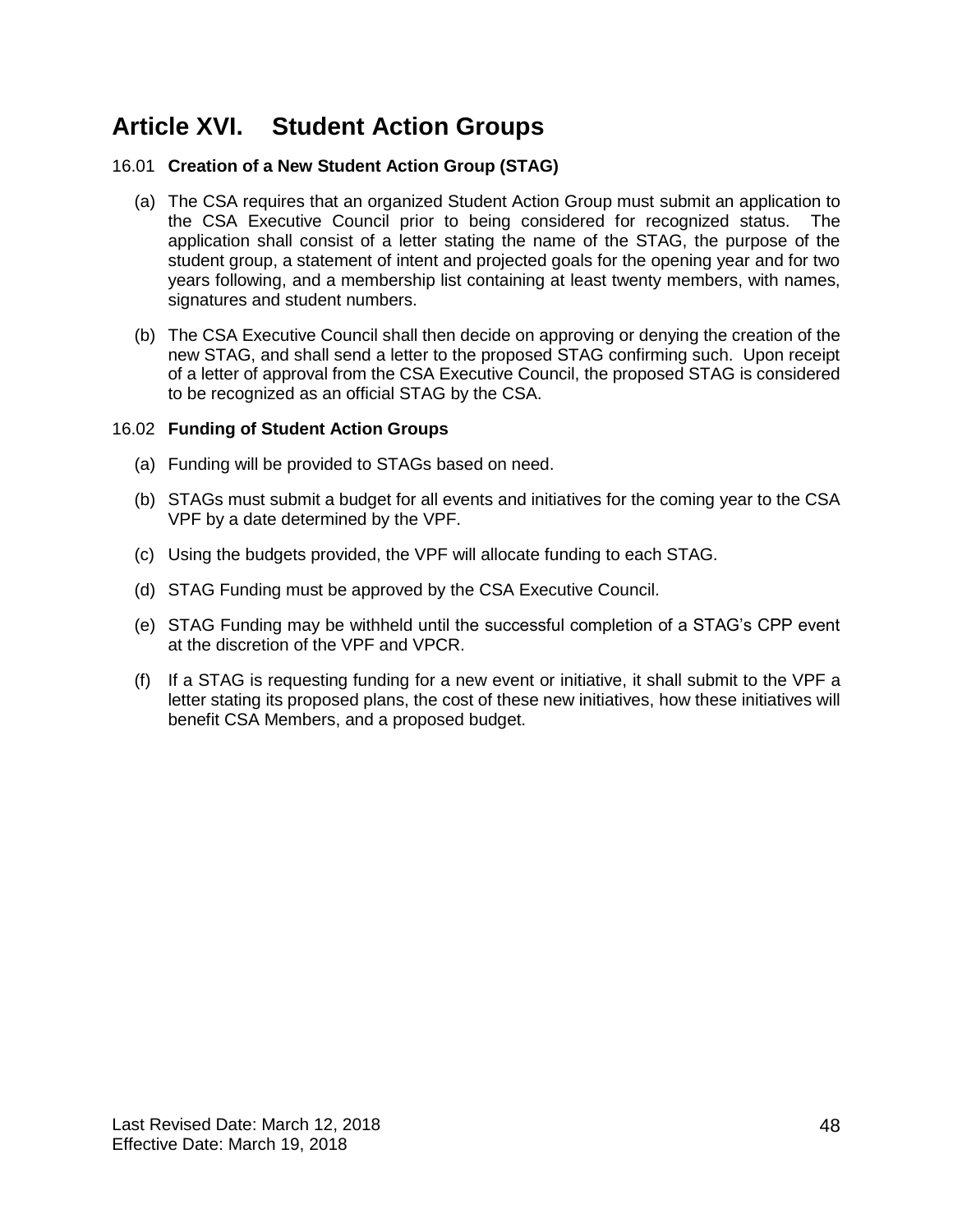# Article XVI. Student Action Groups

16.01 **Creation of a New Student Action Group (STAG)**

(a) The CSA requires that an organized Student Action Group must submit an application to the CSA Executive Council prior to being considered for recognized status. The application shall consist of a letter stating the name of the STAG, the purpose of the student group, a statement of intent and projected goals for the opening year and for two years following, and a membership list containing at least twenty members, with names, signatures and student numbers.

(b) The CSA Executive Council shall then decide on approving or denying the creation of the new STAG, and shall send a letter to the proposed STAG confirming such. Upon receipt of a letter of approval from the CSA Executive Council, the proposed STAG is considered to be recognized as an official STAG by the CSA.

16.02 **Funding of Student Action Groups**

(a) Funding will be provided to STAGs based on need.

(b) STAGs must submit a budget for all events and initiatives for the coming year to the CSA VPF by a date determined by the VPF.

(c) Using the budgets provided, the VPF will allocate funding to each STAG.

(d) STAG Funding must be approved by the CSA Executive Council.

(e) STAG Funding may be withheld until the successful completion of a STAG's CPP event at the discretion of the VPF and VPCR.

(f) If a STAG is requesting funding for a new event or initiative, it shall submit to the VPF a letter stating its proposed plans, the cost of these new initiatives, how these initiatives will benefit CSA Members, and a proposed budget.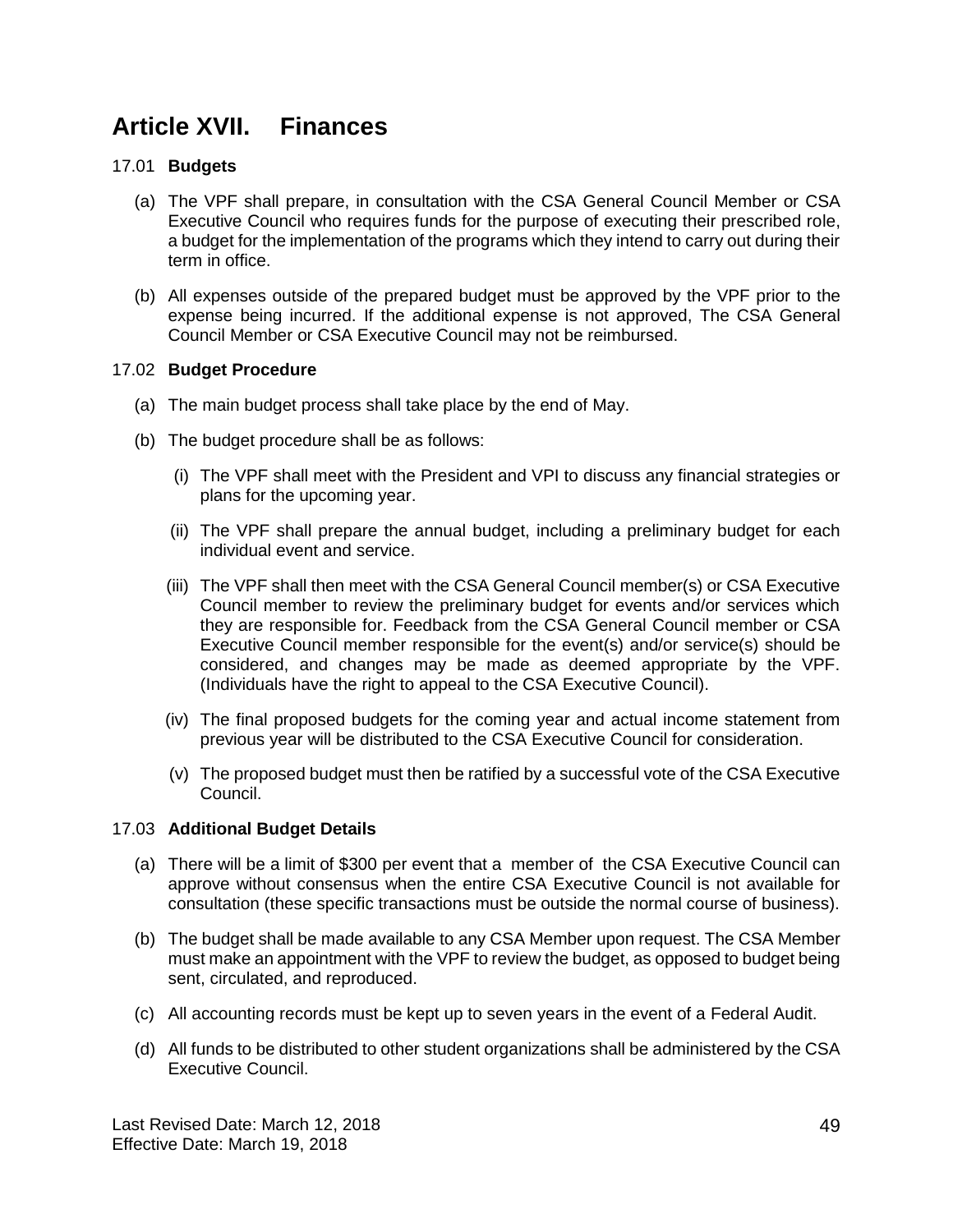# Article XVII. Finances

## 17.01 Budgets

(a) The VPF shall prepare, in consultation with the CSA General Council Member or CSA Executive Council who requires funds for the purpose of executing their prescribed role, a budget for the implementation of the programs which they intend to carry out during their term in office.

(b) All expenses outside of the prepared budget must be approved by the VPF prior to the expense being incurred. If the additional expense is not approved, The CSA General Council Member or CSA Executive Council may not be reimbursed.

## 17.02 Budget Procedure

(a) The main budget process shall take place by the end of May.

(b) The budget procedure shall be as follows:

(i) The VPF shall meet with the President and VPI to discuss any financial strategies or plans for the upcoming year.

(ii) The VPF shall prepare the annual budget, including a preliminary budget for each individual event and service.

(iii) The VPF shall then meet with the CSA General Council member(s) or CSA Executive Council member to review the preliminary budget for events and/or services which they are responsible for. Feedback from the CSA General Council member or CSA Executive Council member responsible for the event(s) and/or service(s) should be considered, and changes may be made as deemed appropriate by the VPF. (Individuals have the right to appeal to the CSA Executive Council).

(iv) The final proposed budgets for the coming year and actual income statement from previous year will be distributed to the CSA Executive Council for consideration.

(v) The proposed budget must then be ratified by a successful vote of the CSA Executive Council.

## 17.03 Additional Budget Details

(a) There will be a limit of $300 per event that a member of the CSA Executive Council can approve without consensus when the entire CSA Executive Council is not available for consultation (these specific transactions must be outside the normal course of business).

(b) The budget shall be made available to any CSA Member upon request. The CSA Member must make an appointment with the VPF to review the budget, as opposed to budget being sent, circulated, and reproduced.

(c) All accounting records must be kept up to seven years in the event of a Federal Audit.

(d) All funds to be distributed to other student organizations shall be administered by the CSA Executive Council.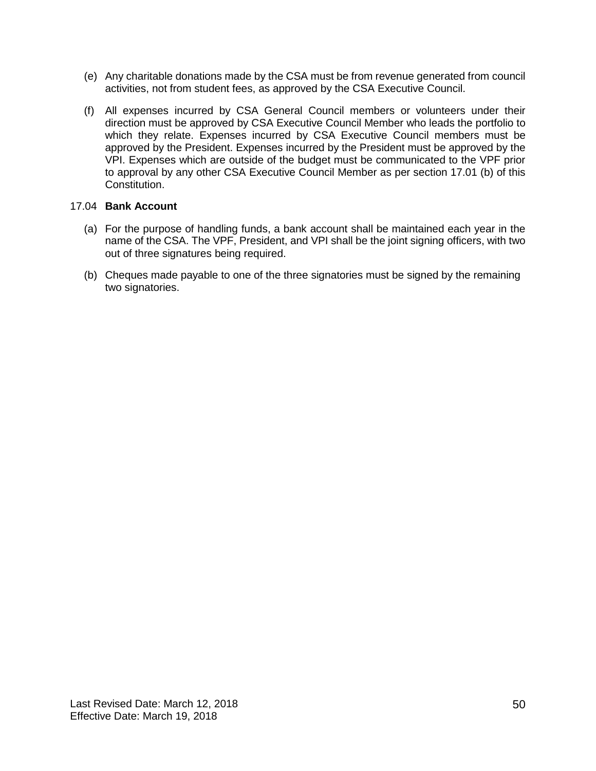(e) Any charitable donations made by the CSA must be from revenue generated from council activities, not from student fees, as approved by the CSA Executive Council.

(f) All expenses incurred by CSA General Council members or volunteers under their direction must be approved by CSA Executive Council Member who leads the portfolio to which they relate. Expenses incurred by CSA Executive Council members must be approved by the President. Expenses incurred by the President must be approved by the VPI. Expenses which are outside of the budget must be communicated to the VPF prior to approval by any other CSA Executive Council Member as per section 17.01 (b) of this Constitution.

17.04 **Bank Account**

(a) For the purpose of handling funds, a bank account shall be maintained each year in the name of the CSA. The VPF, President, and VPI shall be the joint signing officers, with two out of three signatures being required.

(b) Cheques made payable to one of the three signatories must be signed by the remaining two signatories.

Last Revised Date: March 12, 2018
Effective Date: March 19, 2018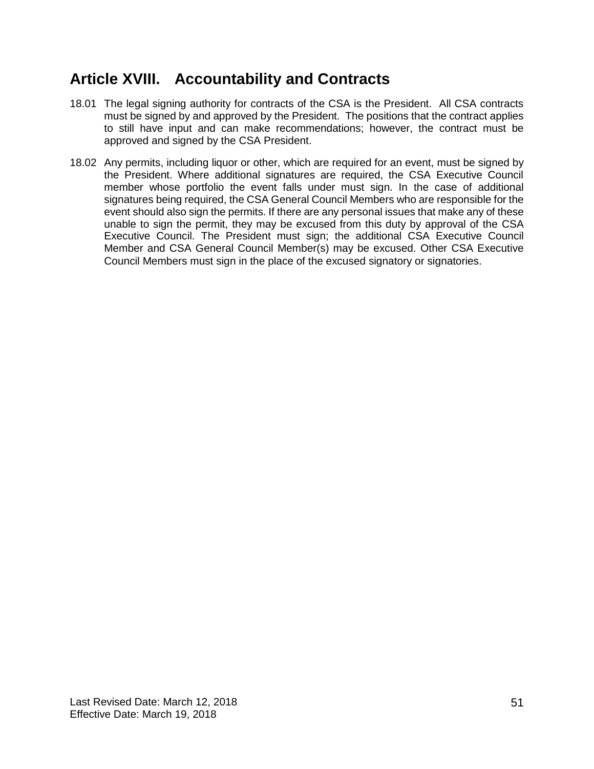## Article XVIII. Accountability and Contracts

18.01 The legal signing authority for contracts of the CSA is the President. All CSA contracts must be signed by and approved by the President. The positions that the contract applies to still have input and can make recommendations; however, the contract must be approved and signed by the CSA President.

18.02 Any permits, including liquor or other, which are required for an event, must be signed by the President. Where additional signatures are required, the CSA Executive Council member whose portfolio the event falls under must sign. In the case of additional signatures being required, the CSA General Council Members who are responsible for the event should also sign the permits. If there are any personal issues that make any of these unable to sign the permit, they may be excused from this duty by approval of the CSA Executive Council. The President must sign; the additional CSA Executive Council Member and CSA General Council Member(s) may be excused. Other CSA Executive Council Members must sign in the place of the excused signatory or signatories.

Last Revised Date: March 12, 2018
Effective Date: March 19, 2018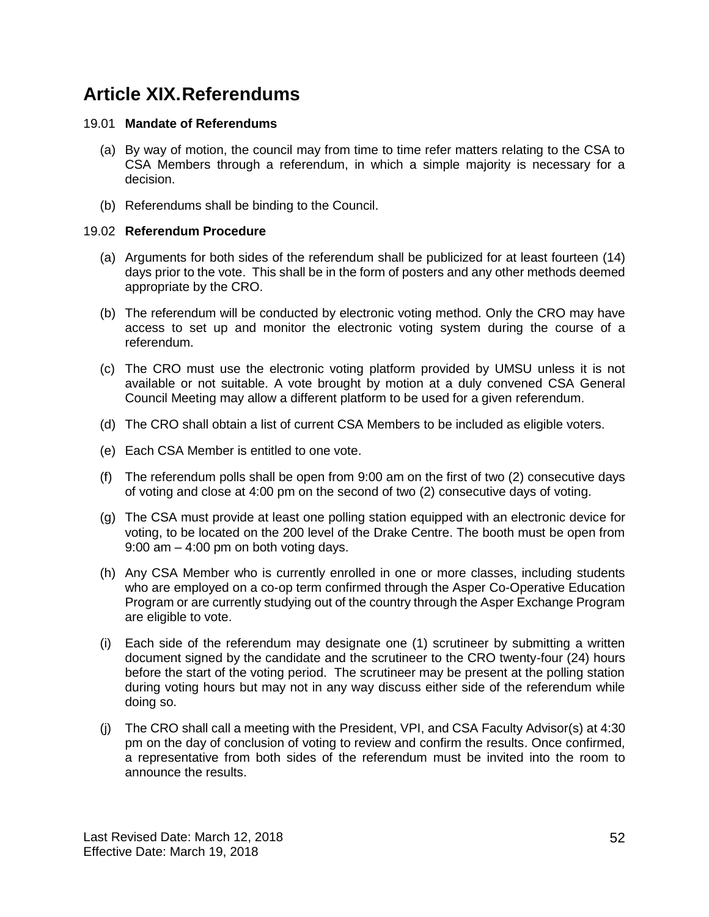# Article XIX. Referendums

19.01 **Mandate of Referendums**

(a) By way of motion, the council may from time to time refer matters relating to the CSA to CSA Members through a referendum, in which a simple majority is necessary for a decision.

(b) Referendums shall be binding to the Council.

19.02 **Referendum Procedure**

(a) Arguments for both sides of the referendum shall be publicized for at least fourteen (14) days prior to the vote. This shall be in the form of posters and any other methods deemed appropriate by the CRO.

(b) The referendum will be conducted by electronic voting method. Only the CRO may have access to set up and monitor the electronic voting system during the course of a referendum.

(c) The CRO must use the electronic voting platform provided by UMSU unless it is not available or not suitable. A vote brought by motion at a duly convened CSA General Council Meeting may allow a different platform to be used for a given referendum.

(d) The CRO shall obtain a list of current CSA Members to be included as eligible voters.

(e) Each CSA Member is entitled to one vote.

(f) The referendum polls shall be open from 9:00 am on the first of two (2) consecutive days of voting and close at 4:00 pm on the second of two (2) consecutive days of voting.

(g) The CSA must provide at least one polling station equipped with an electronic device for voting, to be located on the 200 level of the Drake Centre. The booth must be open from 9:00 am – 4:00 pm on both voting days.

(h) Any CSA Member who is currently enrolled in one or more classes, including students who are employed on a co-op term confirmed through the Asper Co-Operative Education Program or are currently studying out of the country through the Asper Exchange Program are eligible to vote.

(i) Each side of the referendum may designate one (1) scrutineer by submitting a written document signed by the candidate and the scrutineer to the CRO twenty-four (24) hours before the start of the voting period. The scrutineer may be present at the polling station during voting hours but may not in any way discuss either side of the referendum while doing so.

(j) The CRO shall call a meeting with the President, VPI, and CSA Faculty Advisor(s) at 4:30 pm on the day of conclusion of voting to review and confirm the results. Once confirmed, a representative from both sides of the referendum must be invited into the room to announce the results.

Last Revised Date: March 12, 2018
Effective Date: March 19, 2018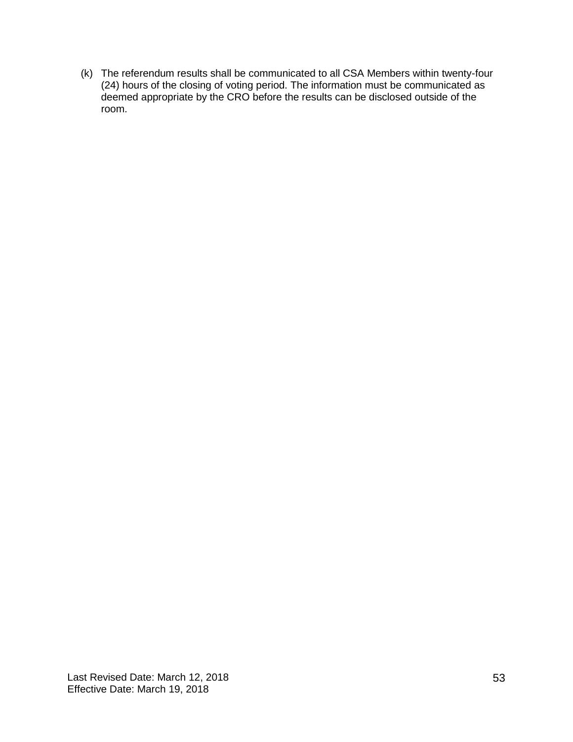(k) The referendum results shall be communicated to all CSA Members within twenty-four (24) hours of the closing of voting period. The information must be communicated as deemed appropriate by the CRO before the results can be disclosed outside of the room.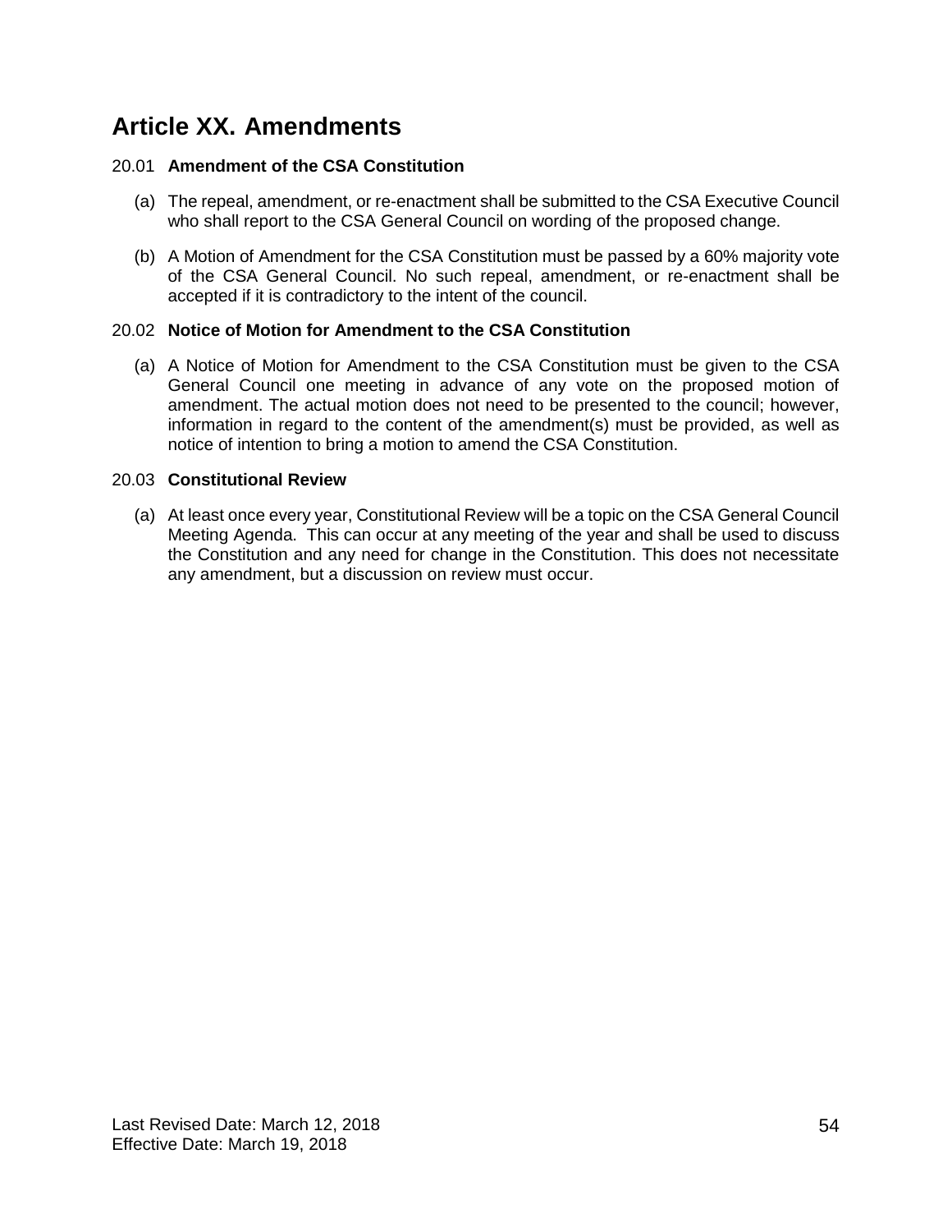# Article XX. Amendments

20.01 **Amendment of the CSA Constitution**

(a) The repeal, amendment, or re-enactment shall be submitted to the CSA Executive Council who shall report to the CSA General Council on wording of the proposed change.

(b) A Motion of Amendment for the CSA Constitution must be passed by a 60% majority vote of the CSA General Council. No such repeal, amendment, or re-enactment shall be accepted if it is contradictory to the intent of the council.

20.02 **Notice of Motion for Amendment to the CSA Constitution**

(a) A Notice of Motion for Amendment to the CSA Constitution must be given to the CSA General Council one meeting in advance of any vote on the proposed motion of amendment. The actual motion does not need to be presented to the council; however, information in regard to the content of the amendment(s) must be provided, as well as notice of intention to bring a motion to amend the CSA Constitution.

20.03 **Constitutional Review**

(a) At least once every year, Constitutional Review will be a topic on the CSA General Council Meeting Agenda. This can occur at any meeting of the year and shall be used to discuss the Constitution and any need for change in the Constitution. This does not necessitate any amendment, but a discussion on review must occur.